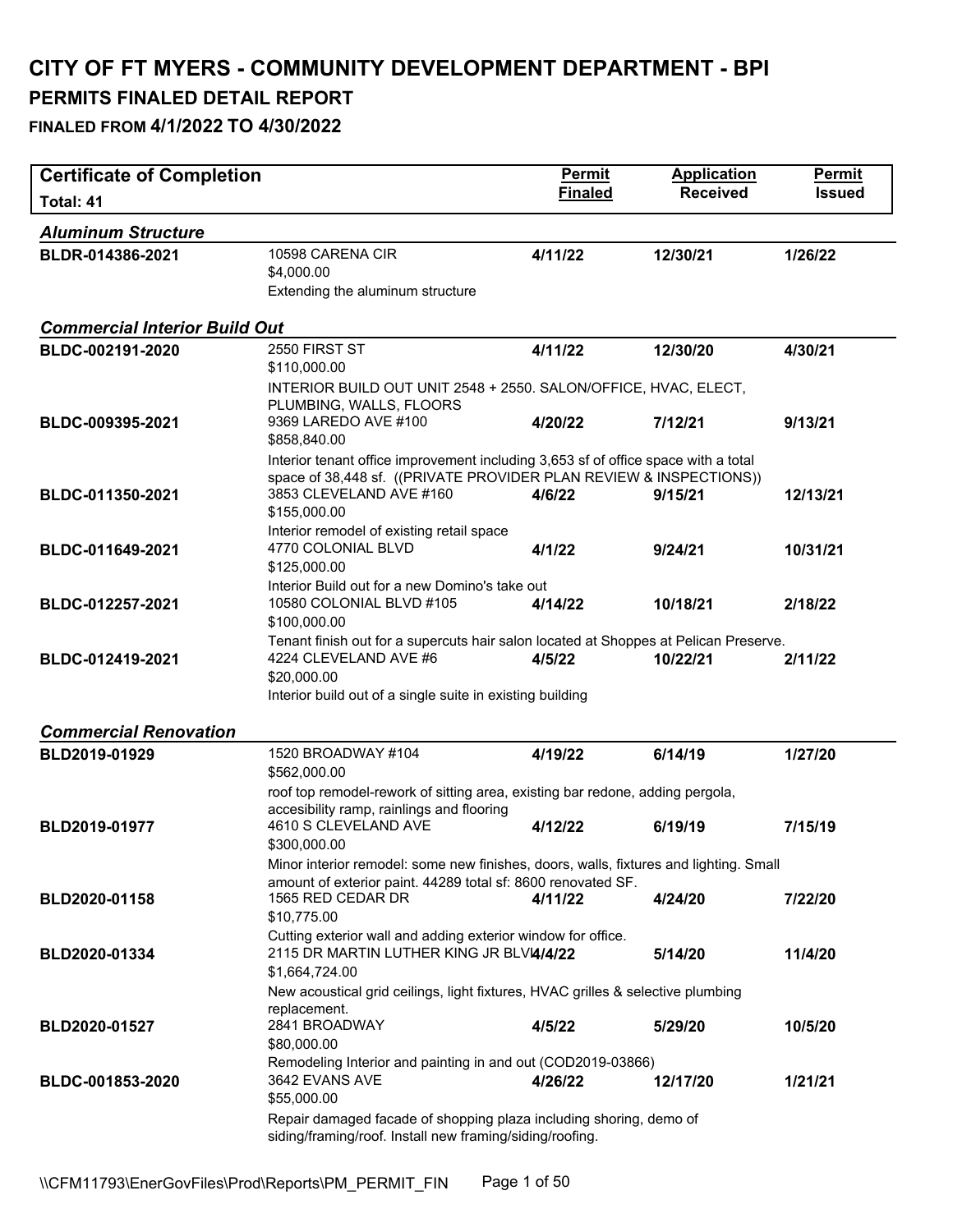# CITY OF FT MYERS - COMMUNITY DEVELOPMENT DEPARTMENT - BPI

## PERMITS FINALED DETAIL REPORT

### FINALED FROM 4/1/2022 TO 4/30/2022

| Certificate of Completion<br>Total: 41 | | Permit Finaled | Application Received | Permit Issued |
|---|---|---|---|---|
| ***Aluminum Structure*** | | | | |
| **BLDR-014386-2021** | 10598 CARENA CIR<br>$4,000.00<br>Extending the aluminum structure | **4/11/22** | **12/30/21** | **1/26/22** |
| ***Commercial Interior Build Out*** | | | | |
| **BLDC-002191-2020** | 2550 FIRST ST<br>$110,000.00<br>INTERIOR BUILD OUT UNIT 2548 + 2550. SALON/OFFICE, HVAC, ELECT, PLUMBING, WALLS, FLOORS | **4/11/22** | **12/30/20** | **4/30/21** |
| **BLDC-009395-2021** | 9369 LAREDO AVE #100<br>$858,840.00<br>Interior tenant office improvement including 3,653 sf of office space with a total space of 38,448 sf. ((PRIVATE PROVIDER PLAN REVIEW & INSPECTIONS)) | **4/20/22** | **7/12/21** | **9/13/21** |
| **BLDC-011350-2021** | 3853 CLEVELAND AVE #160<br>$155,000.00<br>Interior remodel of existing retail space | **4/6/22** | **9/15/21** | **12/13/21** |
| **BLDC-011649-2021** | 4770 COLONIAL BLVD<br>$125,000.00<br>Interior Build out for a new Domino's take out | **4/1/22** | **9/24/21** | **10/31/21** |
| **BLDC-012257-2021** | 10580 COLONIAL BLVD #105<br>$100,000.00<br>Tenant finish out for a supercuts hair salon located at Shoppes at Pelican Preserve. | **4/14/22** | **10/18/21** | **2/18/22** |
| **BLDC-012419-2021** | 4224 CLEVELAND AVE #6<br>$20,000.00<br>Interior build out of a single suite in existing building | **4/5/22** | **10/22/21** | **2/11/22** |
| ***Commercial Renovation*** | | | | |
| **BLD2019-01929** | 1520 BROADWAY #104<br>$562,000.00<br>roof top remodel-rework of sitting area, existing bar redone, adding pergola, accesibility ramp, rainlings and flooring | **4/19/22** | **6/14/19** | **1/27/20** |
| **BLD2019-01977** | 4610 S CLEVELAND AVE<br>$300,000.00<br>Minor interior remodel: some new finishes, doors, walls, fixtures and lighting. Small amount of exterior paint. 44289 total sf: 8600 renovated SF. | **4/12/22** | **6/19/19** | **7/15/19** |
| **BLD2020-01158** | 1565 RED CEDAR DR<br>$10,775.00<br>Cutting exterior wall and adding exterior window for office. | **4/11/22** | **4/24/20** | **7/22/20** |
| **BLD2020-01334** | 2115 DR MARTIN LUTHER KING JR BLVD<br>$1,664,724.00<br>New acoustical grid ceilings, light fixtures, HVAC grilles & selective plumbing replacement. | **4/4/22** | **5/14/20** | **11/4/20** |
| **BLD2020-01527** | 2841 BROADWAY<br>$80,000.00<br>Remodeling Interior and painting in and out (COD2019-03866) | **4/5/22** | **5/29/20** | **10/5/20** |
| **BLDC-001853-2020** | 3642 EVANS AVE<br>$55,000.00<br>Repair damaged facade of shopping plaza including shoring, demo of siding/framing/roof. Install new framing/siding/roofing. | **4/26/22** | **12/17/20** | **1/21/21** |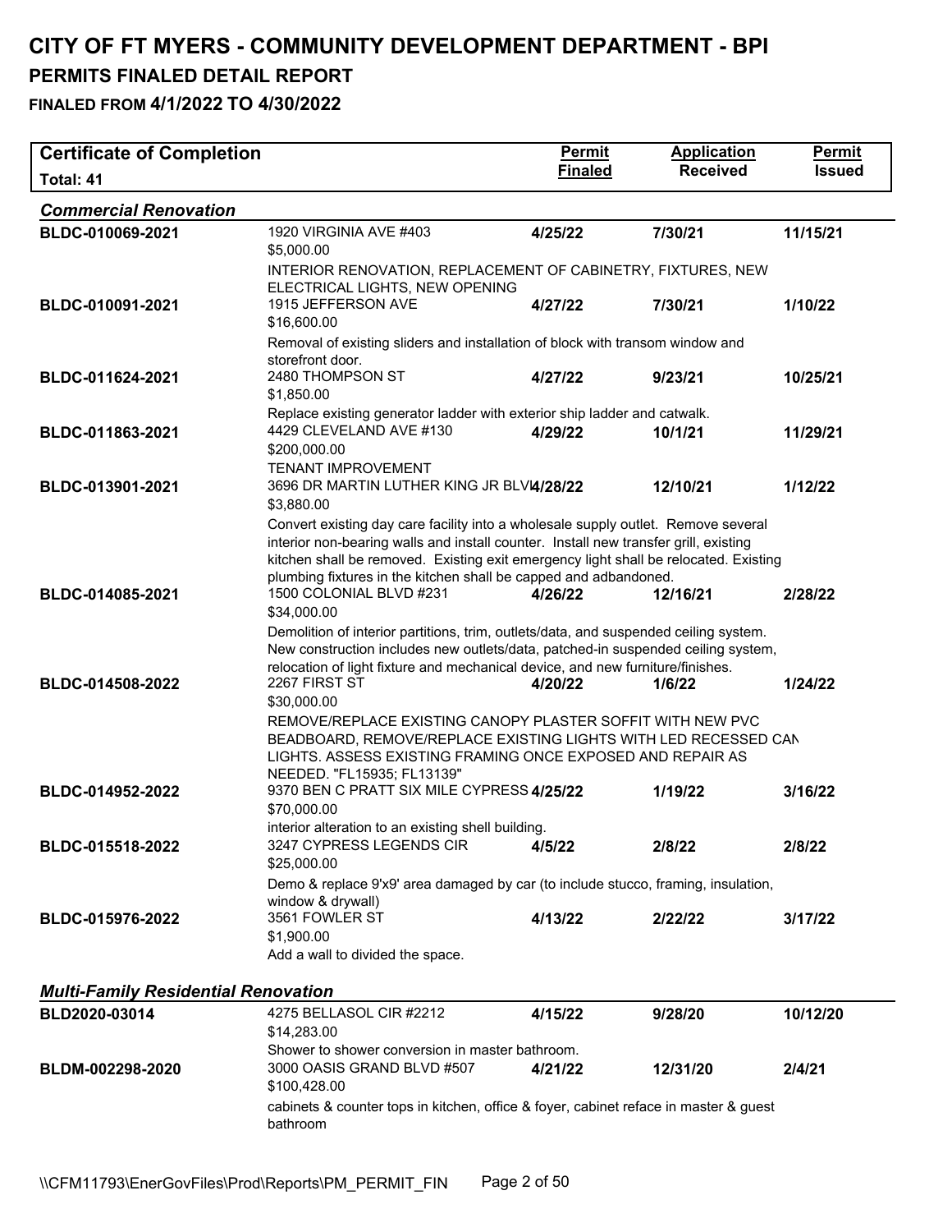# CITY OF FT MYERS - COMMUNITY DEVELOPMENT DEPARTMENT - BPI

## PERMITS FINALED DETAIL REPORT

### FINALED FROM 4/1/2022 TO 4/30/2022

| Certificate of Completion<br>Total: 41 | | Permit Finaled | Application Received | Permit Issued |
|---|---|---|---|---|
| ***Commercial Renovation*** | | | | |
| **BLDC-010069-2021** | 1920 VIRGINIA AVE #403<br>$5,000.00<br>INTERIOR RENOVATION, REPLACEMENT OF CABINETRY, FIXTURES, NEW ELECTRICAL LIGHTS, NEW OPENING | **4/25/22** | **7/30/21** | **11/15/21** |
| **BLDC-010091-2021** | 1915 JEFFERSON AVE<br>$16,600.00<br>Removal of existing sliders and installation of block with transom window and storefront door. | **4/27/22** | **7/30/21** | **1/10/22** |
| **BLDC-011624-2021** | 2480 THOMPSON ST<br>$1,850.00<br>Replace existing generator ladder with exterior ship ladder and catwalk. | **4/27/22** | **9/23/21** | **10/25/21** |
| **BLDC-011863-2021** | 4429 CLEVELAND AVE #130<br>$200,000.00<br>TENANT IMPROVEMENT | **4/29/22** | **10/1/21** | **11/29/21** |
| **BLDC-013901-2021** | 3696 DR MARTIN LUTHER KING JR BLVD<br>$3,880.00<br>Convert existing day care facility into a wholesale supply outlet. Remove several interior non-bearing walls and install counter. Install new transfer grill, existing kitchen shall be removed. Existing exit emergency light shall be relocated. Existing plumbing fixtures in the kitchen shall be capped and adbandoned. | **4/28/22** | **12/10/21** | **1/12/22** |
| **BLDC-014085-2021** | 1500 COLONIAL BLVD #231<br>$34,000.00<br>Demolition of interior partitions, trim, outlets/data, and suspended ceiling system. New construction includes new outlets/data, patched-in suspended ceiling system, relocation of light fixture and mechanical device, and new furniture/finishes. | **4/26/22** | **12/16/21** | **2/28/22** |
| **BLDC-014508-2022** | 2267 FIRST ST<br>$30,000.00<br>REMOVE/REPLACE EXISTING CANOPY PLASTER SOFFIT WITH NEW PVC BEADBOARD, REMOVE/REPLACE EXISTING LIGHTS WITH LED RECESSED CAN LIGHTS. ASSESS EXISTING FRAMING ONCE EXPOSED AND REPAIR AS NEEDED. "FL15935; FL13139" | **4/20/22** | **1/6/22** | **1/24/22** |
| **BLDC-014952-2022** | 9370 BEN C PRATT SIX MILE CYPRESS<br>$70,000.00<br>interior alteration to an existing shell building. | **4/25/22** | **1/19/22** | **3/16/22** |
| **BLDC-015518-2022** | 3247 CYPRESS LEGENDS CIR<br>$25,000.00<br>Demo & replace 9'x9' area damaged by car (to include stucco, framing, insulation, window & drywall) | **4/5/22** | **2/8/22** | **2/8/22** |
| **BLDC-015976-2022** | 3561 FOWLER ST<br>$1,900.00<br>Add a wall to divided the space. | **4/13/22** | **2/22/22** | **3/17/22** |
| ***Multi-Family Residential Renovation*** | | | | |
| **BLD2020-03014** | 4275 BELLASOL CIR #2212<br>$14,283.00<br>Shower to shower conversion in master bathroom. | **4/15/22** | **9/28/20** | **10/12/20** |
| **BLDM-002298-2020** | 3000 OASIS GRAND BLVD #507<br>$100,428.00<br>cabinets & counter tops in kitchen, office & foyer, cabinet reface in master & guest bathroom | **4/21/22** | **12/31/20** | **2/4/21** |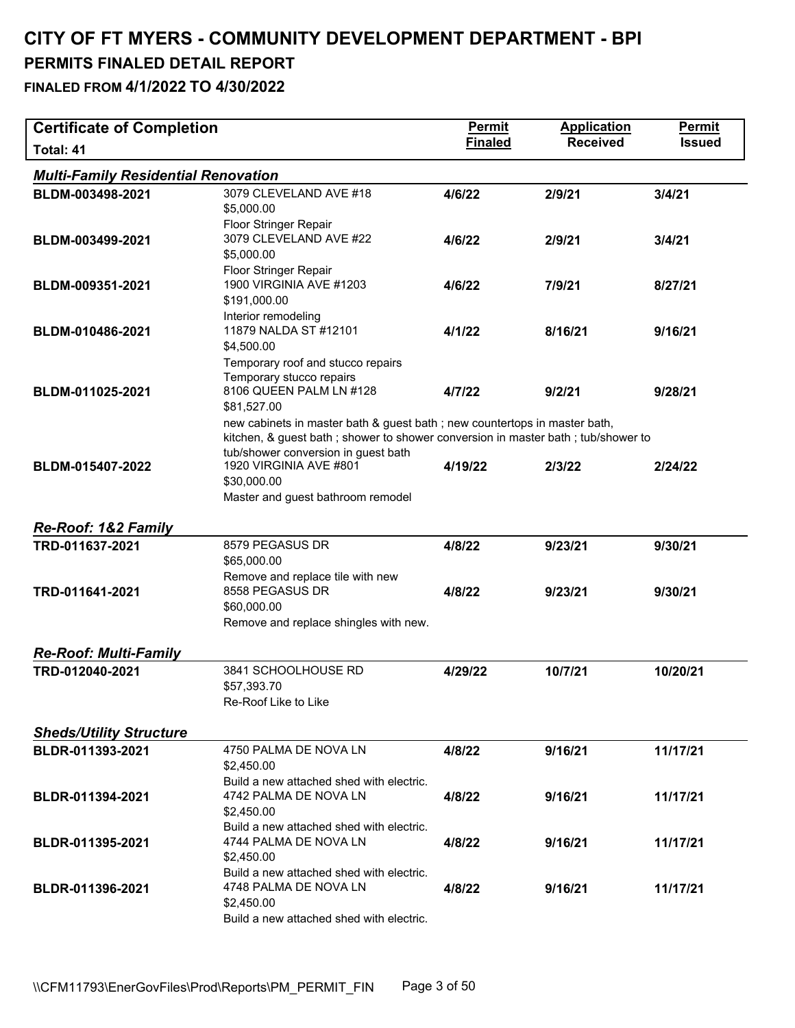# CITY OF FT MYERS - COMMUNITY DEVELOPMENT DEPARTMENT - BPI

## PERMITS FINALED DETAIL REPORT

### FINALED FROM 4/1/2022 TO 4/30/2022

| Certificate of Completion<br>Total: 41 | | Permit Finaled | Application Received | Permit Issued |
|---|---|---|---|---|
| ***Multi-Family Residential Renovation*** | | | | |
| **BLDM-003498-2021** | 3079 CLEVELAND AVE #18<br>$5,000.00<br>Floor Stringer Repair | **4/6/22** | **2/9/21** | **3/4/21** |
| **BLDM-003499-2021** | 3079 CLEVELAND AVE #22<br>$5,000.00<br>Floor Stringer Repair | **4/6/22** | **2/9/21** | **3/4/21** |
| **BLDM-009351-2021** | 1900 VIRGINIA AVE #1203<br>$191,000.00<br>Interior remodeling | **4/6/22** | **7/9/21** | **8/27/21** |
| **BLDM-010486-2021** | 11879 NALDA ST #12101<br>$4,500.00<br>Temporary roof and stucco repairs<br>Temporary stucco repairs | **4/1/22** | **8/16/21** | **9/16/21** |
| **BLDM-011025-2021** | 8106 QUEEN PALM LN #128<br>$81,527.00<br>new cabinets in master bath & guest bath ; new countertops in master bath, kitchen, & guest bath ; shower to shower conversion in master bath ; tub/shower to tub/shower conversion in guest bath | **4/7/22** | **9/2/21** | **9/28/21** |
| **BLDM-015407-2022** | 1920 VIRGINIA AVE #801<br>$30,000.00<br>Master and guest bathroom remodel | **4/19/22** | **2/3/22** | **2/24/22** |
| ***Re-Roof: 1&2 Family*** | | | | |
| **TRD-011637-2021** | 8579 PEGASUS DR<br>$65,000.00<br>Remove and replace tile with new | **4/8/22** | **9/23/21** | **9/30/21** |
| **TRD-011641-2021** | 8558 PEGASUS DR<br>$60,000.00<br>Remove and replace shingles with new. | **4/8/22** | **9/23/21** | **9/30/21** |
| ***Re-Roof: Multi-Family*** | | | | |
| **TRD-012040-2021** | 3841 SCHOOLHOUSE RD<br>$57,393.70<br>Re-Roof Like to Like | **4/29/22** | **10/7/21** | **10/20/21** |
| ***Sheds/Utility Structure*** | | | | |
| **BLDR-011393-2021** | 4750 PALMA DE NOVA LN<br>$2,450.00<br>Build a new attached shed with electric. | **4/8/22** | **9/16/21** | **11/17/21** |
| **BLDR-011394-2021** | 4742 PALMA DE NOVA LN<br>$2,450.00<br>Build a new attached shed with electric. | **4/8/22** | **9/16/21** | **11/17/21** |
| **BLDR-011395-2021** | 4744 PALMA DE NOVA LN<br>$2,450.00<br>Build a new attached shed with electric. | **4/8/22** | **9/16/21** | **11/17/21** |
| **BLDR-011396-2021** | 4748 PALMA DE NOVA LN<br>$2,450.00<br>Build a new attached shed with electric. | **4/8/22** | **9/16/21** | **11/17/21** |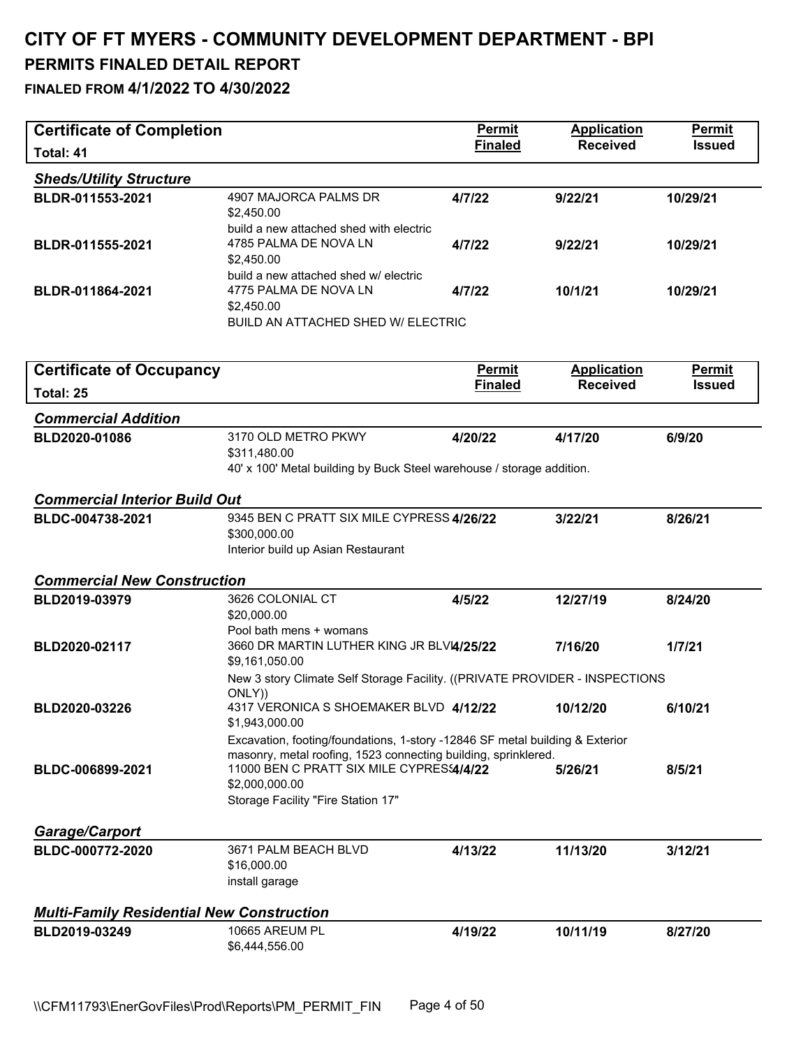# CITY OF FT MYERS - COMMUNITY DEVELOPMENT DEPARTMENT - BPI

## PERMITS FINALED DETAIL REPORT

### FINALED FROM 4/1/2022 TO 4/30/2022

| Certificate of Completion<br>Total: 41 | | Permit Finaled | Application Received | Permit Issued |
|---|---|---|---|---|
| ***Sheds/Utility Structure*** | | | | |
| **BLDR-011553-2021** | 4907 MAJORCA PALMS DR<br>$2,450.00<br>build a new attached shed with electric | **4/7/22** | **9/22/21** | **10/29/21** |
| **BLDR-011555-2021** | 4785 PALMA DE NOVA LN<br>$2,450.00<br>build a new attached shed w/ electric | **4/7/22** | **9/22/21** | **10/29/21** |
| **BLDR-011864-2021** | 4775 PALMA DE NOVA LN<br>$2,450.00<br>BUILD AN ATTACHED SHED W/ ELECTRIC | **4/7/22** | **10/1/21** | **10/29/21** |

| Certificate of Occupancy<br>Total: 25 | | Permit Finaled | Application Received | Permit Issued |
|---|---|---|---|---|
| ***Commercial Addition*** | | | | |
| **BLD2020-01086** | 3170 OLD METRO PKWY<br>$311,480.00<br>40' x 100' Metal building by Buck Steel warehouse / storage addition. | **4/20/22** | **4/17/20** | **6/9/20** |
| ***Commercial Interior Build Out*** | | | | |
| **BLDC-004738-2021** | 9345 BEN C PRATT SIX MILE CYPRESS<br>$300,000.00<br>Interior build up Asian Restaurant | **4/26/22** | **3/22/21** | **8/26/21** |
| ***Commercial New Construction*** | | | | |
| **BLD2019-03979** | 3626 COLONIAL CT<br>$20,000.00<br>Pool bath mens + womans | **4/5/22** | **12/27/19** | **8/24/20** |
| **BLD2020-02117** | 3660 DR MARTIN LUTHER KING JR BLVD<br>$9,161,050.00<br>New 3 story Climate Self Storage Facility. ((PRIVATE PROVIDER - INSPECTIONS ONLY)) | **4/25/22** | **7/16/20** | **1/7/21** |
| **BLD2020-03226** | 4317 VERONICA S SHOEMAKER BLVD<br>$1,943,000.00<br>Excavation, footing/foundations, 1-story -12846 SF metal building & Exterior masonry, metal roofing, 1523 connecting building, sprinklered. | **4/12/22** | **10/12/20** | **6/10/21** |
| **BLDC-006899-2021** | 11000 BEN C PRATT SIX MILE CYPRESS<br>$2,000,000.00<br>Storage Facility "Fire Station 17" | **4/4/22** | **5/26/21** | **8/5/21** |
| ***Garage/Carport*** | | | | |
| **BLDC-000772-2020** | 3671 PALM BEACH BLVD<br>$16,000.00<br>install garage | **4/13/22** | **11/13/20** | **3/12/21** |
| ***Multi-Family Residential New Construction*** | | | | |
| **BLD2019-03249** | 10665 AREUM PL<br>$6,444,556.00 | **4/19/22** | **10/11/19** | **8/27/20** |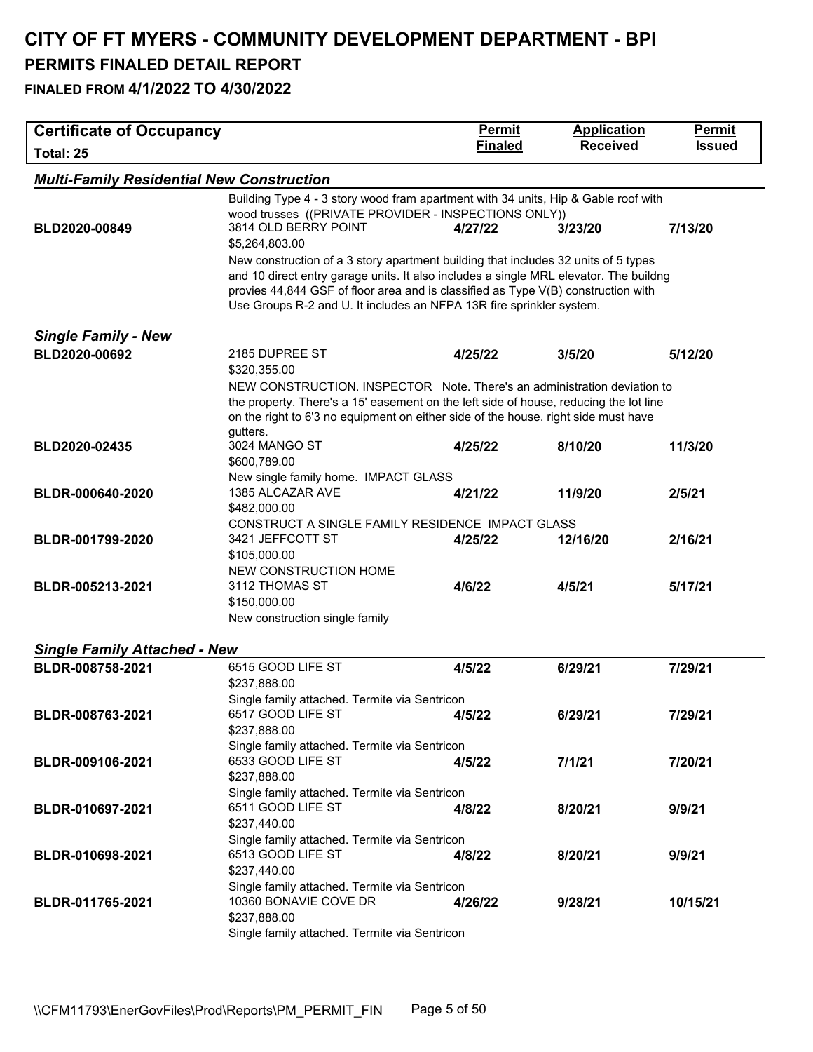# CITY OF FT MYERS - COMMUNITY DEVELOPMENT DEPARTMENT - BPI

## PERMITS FINALED DETAIL REPORT

### FINALED FROM 4/1/2022 TO 4/30/2022

| Certificate of Occupancy<br>Total: 25 | | Permit Finaled | Application Received | Permit Issued |
|---|---|---|---|---|
| ***Multi-Family Residential New Construction*** | | | | |
| | Building Type 4 - 3 story wood fram apartment with 34 units, Hip & Gable roof with wood trusses ((PRIVATE PROVIDER - INSPECTIONS ONLY)) | | | |
| BLD2020-00849 | 3814 OLD BERRY POINT<br>$5,264,803.00<br>New construction of a 3 story apartment building that includes 32 units of 5 types and 10 direct entry garage units. It also includes a single MRL elevator. The buildng provies 44,844 GSF of floor area and is classified as Type V(B) construction with Use Groups R-2 and U. It includes an NFPA 13R fire sprinkler system. | 4/27/22 | 3/23/20 | 7/13/20 |
| ***Single Family - New*** | | | | |
| BLD2020-00692 | 2185 DUPREE ST<br>$320,355.00<br>NEW CONSTRUCTION. INSPECTOR Note. There's an administration deviation to the property. There's a 15' easement on the left side of house, reducing the lot line on the right to 6'3 no equipment on either side of the house. right side must have gutters. | 4/25/22 | 3/5/20 | 5/12/20 |
| BLD2020-02435 | 3024 MANGO ST<br>$600,789.00<br>New single family home. IMPACT GLASS | 4/25/22 | 8/10/20 | 11/3/20 |
| BLDR-000640-2020 | 1385 ALCAZAR AVE<br>$482,000.00<br>CONSTRUCT A SINGLE FAMILY RESIDENCE IMPACT GLASS | 4/21/22 | 11/9/20 | 2/5/21 |
| BLDR-001799-2020 | 3421 JEFFCOTT ST<br>$105,000.00<br>NEW CONSTRUCTION HOME | 4/25/22 | 12/16/20 | 2/16/21 |
| BLDR-005213-2021 | 3112 THOMAS ST<br>$150,000.00<br>New construction single family | 4/6/22 | 4/5/21 | 5/17/21 |
| ***Single Family Attached - New*** | | | | |
| BLDR-008758-2021 | 6515 GOOD LIFE ST<br>$237,888.00<br>Single family attached. Termite via Sentricon | 4/5/22 | 6/29/21 | 7/29/21 |
| BLDR-008763-2021 | 6517 GOOD LIFE ST<br>$237,888.00<br>Single family attached. Termite via Sentricon | 4/5/22 | 6/29/21 | 7/29/21 |
| BLDR-009106-2021 | 6533 GOOD LIFE ST<br>$237,888.00<br>Single family attached. Termite via Sentricon | 4/5/22 | 7/1/21 | 7/20/21 |
| BLDR-010697-2021 | 6511 GOOD LIFE ST<br>$237,440.00<br>Single family attached. Termite via Sentricon | 4/8/22 | 8/20/21 | 9/9/21 |
| BLDR-010698-2021 | 6513 GOOD LIFE ST<br>$237,440.00<br>Single family attached. Termite via Sentricon | 4/8/22 | 8/20/21 | 9/9/21 |
| BLDR-011765-2021 | 10360 BONAVIE COVE DR<br>$237,888.00<br>Single family attached. Termite via Sentricon | 4/26/22 | 9/28/21 | 10/15/21 |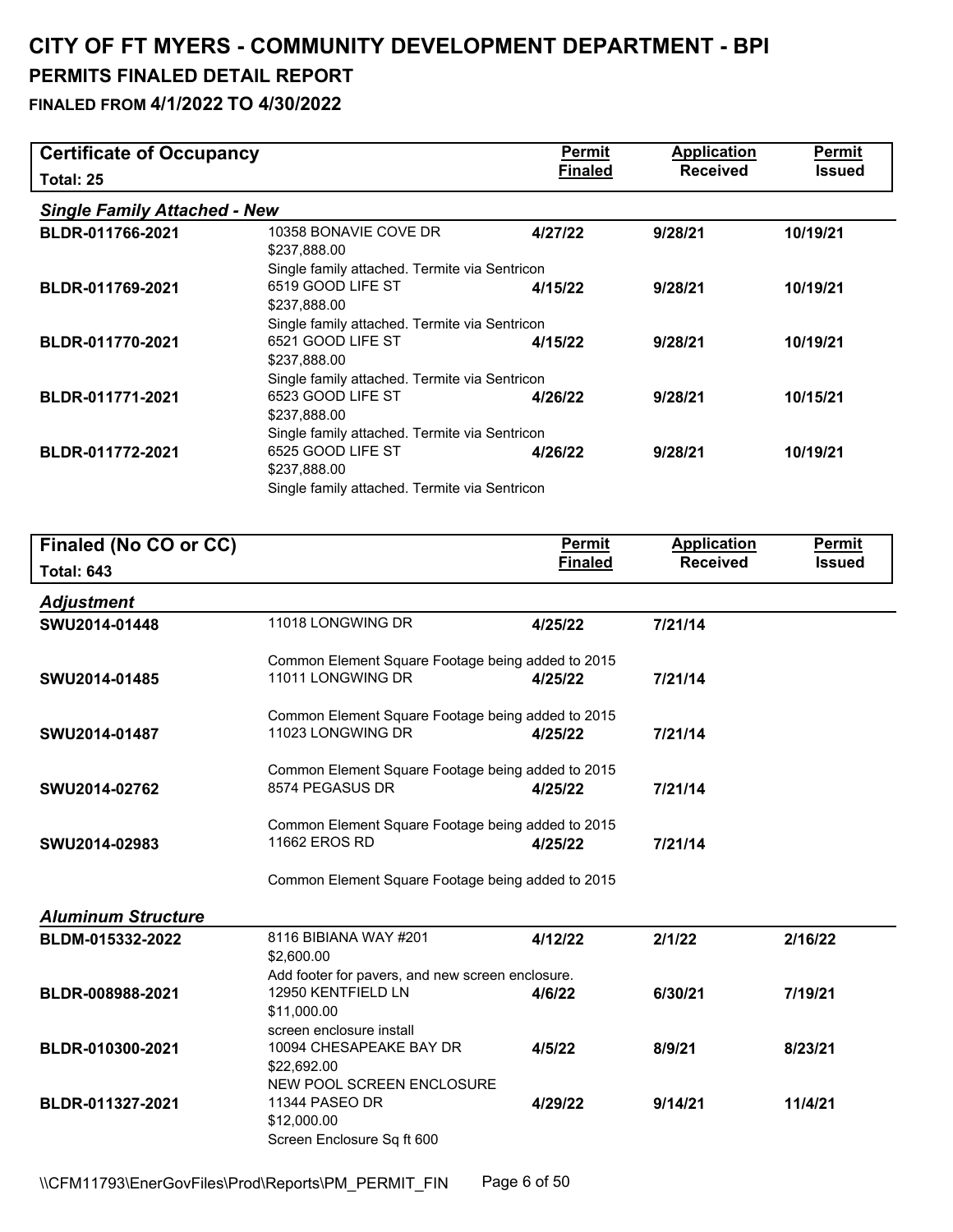# CITY OF FT MYERS - COMMUNITY DEVELOPMENT DEPARTMENT - BPI

## PERMITS FINALED DETAIL REPORT

### FINALED FROM 4/1/2022 TO 4/30/2022

| Certificate of Occupancy<br>Total: 25 | | Permit Finaled | Application Received | Permit Issued |
|---|---|---|---|---|
| ***Single Family Attached - New*** | | | | |
| **BLDR-011766-2021** | 10358 BONAVIE COVE DR<br>$237,888.00<br>Single family attached. Termite via Sentricon | **4/27/22** | **9/28/21** | **10/19/21** |
| **BLDR-011769-2021** | 6519 GOOD LIFE ST<br>$237,888.00<br>Single family attached. Termite via Sentricon | **4/15/22** | **9/28/21** | **10/19/21** |
| **BLDR-011770-2021** | 6521 GOOD LIFE ST<br>$237,888.00<br>Single family attached. Termite via Sentricon | **4/15/22** | **9/28/21** | **10/19/21** |
| **BLDR-011771-2021** | 6523 GOOD LIFE ST<br>$237,888.00<br>Single family attached. Termite via Sentricon | **4/26/22** | **9/28/21** | **10/15/21** |
| **BLDR-011772-2021** | 6525 GOOD LIFE ST<br>$237,888.00<br>Single family attached. Termite via Sentricon | **4/26/22** | **9/28/21** | **10/19/21** |

| Finaled (No CO or CC)<br>Total: 643 | | Permit Finaled | Application Received | Permit Issued |
|---|---|---|---|---|
| ***Adjustment*** | | | | |
| **SWU2014-01448** | 11018 LONGWING DR<br>Common Element Square Footage being added to 2015 | **4/25/22** | **7/21/14** | |
| **SWU2014-01485** | 11011 LONGWING DR<br>Common Element Square Footage being added to 2015 | **4/25/22** | **7/21/14** | |
| **SWU2014-01487** | 11023 LONGWING DR<br>Common Element Square Footage being added to 2015 | **4/25/22** | **7/21/14** | |
| **SWU2014-02762** | 8574 PEGASUS DR<br>Common Element Square Footage being added to 2015 | **4/25/22** | **7/21/14** | |
| **SWU2014-02983** | 11662 EROS RD<br>Common Element Square Footage being added to 2015 | **4/25/22** | **7/21/14** | |
| ***Aluminum Structure*** | | | | |
| **BLDM-015332-2022** | 8116 BIBIANA WAY #201<br>$2,600.00<br>Add footer for pavers, and new screen enclosure. | **4/12/22** | **2/1/22** | **2/16/22** |
| **BLDR-008988-2021** | 12950 KENTFIELD LN<br>$11,000.00<br>screen enclosure install | **4/6/22** | **6/30/21** | **7/19/21** |
| **BLDR-010300-2021** | 10094 CHESAPEAKE BAY DR<br>$22,692.00<br>NEW POOL SCREEN ENCLOSURE | **4/5/22** | **8/9/21** | **8/23/21** |
| **BLDR-011327-2021** | 11344 PASEO DR<br>$12,000.00<br>Screen Enclosure Sq ft 600 | **4/29/22** | **9/14/21** | **11/4/21** |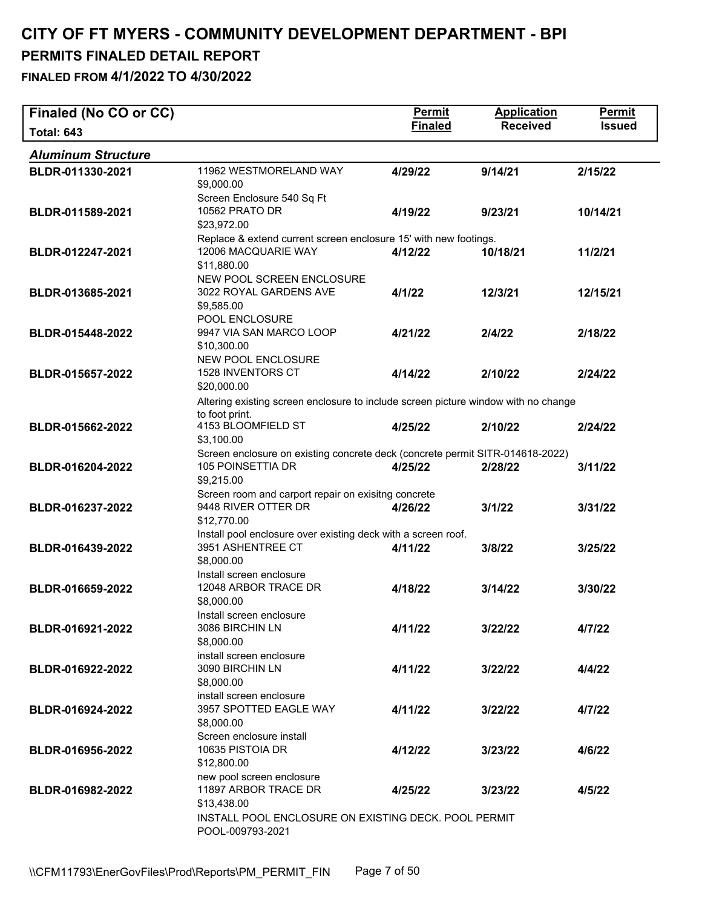# CITY OF FT MYERS - COMMUNITY DEVELOPMENT DEPARTMENT - BPI

## PERMITS FINALED DETAIL REPORT

### FINALED FROM 4/1/2022 TO 4/30/2022

| Finaled (No CO or CC) Total: 643 | | Permit Finaled | Application Received | Permit Issued |
|---|---|---|---|---|
| ***Aluminum Structure*** | | | | |
| BLDR-011330-2021 | 11962 WESTMORELAND WAY<br>$9,000.00<br>Screen Enclosure 540 Sq Ft | 4/29/22 | 9/14/21 | 2/15/22 |
| BLDR-011589-2021 | 10562 PRATO DR<br>$23,972.00<br>Replace & extend current screen enclosure 15' with new footings. | 4/19/22 | 9/23/21 | 10/14/21 |
| BLDR-012247-2021 | 12006 MACQUARIE WAY<br>$11,880.00<br>NEW POOL SCREEN ENCLOSURE | 4/12/22 | 10/18/21 | 11/2/21 |
| BLDR-013685-2021 | 3022 ROYAL GARDENS AVE<br>$9,585.00<br>POOL ENCLOSURE | 4/1/22 | 12/3/21 | 12/15/21 |
| BLDR-015448-2022 | 9947 VIA SAN MARCO LOOP<br>$10,300.00<br>NEW POOL ENCLOSURE | 4/21/22 | 2/4/22 | 2/18/22 |
| BLDR-015657-2022 | 1528 INVENTORS CT<br>$20,000.00<br>Altering existing screen enclosure to include screen picture window with no change to foot print. | 4/14/22 | 2/10/22 | 2/24/22 |
| BLDR-015662-2022 | 4153 BLOOMFIELD ST<br>$3,100.00<br>Screen enclosure on existing concrete deck (concrete permit SITR-014618-2022) | 4/25/22 | 2/10/22 | 2/24/22 |
| BLDR-016204-2022 | 105 POINSETTIA DR<br>$9,215.00<br>Screen room and carport repair on exisitng concrete | 4/25/22 | 2/28/22 | 3/11/22 |
| BLDR-016237-2022 | 9448 RIVER OTTER DR<br>$12,770.00<br>Install pool enclosure over existing deck with a screen roof. | 4/26/22 | 3/1/22 | 3/31/22 |
| BLDR-016439-2022 | 3951 ASHENTREE CT<br>$8,000.00<br>Install screen enclosure | 4/11/22 | 3/8/22 | 3/25/22 |
| BLDR-016659-2022 | 12048 ARBOR TRACE DR<br>$8,000.00<br>Install screen enclosure | 4/18/22 | 3/14/22 | 3/30/22 |
| BLDR-016921-2022 | 3086 BIRCHIN LN<br>$8,000.00<br>install screen enclosure | 4/11/22 | 3/22/22 | 4/7/22 |
| BLDR-016922-2022 | 3090 BIRCHIN LN<br>$8,000.00<br>install screen enclosure | 4/11/22 | 3/22/22 | 4/4/22 |
| BLDR-016924-2022 | 3957 SPOTTED EAGLE WAY<br>$8,000.00<br>Screen enclosure install | 4/11/22 | 3/22/22 | 4/7/22 |
| BLDR-016956-2022 | 10635 PISTOIA DR<br>$12,800.00<br>new pool screen enclosure | 4/12/22 | 3/23/22 | 4/6/22 |
| BLDR-016982-2022 | 11897 ARBOR TRACE DR<br>$13,438.00<br>INSTALL POOL ENCLOSURE ON EXISTING DECK. POOL PERMIT POOL-009793-2021 | 4/25/22 | 3/23/22 | 4/5/22 |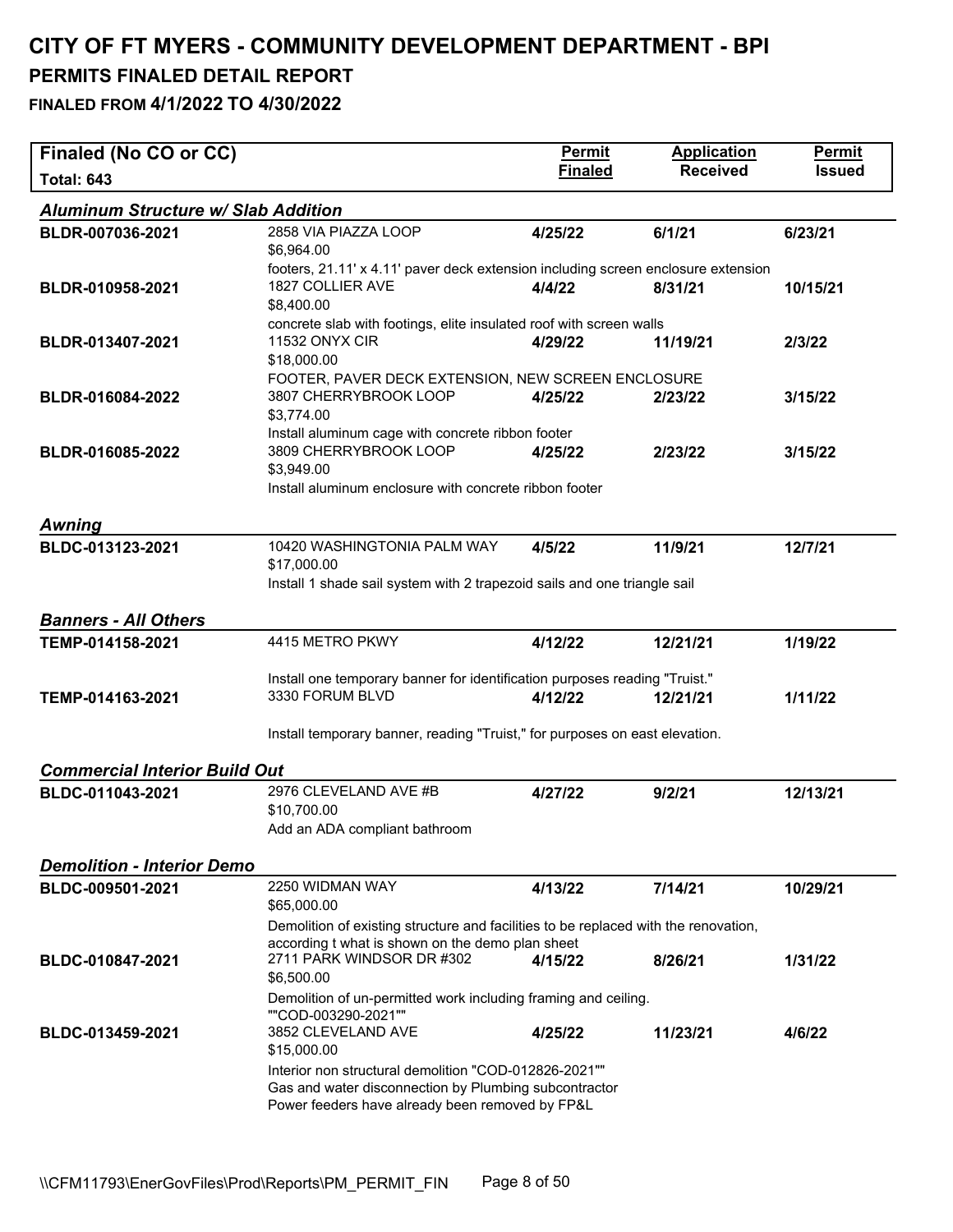# CITY OF FT MYERS - COMMUNITY DEVELOPMENT DEPARTMENT - BPI

## PERMITS FINALED DETAIL REPORT

### FINALED FROM 4/1/2022 TO 4/30/2022

| Finaled (No CO or CC) Total: 643 | | Permit Finaled | Application Received | Permit Issued |
|---|---|---|---|---|
| ***Aluminum Structure w/ Slab Addition*** | | | | |
| **BLDR-007036-2021** | 2858 VIA PIAZZA LOOP<br>$6,964.00<br>footers, 21.11' x 4.11' paver deck extension including screen enclosure extension | **4/25/22** | **6/1/21** | **6/23/21** |
| **BLDR-010958-2021** | 1827 COLLIER AVE<br>$8,400.00<br>concrete slab with footings, elite insulated roof with screen walls | **4/4/22** | **8/31/21** | **10/15/21** |
| **BLDR-013407-2021** | 11532 ONYX CIR<br>$18,000.00<br>FOOTER, PAVER DECK EXTENSION, NEW SCREEN ENCLOSURE | **4/29/22** | **11/19/21** | **2/3/22** |
| **BLDR-016084-2022** | 3807 CHERRYBROOK LOOP<br>$3,774.00<br>Install aluminum cage with concrete ribbon footer | **4/25/22** | **2/23/22** | **3/15/22** |
| **BLDR-016085-2022** | 3809 CHERRYBROOK LOOP<br>$3,949.00<br>Install aluminum enclosure with concrete ribbon footer | **4/25/22** | **2/23/22** | **3/15/22** |
| ***Awning*** | | | | |
| **BLDC-013123-2021** | 10420 WASHINGTONIA PALM WAY<br>$17,000.00<br>Install 1 shade sail system with 2 trapezoid sails and one triangle sail | **4/5/22** | **11/9/21** | **12/7/21** |
| ***Banners - All Others*** | | | | |
| **TEMP-014158-2021** | 4415 METRO PKWY<br>Install one temporary banner for identification purposes reading "Truist." | **4/12/22** | **12/21/21** | **1/19/22** |
| **TEMP-014163-2021** | 3330 FORUM BLVD<br>Install temporary banner, reading "Truist," for purposes on east elevation. | **4/12/22** | **12/21/21** | **1/11/22** |
| ***Commercial Interior Build Out*** | | | | |
| **BLDC-011043-2021** | 2976 CLEVELAND AVE #B<br>$10,700.00<br>Add an ADA compliant bathroom | **4/27/22** | **9/2/21** | **12/13/21** |
| ***Demolition - Interior Demo*** | | | | |
| **BLDC-009501-2021** | 2250 WIDMAN WAY<br>$65,000.00<br>Demolition of existing structure and facilities to be replaced with the renovation, according t what is shown on the demo plan sheet | **4/13/22** | **7/14/21** | **10/29/21** |
| **BLDC-010847-2021** | 2711 PARK WINDSOR DR #302<br>$6,500.00<br>Demolition of un-permitted work including framing and ceiling. ""COD-003290-2021"" | **4/15/22** | **8/26/21** | **1/31/22** |
| **BLDC-013459-2021** | 3852 CLEVELAND AVE<br>$15,000.00<br>Interior non structural demolition "COD-012826-2021""<br>Gas and water disconnection by Plumbing subcontractor<br>Power feeders have already been removed by FP&L | **4/25/22** | **11/23/21** | **4/6/22** |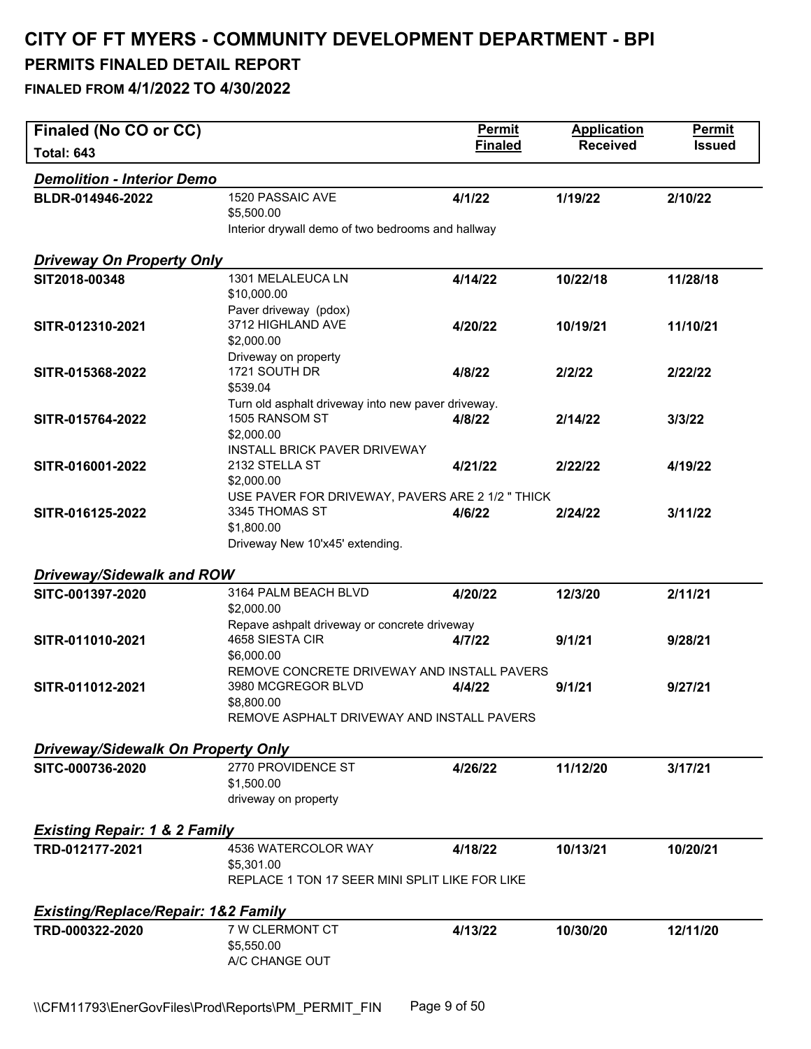# CITY OF FT MYERS - COMMUNITY DEVELOPMENT DEPARTMENT - BPI

## PERMITS FINALED DETAIL REPORT

### FINALED FROM 4/1/2022 TO 4/30/2022

| Finaled (No CO or CC) Total: 643 | | Permit Finaled | Application Received | Permit Issued |
|---|---|---|---|---|
| ***Demolition - Interior Demo*** | | | | |
| **BLDR-014946-2022** | 1520 PASSAIC AVE<br>$5,500.00<br>Interior drywall demo of two bedrooms and hallway | **4/1/22** | **1/19/22** | **2/10/22** |
| ***Driveway On Property Only*** | | | | |
| **SIT2018-00348** | 1301 MELALEUCA LN<br>$10,000.00<br>Paver driveway (pdox) | **4/14/22** | **10/22/18** | **11/28/18** |
| **SITR-012310-2021** | 3712 HIGHLAND AVE<br>$2,000.00<br>Driveway on property | **4/20/22** | **10/19/21** | **11/10/21** |
| **SITR-015368-2022** | 1721 SOUTH DR<br>$539.04<br>Turn old asphalt driveway into new paver driveway. | **4/8/22** | **2/2/22** | **2/22/22** |
| **SITR-015764-2022** | 1505 RANSOM ST<br>$2,000.00<br>INSTALL BRICK PAVER DRIVEWAY | **4/8/22** | **2/14/22** | **3/3/22** |
| **SITR-016001-2022** | 2132 STELLA ST<br>$2,000.00<br>USE PAVER FOR DRIVEWAY, PAVERS ARE 2 1/2 " THICK | **4/21/22** | **2/22/22** | **4/19/22** |
| **SITR-016125-2022** | 3345 THOMAS ST<br>$1,800.00<br>Driveway New 10'x45' extending. | **4/6/22** | **2/24/22** | **3/11/22** |
| ***Driveway/Sidewalk and ROW*** | | | | |
| **SITC-001397-2020** | 3164 PALM BEACH BLVD<br>$2,000.00<br>Repave ashpalt driveway or concrete driveway | **4/20/22** | **12/3/20** | **2/11/21** |
| **SITR-011010-2021** | 4658 SIESTA CIR<br>$6,000.00<br>REMOVE CONCRETE DRIVEWAY AND INSTALL PAVERS | **4/7/22** | **9/1/21** | **9/28/21** |
| **SITR-011012-2021** | 3980 MCGREGOR BLVD<br>$8,800.00<br>REMOVE ASPHALT DRIVEWAY AND INSTALL PAVERS | **4/4/22** | **9/1/21** | **9/27/21** |
| ***Driveway/Sidewalk On Property Only*** | | | | |
| **SITC-000736-2020** | 2770 PROVIDENCE ST<br>$1,500.00<br>driveway on property | **4/26/22** | **11/12/20** | **3/17/21** |
| ***Existing Repair: 1 & 2 Family*** | | | | |
| **TRD-012177-2021** | 4536 WATERCOLOR WAY<br>$5,301.00<br>REPLACE 1 TON 17 SEER MINI SPLIT LIKE FOR LIKE | **4/18/22** | **10/13/21** | **10/20/21** |
| ***Existing/Replace/Repair: 1&2 Family*** | | | | |
| **TRD-000322-2020** | 7 W CLERMONT CT<br>$5,550.00<br>A/C CHANGE OUT | **4/13/22** | **10/30/20** | **12/11/20** |

\\CFM11793\EnerGovFiles\Prod\Reports\PM_PERMIT_FIN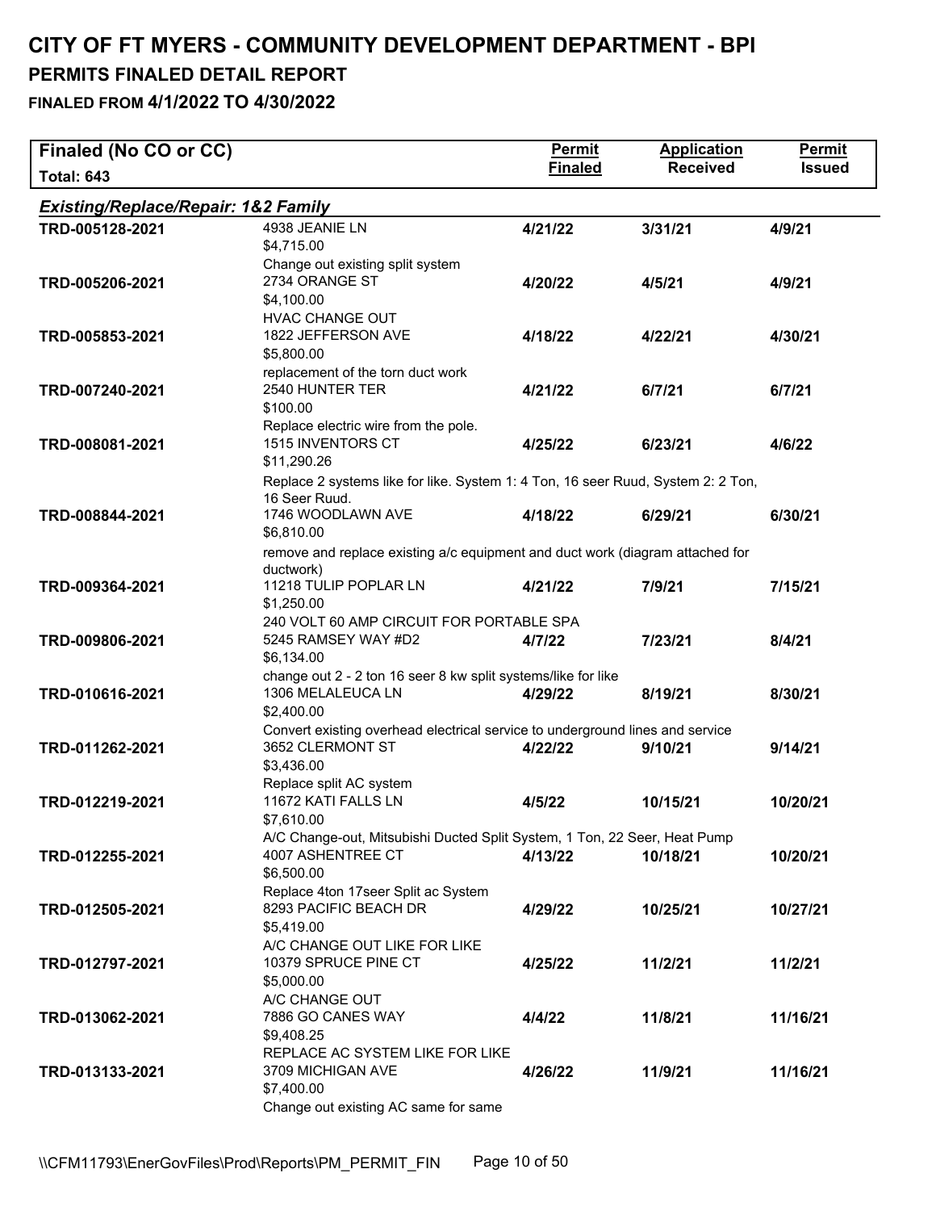# CITY OF FT MYERS - COMMUNITY DEVELOPMENT DEPARTMENT - BPI

## PERMITS FINALED DETAIL REPORT

### FINALED FROM 4/1/2022 TO 4/30/2022

| Finaled (No CO or CC) Total: 643 | | Permit Finaled | Application Received | Permit Issued |
|---|---|---|---|---|
| ***Existing/Replace/Repair: 1&2 Family*** | | | | |
| **TRD-005128-2021** | 4938 JEANIE LN<br>$4,715.00<br>Change out existing split system | **4/21/22** | **3/31/21** | **4/9/21** |
| **TRD-005206-2021** | 2734 ORANGE ST<br>$4,100.00<br>HVAC CHANGE OUT | **4/20/22** | **4/5/21** | **4/9/21** |
| **TRD-005853-2021** | 1822 JEFFERSON AVE<br>$5,800.00<br>replacement of the torn duct work | **4/18/22** | **4/22/21** | **4/30/21** |
| **TRD-007240-2021** | 2540 HUNTER TER<br>$100.00<br>Replace electric wire from the pole. | **4/21/22** | **6/7/21** | **6/7/21** |
| **TRD-008081-2021** | 1515 INVENTORS CT<br>$11,290.26<br>Replace 2 systems like for like. System 1: 4 Ton, 16 seer Ruud, System 2: 2 Ton, 16 Seer Ruud. | **4/25/22** | **6/23/21** | **4/6/22** |
| **TRD-008844-2021** | 1746 WOODLAWN AVE<br>$6,810.00<br>remove and replace existing a/c equipment and duct work (diagram attached for ductwork) | **4/18/22** | **6/29/21** | **6/30/21** |
| **TRD-009364-2021** | 11218 TULIP POPLAR LN<br>$1,250.00<br>240 VOLT 60 AMP CIRCUIT FOR PORTABLE SPA | **4/21/22** | **7/9/21** | **7/15/21** |
| **TRD-009806-2021** | 5245 RAMSEY WAY #D2<br>$6,134.00<br>change out 2 - 2 ton 16 seer 8 kw split systems/like for like | **4/7/22** | **7/23/21** | **8/4/21** |
| **TRD-010616-2021** | 1306 MELALEUCA LN<br>$2,400.00<br>Convert existing overhead electrical service to underground lines and service | **4/29/22** | **8/19/21** | **8/30/21** |
| **TRD-011262-2021** | 3652 CLERMONT ST<br>$3,436.00<br>Replace split AC system | **4/22/22** | **9/10/21** | **9/14/21** |
| **TRD-012219-2021** | 11672 KATI FALLS LN<br>$7,610.00<br>A/C Change-out, Mitsubishi Ducted Split System, 1 Ton, 22 Seer, Heat Pump | **4/5/22** | **10/15/21** | **10/20/21** |
| **TRD-012255-2021** | 4007 ASHENTREE CT<br>$6,500.00<br>Replace 4ton 17seer Split ac System | **4/13/22** | **10/18/21** | **10/20/21** |
| **TRD-012505-2021** | 8293 PACIFIC BEACH DR<br>$5,419.00<br>A/C CHANGE OUT LIKE FOR LIKE | **4/29/22** | **10/25/21** | **10/27/21** |
| **TRD-012797-2021** | 10379 SPRUCE PINE CT<br>$5,000.00<br>A/C CHANGE OUT | **4/25/22** | **11/2/21** | **11/2/21** |
| **TRD-013062-2021** | 7886 GO CANES WAY<br>$9,408.25<br>REPLACE AC SYSTEM LIKE FOR LIKE | **4/4/22** | **11/8/21** | **11/16/21** |
| **TRD-013133-2021** | 3709 MICHIGAN AVE<br>$7,400.00<br>Change out existing AC same for same | **4/26/22** | **11/9/21** | **11/16/21** |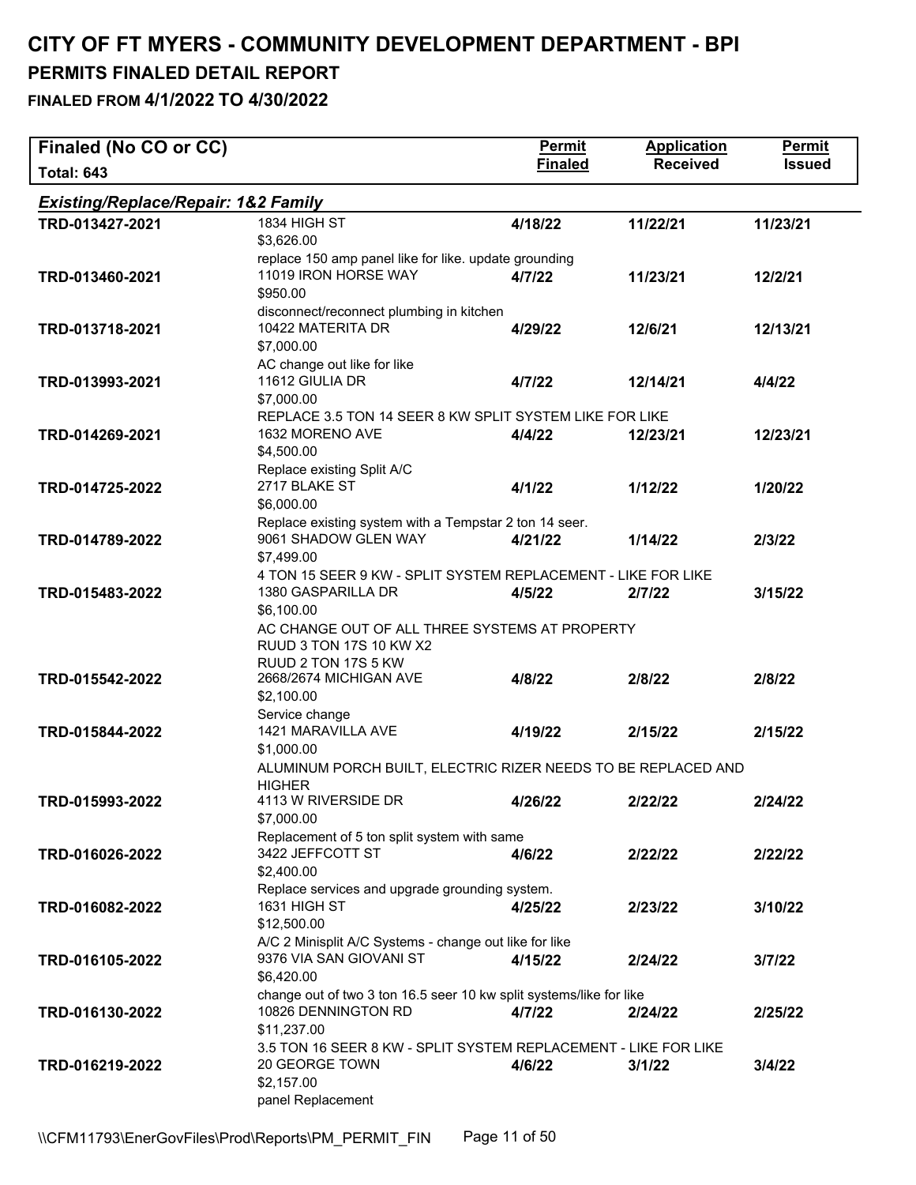# CITY OF FT MYERS - COMMUNITY DEVELOPMENT DEPARTMENT - BPI

## PERMITS FINALED DETAIL REPORT

### FINALED FROM 4/1/2022 TO 4/30/2022

| Finaled (No CO or CC) Total: 643 | | Permit Finaled | Application Received | Permit Issued |
|---|---|---|---|---|
| ***Existing/Replace/Repair: 1&2 Family*** | | | | |
| **TRD-013427-2021** | 1834 HIGH ST<br>$3,626.00<br>replace 150 amp panel like for like. update grounding | **4/18/22** | **11/22/21** | **11/23/21** |
| **TRD-013460-2021** | 11019 IRON HORSE WAY<br>$950.00<br>disconnect/reconnect plumbing in kitchen | **4/7/22** | **11/23/21** | **12/2/21** |
| **TRD-013718-2021** | 10422 MATERITA DR<br>$7,000.00<br>AC change out like for like | **4/29/22** | **12/6/21** | **12/13/21** |
| **TRD-013993-2021** | 11612 GIULIA DR<br>$7,000.00<br>REPLACE 3.5 TON 14 SEER 8 KW SPLIT SYSTEM LIKE FOR LIKE | **4/7/22** | **12/14/21** | **4/4/22** |
| **TRD-014269-2021** | 1632 MORENO AVE<br>$4,500.00<br>Replace existing Split A/C | **4/4/22** | **12/23/21** | **12/23/21** |
| **TRD-014725-2022** | 2717 BLAKE ST<br>$6,000.00<br>Replace existing system with a Tempstar 2 ton 14 seer. | **4/1/22** | **1/12/22** | **1/20/22** |
| **TRD-014789-2022** | 9061 SHADOW GLEN WAY<br>$7,499.00<br>4 TON 15 SEER 9 KW - SPLIT SYSTEM REPLACEMENT - LIKE FOR LIKE | **4/21/22** | **1/14/22** | **2/3/22** |
| **TRD-015483-2022** | 1380 GASPARILLA DR<br>$6,100.00<br>AC CHANGE OUT OF ALL THREE SYSTEMS AT PROPERTY<br>RUUD 3 TON 17S 10 KW X2<br>RUUD 2 TON 17S 5 KW | **4/5/22** | **2/7/22** | **3/15/22** |
| **TRD-015542-2022** | 2668/2674 MICHIGAN AVE<br>$2,100.00<br>Service change | **4/8/22** | **2/8/22** | **2/8/22** |
| **TRD-015844-2022** | 1421 MARAVILLA AVE<br>$1,000.00<br>ALUMINUM PORCH BUILT, ELECTRIC RIZER NEEDS TO BE REPLACED AND HIGHER | **4/19/22** | **2/15/22** | **2/15/22** |
| **TRD-015993-2022** | 4113 W RIVERSIDE DR<br>$7,000.00<br>Replacement of 5 ton split system with same | **4/26/22** | **2/22/22** | **2/24/22** |
| **TRD-016026-2022** | 3422 JEFFCOTT ST<br>$2,400.00<br>Replace services and upgrade grounding system. | **4/6/22** | **2/22/22** | **2/22/22** |
| **TRD-016082-2022** | 1631 HIGH ST<br>$12,500.00<br>A/C 2 Minisplit A/C Systems - change out like for like | **4/25/22** | **2/23/22** | **3/10/22** |
| **TRD-016105-2022** | 9376 VIA SAN GIOVANI ST<br>$6,420.00<br>change out of two 3 ton 16.5 seer 10 kw split systems/like for like | **4/15/22** | **2/24/22** | **3/7/22** |
| **TRD-016130-2022** | 10826 DENNINGTON RD<br>$11,237.00<br>3.5 TON 16 SEER 8 KW - SPLIT SYSTEM REPLACEMENT - LIKE FOR LIKE | **4/7/22** | **2/24/22** | **2/25/22** |
| **TRD-016219-2022** | 20 GEORGE TOWN<br>$2,157.00<br>panel Replacement | **4/6/22** | **3/1/22** | **3/4/22** |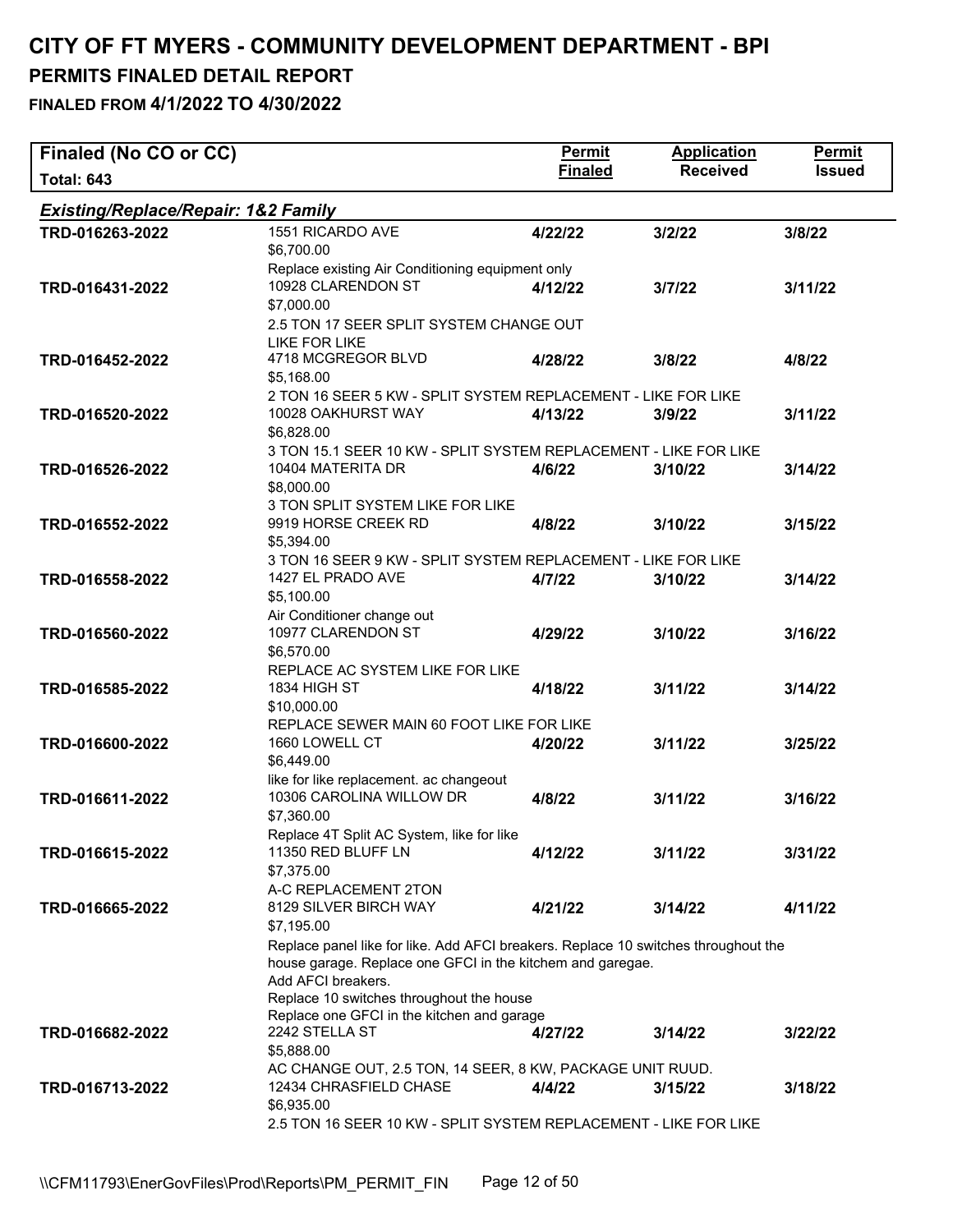# CITY OF FT MYERS - COMMUNITY DEVELOPMENT DEPARTMENT - BPI

## PERMITS FINALED DETAIL REPORT

### FINALED FROM 4/1/2022 TO 4/30/2022

| Finaled (No CO or CC) Total: 643 | | Permit Finaled | Application Received | Permit Issued |
|---|---|---|---|---|
| ***Existing/Replace/Repair: 1&2 Family*** | | | | |
| TRD-016263-2022 | 1551 RICARDO AVE<br>$6,700.00<br>Replace existing Air Conditioning equipment only | **4/22/22** | **3/2/22** | **3/8/22** |
| TRD-016431-2022 | 10928 CLARENDON ST<br>$7,000.00<br>2.5 TON 17 SEER SPLIT SYSTEM CHANGE OUT LIKE FOR LIKE | **4/12/22** | **3/7/22** | **3/11/22** |
| TRD-016452-2022 | 4718 MCGREGOR BLVD<br>$5,168.00<br>2 TON 16 SEER 5 KW - SPLIT SYSTEM REPLACEMENT - LIKE FOR LIKE | **4/28/22** | **3/8/22** | **4/8/22** |
| TRD-016520-2022 | 10028 OAKHURST WAY<br>$6,828.00<br>3 TON 15.1 SEER 10 KW - SPLIT SYSTEM REPLACEMENT - LIKE FOR LIKE | **4/13/22** | **3/9/22** | **3/11/22** |
| TRD-016526-2022 | 10404 MATERITA DR<br>$8,000.00<br>3 TON SPLIT SYSTEM LIKE FOR LIKE | **4/6/22** | **3/10/22** | **3/14/22** |
| TRD-016552-2022 | 9919 HORSE CREEK RD<br>$5,394.00<br>3 TON 16 SEER 9 KW - SPLIT SYSTEM REPLACEMENT - LIKE FOR LIKE | **4/8/22** | **3/10/22** | **3/15/22** |
| TRD-016558-2022 | 1427 EL PRADO AVE<br>$5,100.00<br>Air Conditioner change out | **4/7/22** | **3/10/22** | **3/14/22** |
| TRD-016560-2022 | 10977 CLARENDON ST<br>$6,570.00<br>REPLACE AC SYSTEM LIKE FOR LIKE | **4/29/22** | **3/10/22** | **3/16/22** |
| TRD-016585-2022 | 1834 HIGH ST<br>$10,000.00<br>REPLACE SEWER MAIN 60 FOOT LIKE FOR LIKE | **4/18/22** | **3/11/22** | **3/14/22** |
| TRD-016600-2022 | 1660 LOWELL CT<br>$6,449.00<br>like for like replacement. ac changeout | **4/20/22** | **3/11/22** | **3/25/22** |
| TRD-016611-2022 | 10306 CAROLINA WILLOW DR<br>$7,360.00<br>Replace 4T Split AC System, like for like | **4/8/22** | **3/11/22** | **3/16/22** |
| TRD-016615-2022 | 11350 RED BLUFF LN<br>$7,375.00<br>A-C REPLACEMENT 2TON | **4/12/22** | **3/11/22** | **3/31/22** |
| TRD-016665-2022 | 8129 SILVER BIRCH WAY<br>$7,195.00<br>Replace panel like for like. Add AFCI breakers. Replace 10 switches throughout the house garage. Replace one GFCI in the kitchem and garegae.<br>Add AFCI breakers.<br>Replace 10 switches throughout the house<br>Replace one GFCI in the kitchen and garage | **4/21/22** | **3/14/22** | **4/11/22** |
| TRD-016682-2022 | 2242 STELLA ST<br>$5,888.00<br>AC CHANGE OUT, 2.5 TON, 14 SEER, 8 KW, PACKAGE UNIT RUUD. | **4/27/22** | **3/14/22** | **3/22/22** |
| TRD-016713-2022 | 12434 CHRASFIELD CHASE<br>$6,935.00<br>2.5 TON 16 SEER 10 KW - SPLIT SYSTEM REPLACEMENT - LIKE FOR LIKE | **4/4/22** | **3/15/22** | **3/18/22** |

\\CFM11793\EnerGovFiles\Prod\Reports\PM_PERMIT_FIN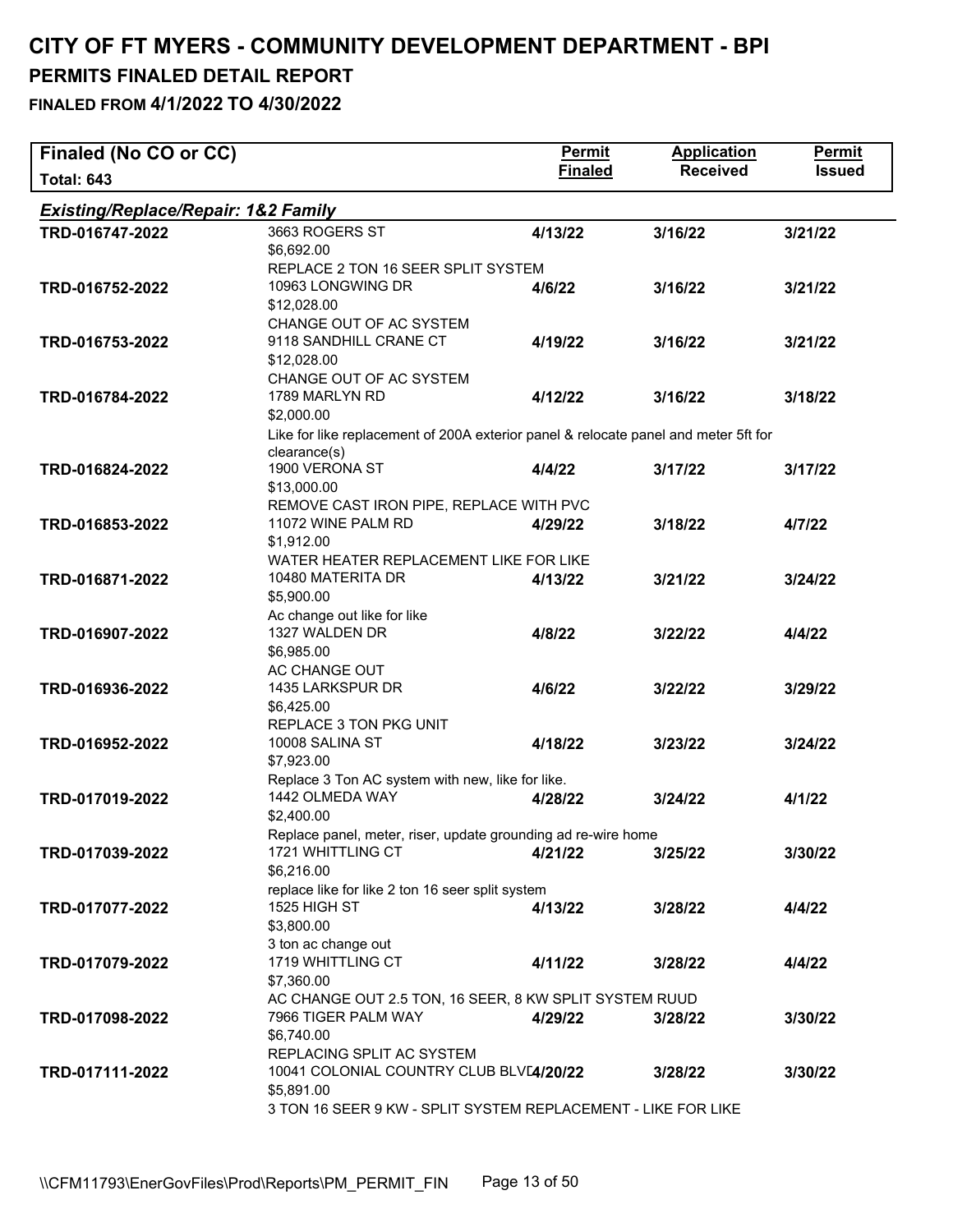# CITY OF FT MYERS - COMMUNITY DEVELOPMENT DEPARTMENT - BPI

## PERMITS FINALED DETAIL REPORT

### FINALED FROM 4/1/2022 TO 4/30/2022

| Finaled (No CO or CC) Total: 643 | | Permit Finaled | Application Received | Permit Issued |
|---|---|---|---|---|
| ***Existing/Replace/Repair: 1&2 Family*** | | | | |
| TRD-016747-2022 | 3663 ROGERS ST<br>$6,692.00<br>REPLACE 2 TON 16 SEER SPLIT SYSTEM | 4/13/22 | 3/16/22 | 3/21/22 |
| TRD-016752-2022 | 10963 LONGWING DR<br>$12,028.00<br>CHANGE OUT OF AC SYSTEM | 4/6/22 | 3/16/22 | 3/21/22 |
| TRD-016753-2022 | 9118 SANDHILL CRANE CT<br>$12,028.00<br>CHANGE OUT OF AC SYSTEM | 4/19/22 | 3/16/22 | 3/21/22 |
| TRD-016784-2022 | 1789 MARLYN RD<br>$2,000.00<br>Like for like replacement of 200A exterior panel & relocate panel and meter 5ft for clearance(s) | 4/12/22 | 3/16/22 | 3/18/22 |
| TRD-016824-2022 | 1900 VERONA ST<br>$13,000.00<br>REMOVE CAST IRON PIPE, REPLACE WITH PVC | 4/4/22 | 3/17/22 | 3/17/22 |
| TRD-016853-2022 | 11072 WINE PALM RD<br>$1,912.00<br>WATER HEATER REPLACEMENT LIKE FOR LIKE | 4/29/22 | 3/18/22 | 4/7/22 |
| TRD-016871-2022 | 10480 MATERITA DR<br>$5,900.00<br>Ac change out like for like | 4/13/22 | 3/21/22 | 3/24/22 |
| TRD-016907-2022 | 1327 WALDEN DR<br>$6,985.00<br>AC CHANGE OUT | 4/8/22 | 3/22/22 | 4/4/22 |
| TRD-016936-2022 | 1435 LARKSPUR DR<br>$6,425.00<br>REPLACE 3 TON PKG UNIT | 4/6/22 | 3/22/22 | 3/29/22 |
| TRD-016952-2022 | 10008 SALINA ST<br>$7,923.00<br>Replace 3 Ton AC system with new, like for like. | 4/18/22 | 3/23/22 | 3/24/22 |
| TRD-017019-2022 | 1442 OLMEDA WAY<br>$2,400.00<br>Replace panel, meter, riser, update grounding ad re-wire home | 4/28/22 | 3/24/22 | 4/1/22 |
| TRD-017039-2022 | 1721 WHITTLING CT<br>$6,216.00<br>replace like for like 2 ton 16 seer split system | 4/21/22 | 3/25/22 | 3/30/22 |
| TRD-017077-2022 | 1525 HIGH ST<br>$3,800.00<br>3 ton ac change out | 4/13/22 | 3/28/22 | 4/4/22 |
| TRD-017079-2022 | 1719 WHITTLING CT<br>$7,360.00<br>AC CHANGE OUT 2.5 TON, 16 SEER, 8 KW SPLIT SYSTEM RUUD | 4/11/22 | 3/28/22 | 4/4/22 |
| TRD-017098-2022 | 7966 TIGER PALM WAY<br>$6,740.00<br>REPLACING SPLIT AC SYSTEM | 4/29/22 | 3/28/22 | 3/30/22 |
| TRD-017111-2022 | 10041 COLONIAL COUNTRY CLUB BLVD<br>$5,891.00<br>3 TON 16 SEER 9 KW - SPLIT SYSTEM REPLACEMENT - LIKE FOR LIKE | 4/20/22 | 3/28/22 | 3/30/22 |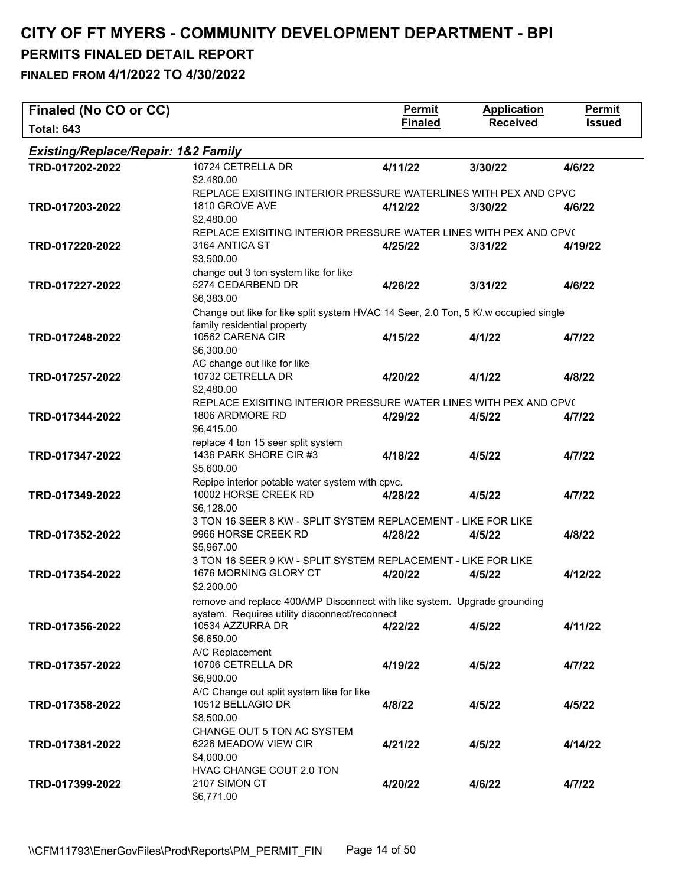# CITY OF FT MYERS - COMMUNITY DEVELOPMENT DEPARTMENT - BPI

## PERMITS FINALED DETAIL REPORT

### FINALED FROM 4/1/2022 TO 4/30/2022

| Finaled (No CO or CC) Total: 643 | | Permit Finaled | Application Received | Permit Issued |
|---|---|---|---|---|
| ***Existing/Replace/Repair: 1&2 Family*** | | | | |
| **TRD-017202-2022** | 10724 CETRELLA DR<br>$2,480.00<br>REPLACE EXISITING INTERIOR PRESSURE WATERLINES WITH PEX AND CPVC | **4/11/22** | **3/30/22** | **4/6/22** |
| **TRD-017203-2022** | 1810 GROVE AVE<br>$2,480.00<br>REPLACE EXISITING INTERIOR PRESSURE WATER LINES WITH PEX AND CPV( | **4/12/22** | **3/30/22** | **4/6/22** |
| **TRD-017220-2022** | 3164 ANTICA ST<br>$3,500.00<br>change out 3 ton system like for like | **4/25/22** | **3/31/22** | **4/19/22** |
| **TRD-017227-2022** | 5274 CEDARBEND DR<br>$6,383.00<br>Change out like for like split system HVAC 14 Seer, 2.0 Ton, 5 K/.w occupied single family residential property | **4/26/22** | **3/31/22** | **4/6/22** |
| **TRD-017248-2022** | 10562 CARENA CIR<br>$6,300.00<br>AC change out like for like | **4/15/22** | **4/1/22** | **4/7/22** |
| **TRD-017257-2022** | 10732 CETRELLA DR<br>$2,480.00<br>REPLACE EXISITING INTERIOR PRESSURE WATER LINES WITH PEX AND CPV( | **4/20/22** | **4/1/22** | **4/8/22** |
| **TRD-017344-2022** | 1806 ARDMORE RD<br>$6,415.00<br>replace 4 ton 15 seer split system | **4/29/22** | **4/5/22** | **4/7/22** |
| **TRD-017347-2022** | 1436 PARK SHORE CIR #3<br>$5,600.00<br>Repipe interior potable water system with cpvc. | **4/18/22** | **4/5/22** | **4/7/22** |
| **TRD-017349-2022** | 10002 HORSE CREEK RD<br>$6,128.00<br>3 TON 16 SEER 8 KW - SPLIT SYSTEM REPLACEMENT - LIKE FOR LIKE | **4/28/22** | **4/5/22** | **4/7/22** |
| **TRD-017352-2022** | 9966 HORSE CREEK RD<br>$5,967.00<br>3 TON 16 SEER 9 KW - SPLIT SYSTEM REPLACEMENT - LIKE FOR LIKE | **4/28/22** | **4/5/22** | **4/8/22** |
| **TRD-017354-2022** | 1676 MORNING GLORY CT<br>$2,200.00<br>remove and replace 400AMP Disconnect with like system. Upgrade grounding system. Requires utility disconnect/reconnect | **4/20/22** | **4/5/22** | **4/12/22** |
| **TRD-017356-2022** | 10534 AZZURRA DR<br>$6,650.00<br>A/C Replacement | **4/22/22** | **4/5/22** | **4/11/22** |
| **TRD-017357-2022** | 10706 CETRELLA DR<br>$6,900.00<br>A/C Change out split system like for like | **4/19/22** | **4/5/22** | **4/7/22** |
| **TRD-017358-2022** | 10512 BELLAGIO DR<br>$8,500.00<br>CHANGE OUT 5 TON AC SYSTEM | **4/8/22** | **4/5/22** | **4/5/22** |
| **TRD-017381-2022** | 6226 MEADOW VIEW CIR<br>$4,000.00<br>HVAC CHANGE COUT 2.0 TON | **4/21/22** | **4/5/22** | **4/14/22** |
| **TRD-017399-2022** | 2107 SIMON CT<br>$6,771.00 | **4/20/22** | **4/6/22** | **4/7/22** |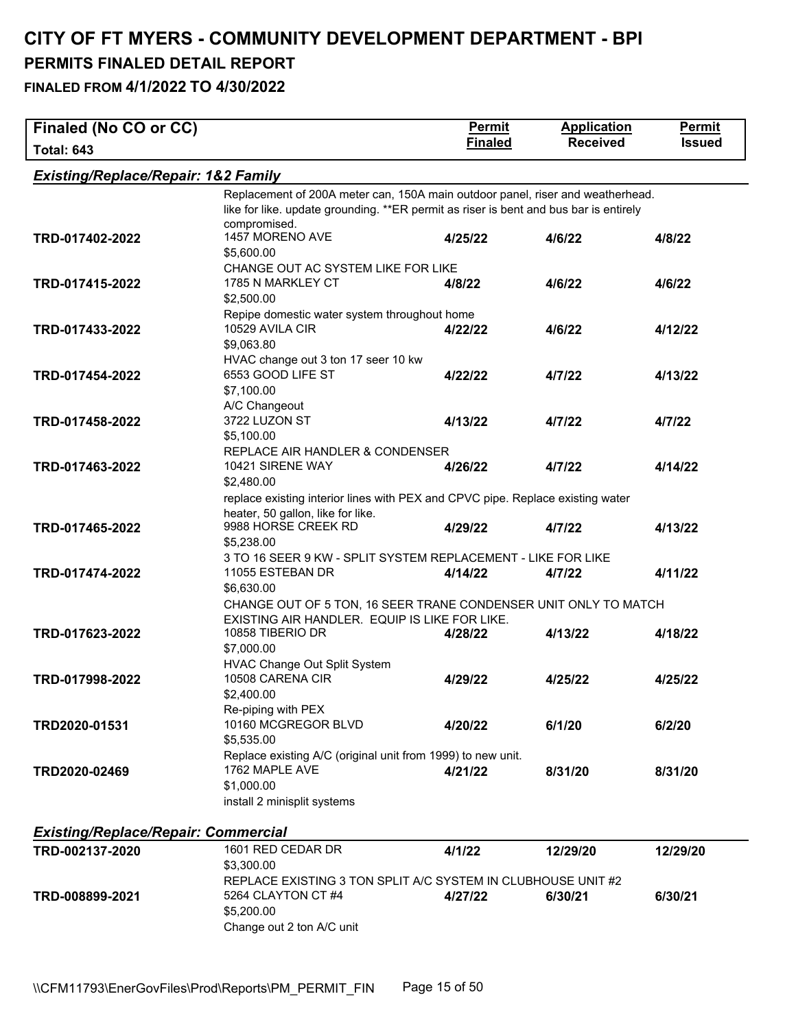# CITY OF FT MYERS - COMMUNITY DEVELOPMENT DEPARTMENT - BPI

## PERMITS FINALED DETAIL REPORT

### FINALED FROM 4/1/2022 TO 4/30/2022

| Finaled (No CO or CC) Total: 643 | | Permit Finaled | Application Received | Permit Issued |
|---|---|---|---|---|

#### *Existing/Replace/Repair: 1&2 Family*

| Permit | Address / Value / Description | Permit Finaled | Application Received | Permit Issued |
|---|---|---|---|---|
| | Replacement of 200A meter can, 150A main outdoor panel, riser and weatherhead. like for like. update grounding. **ER permit as riser is bent and bus bar is entirely compromised. | | | |
| TRD-017402-2022 | 1457 MORENO AVE | 4/25/22 | 4/6/22 | 4/8/22 |
| | $5,600.00 | | | |
| | CHANGE OUT AC SYSTEM LIKE FOR LIKE | | | |
| TRD-017415-2022 | 1785 N MARKLEY CT | 4/8/22 | 4/6/22 | 4/6/22 |
| | $2,500.00 | | | |
| | Repipe domestic water system throughout home | | | |
| TRD-017433-2022 | 10529 AVILA CIR | 4/22/22 | 4/6/22 | 4/12/22 |
| | $9,063.80 | | | |
| | HVAC change out 3 ton 17 seer 10 kw | | | |
| TRD-017454-2022 | 6553 GOOD LIFE ST | 4/22/22 | 4/7/22 | 4/13/22 |
| | $7,100.00 | | | |
| | A/C Changeout | | | |
| TRD-017458-2022 | 3722 LUZON ST | 4/13/22 | 4/7/22 | 4/7/22 |
| | $5,100.00 | | | |
| | REPLACE AIR HANDLER & CONDENSER | | | |
| TRD-017463-2022 | 10421 SIRENE WAY | 4/26/22 | 4/7/22 | 4/14/22 |
| | $2,480.00 | | | |
| | replace existing interior lines with PEX and CPVC pipe. Replace existing water heater, 50 gallon, like for like. | | | |
| TRD-017465-2022 | 9988 HORSE CREEK RD | 4/29/22 | 4/7/22 | 4/13/22 |
| | $5,238.00 | | | |
| | 3 TO 16 SEER 9 KW - SPLIT SYSTEM REPLACEMENT - LIKE FOR LIKE | | | |
| TRD-017474-2022 | 11055 ESTEBAN DR | 4/14/22 | 4/7/22 | 4/11/22 |
| | $6,630.00 | | | |
| | CHANGE OUT OF 5 TON, 16 SEER TRANE CONDENSER UNIT ONLY TO MATCH EXISTING AIR HANDLER. EQUIP IS LIKE FOR LIKE. | | | |
| TRD-017623-2022 | 10858 TIBERIO DR | 4/28/22 | 4/13/22 | 4/18/22 |
| | $7,000.00 | | | |
| | HVAC Change Out Split System | | | |
| TRD-017998-2022 | 10508 CARENA CIR | 4/29/22 | 4/25/22 | 4/25/22 |
| | $2,400.00 | | | |
| | Re-piping with PEX | | | |
| TRD2020-01531 | 10160 MCGREGOR BLVD | 4/20/22 | 6/1/20 | 6/2/20 |
| | $5,535.00 | | | |
| | Replace existing A/C (original unit from 1999) to new unit. | | | |
| TRD2020-02469 | 1762 MAPLE AVE | 4/21/22 | 8/31/20 | 8/31/20 |
| | $1,000.00 | | | |
| | install 2 minisplit systems | | | |

#### *Existing/Replace/Repair: Commercial*

| Permit | Address / Value / Description | Permit Finaled | Application Received | Permit Issued |
|---|---|---|---|---|
| TRD-002137-2020 | 1601 RED CEDAR DR | 4/1/22 | 12/29/20 | 12/29/20 |
| | $3,300.00 | | | |
| | REPLACE EXISTING 3 TON SPLIT A/C SYSTEM IN CLUBHOUSE UNIT #2 | | | |
| TRD-008899-2021 | 5264 CLAYTON CT #4 | 4/27/22 | 6/30/21 | 6/30/21 |
| | $5,200.00 | | | |
| | Change out 2 ton A/C unit | | | |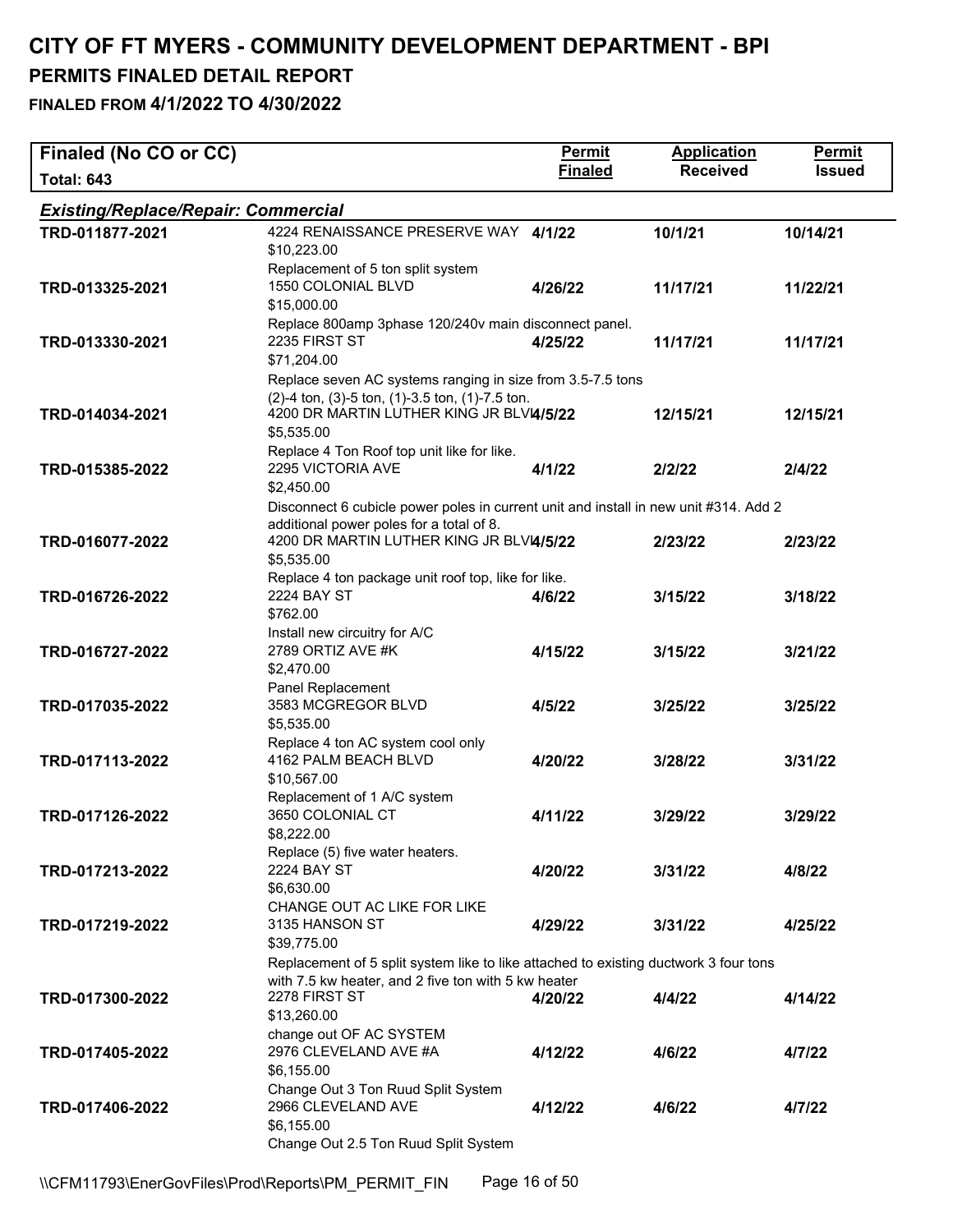# CITY OF FT MYERS - COMMUNITY DEVELOPMENT DEPARTMENT - BPI

## PERMITS FINALED DETAIL REPORT

### FINALED FROM 4/1/2022 TO 4/30/2022

| Finaled (No CO or CC) Total: 643 | | Permit Finaled | Application Received | Permit Issued |
|---|---|---|---|---|
| ***Existing/Replace/Repair: Commercial*** | | | | |
| TRD-011877-2021 | 4224 RENAISSANCE PRESERVE WAY<br>$10,223.00<br>Replacement of 5 ton split system | 4/1/22 | 10/1/21 | 10/14/21 |
| TRD-013325-2021 | 1550 COLONIAL BLVD<br>$15,000.00<br>Replace 800amp 3phase 120/240v main disconnect panel. | 4/26/22 | 11/17/21 | 11/22/21 |
| TRD-013330-2021 | 2235 FIRST ST<br>$71,204.00<br>Replace seven AC systems ranging in size from 3.5-7.5 tons (2)-4 ton, (3)-5 ton, (1)-3.5 ton, (1)-7.5 ton. | 4/25/22 | 11/17/21 | 11/17/21 |
| TRD-014034-2021 | 4200 DR MARTIN LUTHER KING JR BLVD<br>$5,535.00<br>Replace 4 Ton Roof top unit like for like. | 4/5/22 | 12/15/21 | 12/15/21 |
| TRD-015385-2022 | 2295 VICTORIA AVE<br>$2,450.00<br>Disconnect 6 cubicle power poles in current unit and install in new unit #314. Add 2 additional power poles for a total of 8. | 4/1/22 | 2/2/22 | 2/4/22 |
| TRD-016077-2022 | 4200 DR MARTIN LUTHER KING JR BLVD<br>$5,535.00<br>Replace 4 ton package unit roof top, like for like. | 4/5/22 | 2/23/22 | 2/23/22 |
| TRD-016726-2022 | 2224 BAY ST<br>$762.00<br>Install new circuitry for A/C | 4/6/22 | 3/15/22 | 3/18/22 |
| TRD-016727-2022 | 2789 ORTIZ AVE #K<br>$2,470.00<br>Panel Replacement | 4/15/22 | 3/15/22 | 3/21/22 |
| TRD-017035-2022 | 3583 MCGREGOR BLVD<br>$5,535.00<br>Replace 4 ton AC system cool only | 4/5/22 | 3/25/22 | 3/25/22 |
| TRD-017113-2022 | 4162 PALM BEACH BLVD<br>$10,567.00<br>Replacement of 1 A/C system | 4/20/22 | 3/28/22 | 3/31/22 |
| TRD-017126-2022 | 3650 COLONIAL CT<br>$8,222.00<br>Replace (5) five water heaters. | 4/11/22 | 3/29/22 | 3/29/22 |
| TRD-017213-2022 | 2224 BAY ST<br>$6,630.00<br>CHANGE OUT AC LIKE FOR LIKE | 4/20/22 | 3/31/22 | 4/8/22 |
| TRD-017219-2022 | 3135 HANSON ST<br>$39,775.00<br>Replacement of 5 split system like to like attached to existing ductwork 3 four tons with 7.5 kw heater, and 2 five ton with 5 kw heater | 4/29/22 | 3/31/22 | 4/25/22 |
| TRD-017300-2022 | 2278 FIRST ST<br>$13,260.00<br>change out OF AC SYSTEM | 4/20/22 | 4/4/22 | 4/14/22 |
| TRD-017405-2022 | 2976 CLEVELAND AVE #A<br>$6,155.00<br>Change Out 3 Ton Ruud Split System | 4/12/22 | 4/6/22 | 4/7/22 |
| TRD-017406-2022 | 2966 CLEVELAND AVE<br>$6,155.00<br>Change Out 2.5 Ton Ruud Split System | 4/12/22 | 4/6/22 | 4/7/22 |

\\CFM11793\EnerGovFiles\Prod\Reports\PM_PERMIT_FIN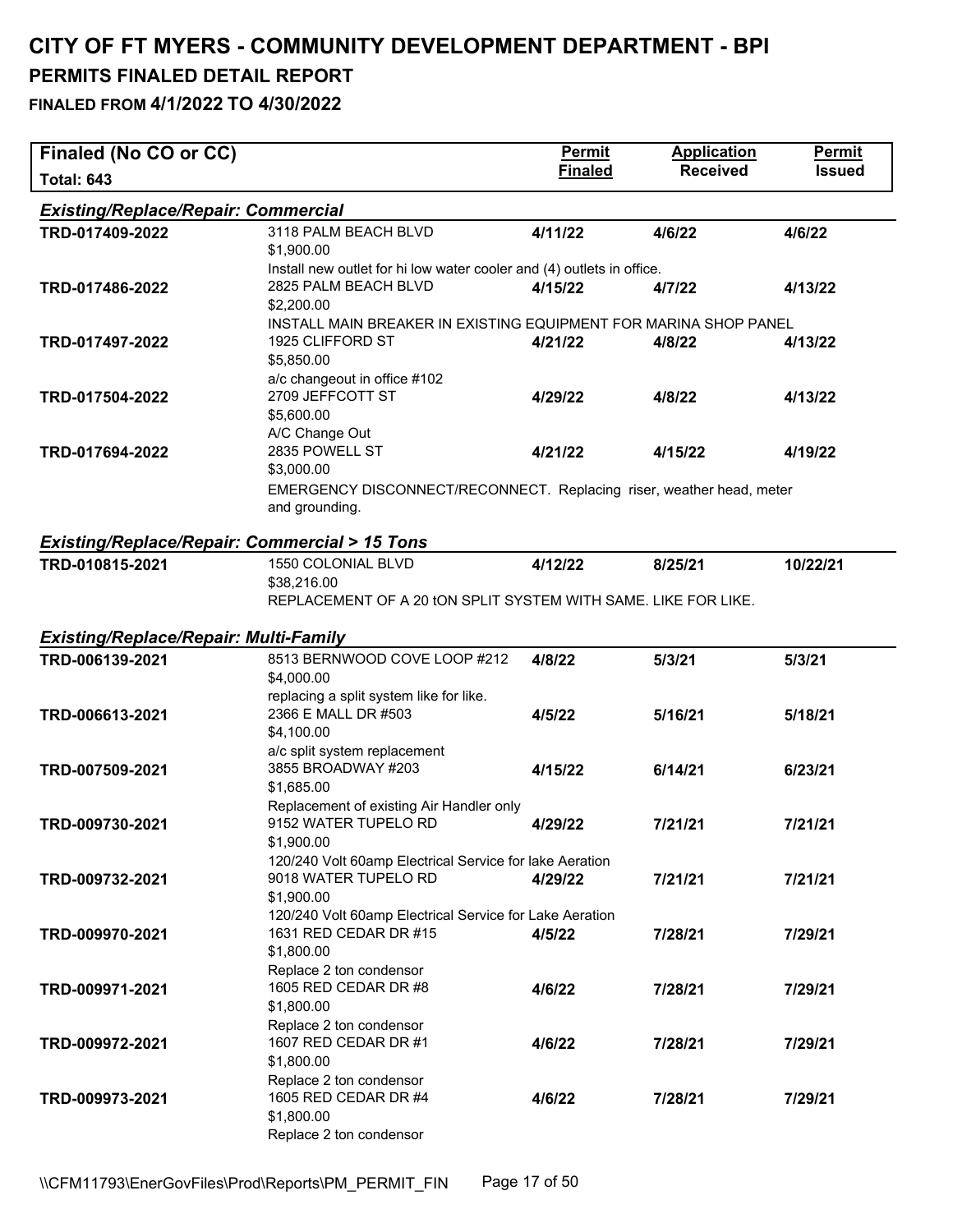# CITY OF FT MYERS - COMMUNITY DEVELOPMENT DEPARTMENT - BPI

## PERMITS FINALED DETAIL REPORT

### FINALED FROM 4/1/2022 TO 4/30/2022

| Finaled (No CO or CC) Total: 643 | | Permit Finaled | Application Received | Permit Issued |
|---|---|---|---|---|
| ***Existing/Replace/Repair: Commercial*** | | | | |
| **TRD-017409-2022** | 3118 PALM BEACH BLVD<br>$1,900.00<br>Install new outlet for hi low water cooler and (4) outlets in office. | **4/11/22** | **4/6/22** | **4/6/22** |
| **TRD-017486-2022** | 2825 PALM BEACH BLVD<br>$2,200.00<br>INSTALL MAIN BREAKER IN EXISTING EQUIPMENT FOR MARINA SHOP PANEL | **4/15/22** | **4/7/22** | **4/13/22** |
| **TRD-017497-2022** | 1925 CLIFFORD ST<br>$5,850.00<br>a/c changeout in office #102 | **4/21/22** | **4/8/22** | **4/13/22** |
| **TRD-017504-2022** | 2709 JEFFCOTT ST<br>$5,600.00<br>A/C Change Out | **4/29/22** | **4/8/22** | **4/13/22** |
| **TRD-017694-2022** | 2835 POWELL ST<br>$3,000.00<br>EMERGENCY DISCONNECT/RECONNECT. Replacing riser, weather head, meter and grounding. | **4/21/22** | **4/15/22** | **4/19/22** |
| ***Existing/Replace/Repair: Commercial > 15 Tons*** | | | | |
| **TRD-010815-2021** | 1550 COLONIAL BLVD<br>$38,216.00<br>REPLACEMENT OF A 20 tON SPLIT SYSTEM WITH SAME. LIKE FOR LIKE. | **4/12/22** | **8/25/21** | **10/22/21** |
| ***Existing/Replace/Repair: Multi-Family*** | | | | |
| **TRD-006139-2021** | 8513 BERNWOOD COVE LOOP #212<br>$4,000.00<br>replacing a split system like for like. | **4/8/22** | **5/3/21** | **5/3/21** |
| **TRD-006613-2021** | 2366 E MALL DR #503<br>$4,100.00<br>a/c split system replacement | **4/5/22** | **5/16/21** | **5/18/21** |
| **TRD-007509-2021** | 3855 BROADWAY #203<br>$1,685.00<br>Replacement of existing Air Handler only | **4/15/22** | **6/14/21** | **6/23/21** |
| **TRD-009730-2021** | 9152 WATER TUPELO RD<br>$1,900.00<br>120/240 Volt 60amp Electrical Service for lake Aeration | **4/29/22** | **7/21/21** | **7/21/21** |
| **TRD-009732-2021** | 9018 WATER TUPELO RD<br>$1,900.00<br>120/240 Volt 60amp Electrical Service for Lake Aeration | **4/29/22** | **7/21/21** | **7/21/21** |
| **TRD-009970-2021** | 1631 RED CEDAR DR #15<br>$1,800.00<br>Replace 2 ton condensor | **4/5/22** | **7/28/21** | **7/29/21** |
| **TRD-009971-2021** | 1605 RED CEDAR DR #8<br>$1,800.00<br>Replace 2 ton condensor | **4/6/22** | **7/28/21** | **7/29/21** |
| **TRD-009972-2021** | 1607 RED CEDAR DR #1<br>$1,800.00<br>Replace 2 ton condensor | **4/6/22** | **7/28/21** | **7/29/21** |
| **TRD-009973-2021** | 1605 RED CEDAR DR #4<br>$1,800.00<br>Replace 2 ton condensor | **4/6/22** | **7/28/21** | **7/29/21** |

\\CFM11793\EnerGovFiles\Prod\Reports\PM_PERMIT_FIN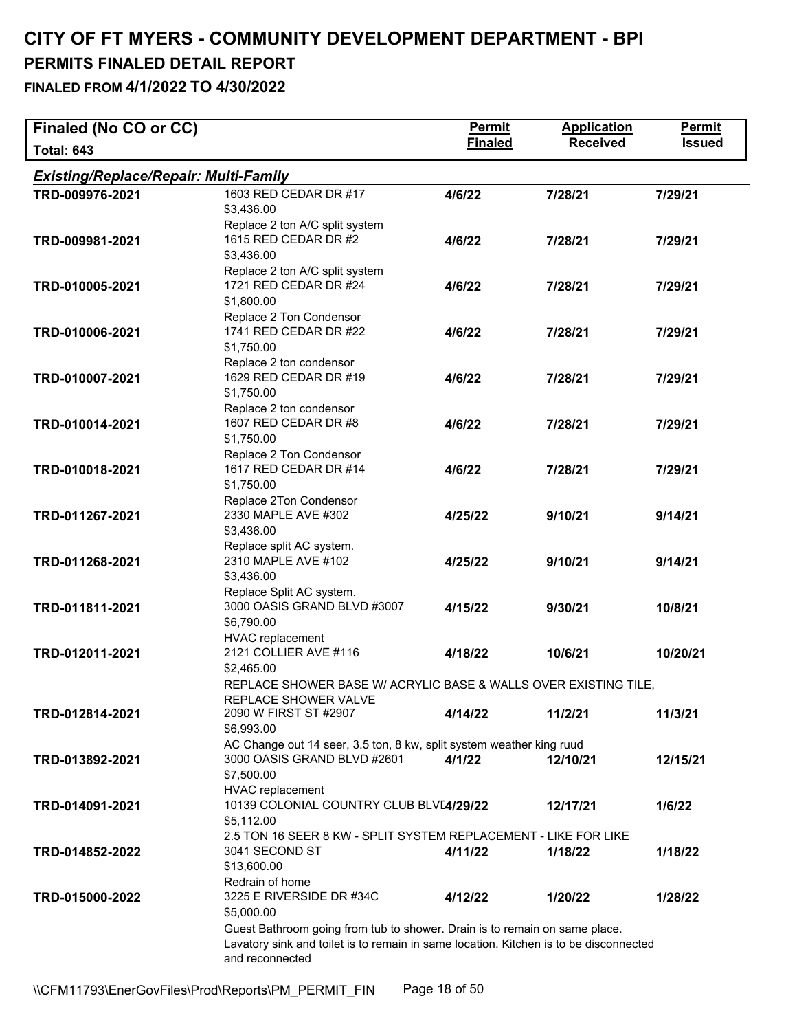# CITY OF FT MYERS - COMMUNITY DEVELOPMENT DEPARTMENT - BPI

## PERMITS FINALED DETAIL REPORT

### FINALED FROM 4/1/2022 TO 4/30/2022

| Finaled (No CO or CC) Total: 643 | | Permit Finaled | Application Received | Permit Issued |
|---|---|---|---|---|
| ***Existing/Replace/Repair: Multi-Family*** | | | | |
| **TRD-009976-2021** | 1603 RED CEDAR DR #17<br>$3,436.00<br>Replace 2 ton A/C split system | **4/6/22** | **7/28/21** | **7/29/21** |
| **TRD-009981-2021** | 1615 RED CEDAR DR #2<br>$3,436.00<br>Replace 2 ton A/C split system | **4/6/22** | **7/28/21** | **7/29/21** |
| **TRD-010005-2021** | 1721 RED CEDAR DR #24<br>$1,800.00<br>Replace 2 Ton Condensor | **4/6/22** | **7/28/21** | **7/29/21** |
| **TRD-010006-2021** | 1741 RED CEDAR DR #22<br>$1,750.00<br>Replace 2 ton condensor | **4/6/22** | **7/28/21** | **7/29/21** |
| **TRD-010007-2021** | 1629 RED CEDAR DR #19<br>$1,750.00<br>Replace 2 ton condensor | **4/6/22** | **7/28/21** | **7/29/21** |
| **TRD-010014-2021** | 1607 RED CEDAR DR #8<br>$1,750.00<br>Replace 2 Ton Condensor | **4/6/22** | **7/28/21** | **7/29/21** |
| **TRD-010018-2021** | 1617 RED CEDAR DR #14<br>$1,750.00<br>Replace 2Ton Condensor | **4/6/22** | **7/28/21** | **7/29/21** |
| **TRD-011267-2021** | 2330 MAPLE AVE #302<br>$3,436.00<br>Replace split AC system. | **4/25/22** | **9/10/21** | **9/14/21** |
| **TRD-011268-2021** | 2310 MAPLE AVE #102<br>$3,436.00<br>Replace Split AC system. | **4/25/22** | **9/10/21** | **9/14/21** |
| **TRD-011811-2021** | 3000 OASIS GRAND BLVD #3007<br>$6,790.00<br>HVAC replacement | **4/15/22** | **9/30/21** | **10/8/21** |
| **TRD-012011-2021** | 2121 COLLIER AVE #116<br>$2,465.00<br>REPLACE SHOWER BASE W/ ACRYLIC BASE & WALLS OVER EXISTING TILE, REPLACE SHOWER VALVE | **4/18/22** | **10/6/21** | **10/20/21** |
| **TRD-012814-2021** | 2090 W FIRST ST #2907<br>$6,993.00<br>AC Change out 14 seer, 3.5 ton, 8 kw, split system weather king ruud | **4/14/22** | **11/2/21** | **11/3/21** |
| **TRD-013892-2021** | 3000 OASIS GRAND BLVD #2601<br>$7,500.00<br>HVAC replacement | **4/1/22** | **12/10/21** | **12/15/21** |
| **TRD-014091-2021** | 10139 COLONIAL COUNTRY CLUB BLVD<br>$5,112.00<br>2.5 TON 16 SEER 8 KW - SPLIT SYSTEM REPLACEMENT - LIKE FOR LIKE | **4/29/22** | **12/17/21** | **1/6/22** |
| **TRD-014852-2022** | 3041 SECOND ST<br>$13,600.00<br>Redrain of home | **4/11/22** | **1/18/22** | **1/18/22** |
| **TRD-015000-2022** | 3225 E RIVERSIDE DR #34C<br>$5,000.00<br>Guest Bathroom going from tub to shower. Drain is to remain on same place. Lavatory sink and toilet is to remain in same location. Kitchen is to be disconnected and reconnected | **4/12/22** | **1/20/22** | **1/28/22** |

\\CFM11793\EnerGovFiles\Prod\Reports\PM_PERMIT_FIN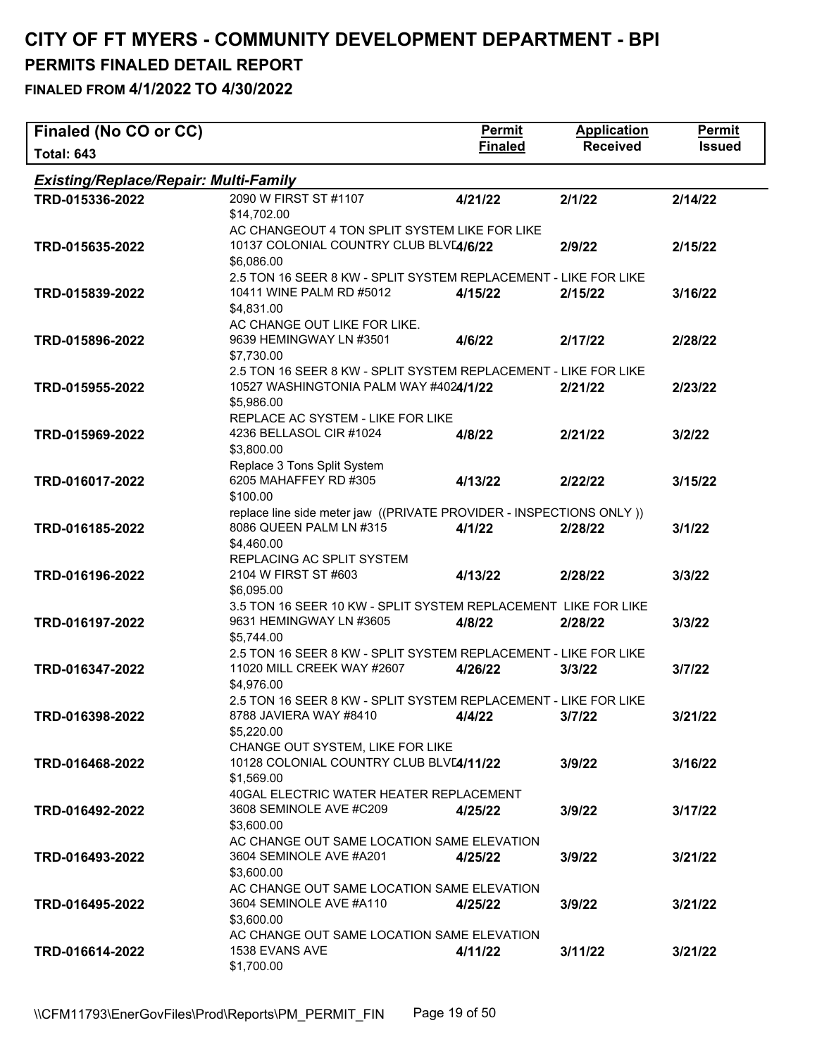# CITY OF FT MYERS - COMMUNITY DEVELOPMENT DEPARTMENT - BPI

## PERMITS FINALED DETAIL REPORT

### FINALED FROM 4/1/2022 TO 4/30/2022

| Finaled (No CO or CC) Total: 643 | | Permit Finaled | Application Received | Permit Issued |
|---|---|---|---|---|
| ***Existing/Replace/Repair: Multi-Family*** | | | | |
| TRD-015336-2022 | 2090 W FIRST ST #1107<br>$14,702.00<br>AC CHANGEOUT 4 TON SPLIT SYSTEM LIKE FOR LIKE | 4/21/22 | 2/1/22 | 2/14/22 |
| TRD-015635-2022 | 10137 COLONIAL COUNTRY CLUB BLVD<br>$6,086.00<br>2.5 TON 16 SEER 8 KW - SPLIT SYSTEM REPLACEMENT - LIKE FOR LIKE | 4/6/22 | 2/9/22 | 2/15/22 |
| TRD-015839-2022 | 10411 WINE PALM RD #5012<br>$4,831.00<br>AC CHANGE OUT LIKE FOR LIKE. | 4/15/22 | 2/15/22 | 3/16/22 |
| TRD-015896-2022 | 9639 HEMINGWAY LN #3501<br>$7,730.00<br>2.5 TON 16 SEER 8 KW - SPLIT SYSTEM REPLACEMENT - LIKE FOR LIKE | 4/6/22 | 2/17/22 | 2/28/22 |
| TRD-015955-2022 | 10527 WASHINGTONIA PALM WAY #402<br>$5,986.00<br>REPLACE AC SYSTEM - LIKE FOR LIKE | 4/1/22 | 2/21/22 | 2/23/22 |
| TRD-015969-2022 | 4236 BELLASOL CIR #1024<br>$3,800.00<br>Replace 3 Tons Split System | 4/8/22 | 2/21/22 | 3/2/22 |
| TRD-016017-2022 | 6205 MAHAFFEY RD #305<br>$100.00<br>replace line side meter jaw ((PRIVATE PROVIDER - INSPECTIONS ONLY )) | 4/13/22 | 2/22/22 | 3/15/22 |
| TRD-016185-2022 | 8086 QUEEN PALM LN #315<br>$4,460.00<br>REPLACING AC SPLIT SYSTEM | 4/1/22 | 2/28/22 | 3/1/22 |
| TRD-016196-2022 | 2104 W FIRST ST #603<br>$6,095.00<br>3.5 TON 16 SEER 10 KW - SPLIT SYSTEM REPLACEMENT LIKE FOR LIKE | 4/13/22 | 2/28/22 | 3/3/22 |
| TRD-016197-2022 | 9631 HEMINGWAY LN #3605<br>$5,744.00<br>2.5 TON 16 SEER 8 KW - SPLIT SYSTEM REPLACEMENT - LIKE FOR LIKE | 4/8/22 | 2/28/22 | 3/3/22 |
| TRD-016347-2022 | 11020 MILL CREEK WAY #2607<br>$4,976.00<br>2.5 TON 16 SEER 8 KW - SPLIT SYSTEM REPLACEMENT - LIKE FOR LIKE | 4/26/22 | 3/3/22 | 3/7/22 |
| TRD-016398-2022 | 8788 JAVIERA WAY #8410<br>$5,220.00<br>CHANGE OUT SYSTEM, LIKE FOR LIKE | 4/4/22 | 3/7/22 | 3/21/22 |
| TRD-016468-2022 | 10128 COLONIAL COUNTRY CLUB BLVD<br>$1,569.00<br>40GAL ELECTRIC WATER HEATER REPLACEMENT | 4/11/22 | 3/9/22 | 3/16/22 |
| TRD-016492-2022 | 3608 SEMINOLE AVE #C209<br>$3,600.00<br>AC CHANGE OUT SAME LOCATION SAME ELEVATION | 4/25/22 | 3/9/22 | 3/17/22 |
| TRD-016493-2022 | 3604 SEMINOLE AVE #A201<br>$3,600.00<br>AC CHANGE OUT SAME LOCATION SAME ELEVATION | 4/25/22 | 3/9/22 | 3/21/22 |
| TRD-016495-2022 | 3604 SEMINOLE AVE #A110<br>$3,600.00<br>AC CHANGE OUT SAME LOCATION SAME ELEVATION | 4/25/22 | 3/9/22 | 3/21/22 |
| TRD-016614-2022 | 1538 EVANS AVE<br>$1,700.00 | 4/11/22 | 3/11/22 | 3/21/22 |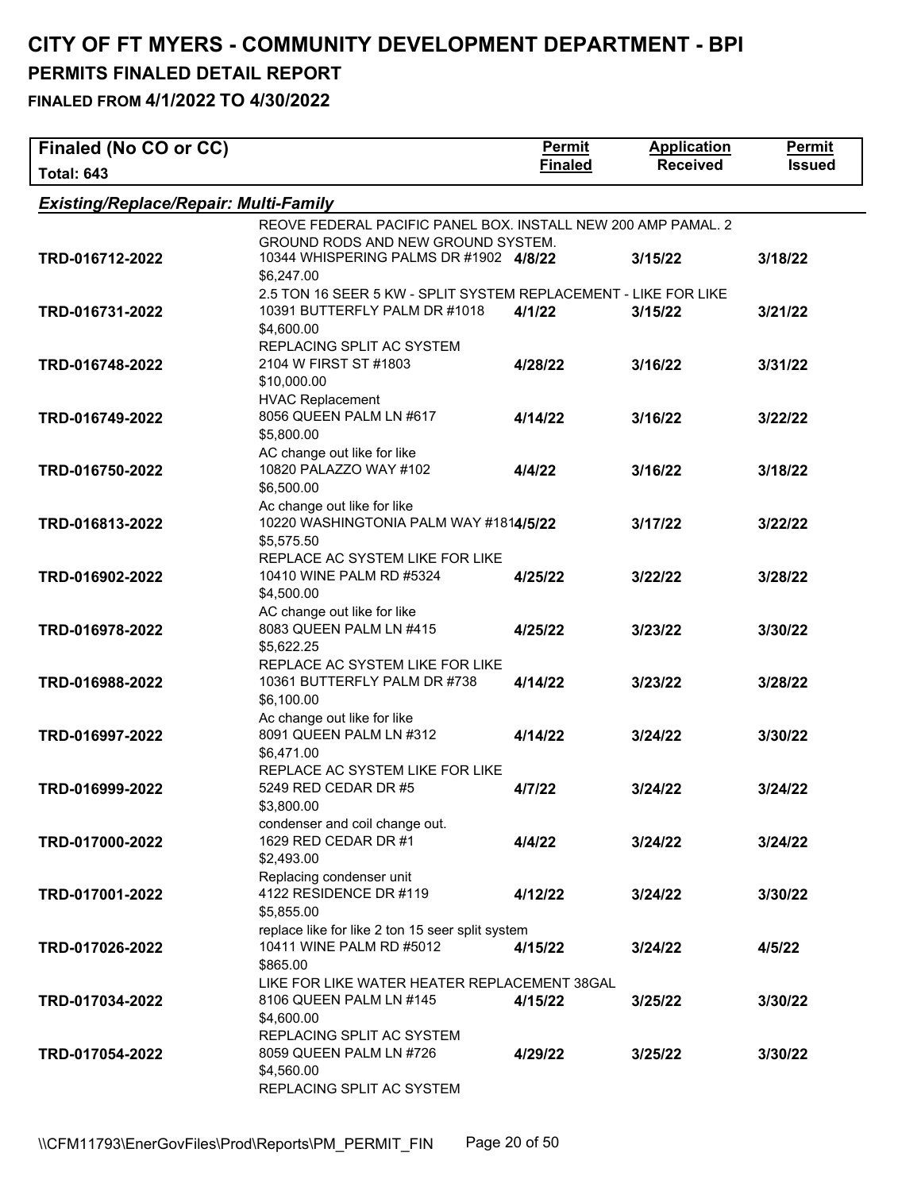# CITY OF FT MYERS - COMMUNITY DEVELOPMENT DEPARTMENT - BPI

## PERMITS FINALED DETAIL REPORT

### FINALED FROM 4/1/2022 TO 4/30/2022

| Finaled (No CO or CC) Total: 643 | | Permit Finaled | Application Received | Permit Issued |
|---|---|---|---|---|

***Existing/Replace/Repair: Multi-Family***

| Permit | Description / Address / Value | Permit Finaled | Application Received | Permit Issued |
|---|---|---|---|---|
| | REOVE FEDERAL PACIFIC PANEL BOX. INSTALL NEW 200 AMP PAMAL. 2 GROUND RODS AND NEW GROUND SYSTEM. | | | |
| TRD-016712-2022 | 10344 WHISPERING PALMS DR #1902 $6,247.00 2.5 TON 16 SEER 5 KW - SPLIT SYSTEM REPLACEMENT - LIKE FOR LIKE | 4/8/22 | 3/15/22 | 3/18/22 |
| TRD-016731-2022 | 10391 BUTTERFLY PALM DR #1018 $4,600.00 REPLACING SPLIT AC SYSTEM | 4/1/22 | 3/15/22 | 3/21/22 |
| TRD-016748-2022 | 2104 W FIRST ST #1803 $10,000.00 HVAC Replacement | 4/28/22 | 3/16/22 | 3/31/22 |
| TRD-016749-2022 | 8056 QUEEN PALM LN #617 $5,800.00 AC change out like for like | 4/14/22 | 3/16/22 | 3/22/22 |
| TRD-016750-2022 | 10820 PALAZZO WAY #102 $6,500.00 Ac change out like for like | 4/4/22 | 3/16/22 | 3/18/22 |
| TRD-016813-2022 | 10220 WASHINGTONIA PALM WAY #181 $5,575.50 REPLACE AC SYSTEM LIKE FOR LIKE | 4/5/22 | 3/17/22 | 3/22/22 |
| TRD-016902-2022 | 10410 WINE PALM RD #5324 $4,500.00 AC change out like for like | 4/25/22 | 3/22/22 | 3/28/22 |
| TRD-016978-2022 | 8083 QUEEN PALM LN #415 $5,622.25 REPLACE AC SYSTEM LIKE FOR LIKE | 4/25/22 | 3/23/22 | 3/30/22 |
| TRD-016988-2022 | 10361 BUTTERFLY PALM DR #738 $6,100.00 Ac change out like for like | 4/14/22 | 3/23/22 | 3/28/22 |
| TRD-016997-2022 | 8091 QUEEN PALM LN #312 $6,471.00 REPLACE AC SYSTEM LIKE FOR LIKE | 4/14/22 | 3/24/22 | 3/30/22 |
| TRD-016999-2022 | 5249 RED CEDAR DR #5 $3,800.00 condenser and coil change out. | 4/7/22 | 3/24/22 | 3/24/22 |
| TRD-017000-2022 | 1629 RED CEDAR DR #1 $2,493.00 Replacing condenser unit | 4/4/22 | 3/24/22 | 3/24/22 |
| TRD-017001-2022 | 4122 RESIDENCE DR #119 $5,855.00 replace like for like 2 ton 15 seer split system | 4/12/22 | 3/24/22 | 3/30/22 |
| TRD-017026-2022 | 10411 WINE PALM RD #5012 $865.00 LIKE FOR LIKE WATER HEATER REPLACEMENT 38GAL | 4/15/22 | 3/24/22 | 4/5/22 |
| TRD-017034-2022 | 8106 QUEEN PALM LN #145 $4,600.00 REPLACING SPLIT AC SYSTEM | 4/15/22 | 3/25/22 | 3/30/22 |
| TRD-017054-2022 | 8059 QUEEN PALM LN #726 $4,560.00 REPLACING SPLIT AC SYSTEM | 4/29/22 | 3/25/22 | 3/30/22 |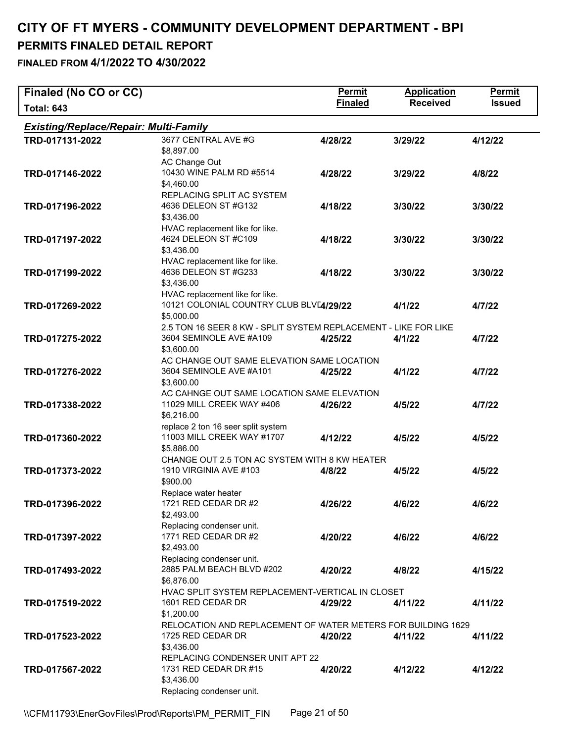# CITY OF FT MYERS - COMMUNITY DEVELOPMENT DEPARTMENT - BPI

## PERMITS FINALED DETAIL REPORT

### FINALED FROM 4/1/2022 TO 4/30/2022

| Finaled (No CO or CC) Total: 643 | | Permit Finaled | Application Received | Permit Issued |
|---|---|---|---|---|
| ***Existing/Replace/Repair: Multi-Family*** | | | | |
| **TRD-017131-2022** | 3677 CENTRAL AVE #G<br>$8,897.00<br>AC Change Out | **4/28/22** | **3/29/22** | **4/12/22** |
| **TRD-017146-2022** | 10430 WINE PALM RD #5514<br>$4,460.00<br>REPLACING SPLIT AC SYSTEM | **4/28/22** | **3/29/22** | **4/8/22** |
| **TRD-017196-2022** | 4636 DELEON ST #G132<br>$3,436.00<br>HVAC replacement like for like. | **4/18/22** | **3/30/22** | **3/30/22** |
| **TRD-017197-2022** | 4624 DELEON ST #C109<br>$3,436.00<br>HVAC replacement like for like. | **4/18/22** | **3/30/22** | **3/30/22** |
| **TRD-017199-2022** | 4636 DELEON ST #G233<br>$3,436.00<br>HVAC replacement like for like. | **4/18/22** | **3/30/22** | **3/30/22** |
| **TRD-017269-2022** | 10121 COLONIAL COUNTRY CLUB BLVD<br>$5,000.00<br>2.5 TON 16 SEER 8 KW - SPLIT SYSTEM REPLACEMENT - LIKE FOR LIKE | **4/29/22** | **4/1/22** | **4/7/22** |
| **TRD-017275-2022** | 3604 SEMINOLE AVE #A109<br>$3,600.00<br>AC CHANGE OUT SAME ELEVATION SAME LOCATION | **4/25/22** | **4/1/22** | **4/7/22** |
| **TRD-017276-2022** | 3604 SEMINOLE AVE #A101<br>$3,600.00<br>AC CAHNGE OUT SAME LOCATION SAME ELEVATION | **4/25/22** | **4/1/22** | **4/7/22** |
| **TRD-017338-2022** | 11029 MILL CREEK WAY #406<br>$6,216.00<br>replace 2 ton 16 seer split system | **4/26/22** | **4/5/22** | **4/7/22** |
| **TRD-017360-2022** | 11003 MILL CREEK WAY #1707<br>$5,886.00<br>CHANGE OUT 2.5 TON AC SYSTEM WITH 8 KW HEATER | **4/12/22** | **4/5/22** | **4/5/22** |
| **TRD-017373-2022** | 1910 VIRGINIA AVE #103<br>$900.00<br>Replace water heater | **4/8/22** | **4/5/22** | **4/5/22** |
| **TRD-017396-2022** | 1721 RED CEDAR DR #2<br>$2,493.00<br>Replacing condenser unit. | **4/26/22** | **4/6/22** | **4/6/22** |
| **TRD-017397-2022** | 1771 RED CEDAR DR #2<br>$2,493.00<br>Replacing condenser unit. | **4/20/22** | **4/6/22** | **4/6/22** |
| **TRD-017493-2022** | 2885 PALM BEACH BLVD #202<br>$6,876.00<br>HVAC SPLIT SYSTEM REPLACEMENT-VERTICAL IN CLOSET | **4/20/22** | **4/8/22** | **4/15/22** |
| **TRD-017519-2022** | 1601 RED CEDAR DR<br>$1,200.00<br>RELOCATION AND REPLACEMENT OF WATER METERS FOR BUILDING 1629 | **4/29/22** | **4/11/22** | **4/11/22** |
| **TRD-017523-2022** | 1725 RED CEDAR DR<br>$3,436.00<br>REPLACING CONDENSER UNIT APT 22 | **4/20/22** | **4/11/22** | **4/11/22** |
| **TRD-017567-2022** | 1731 RED CEDAR DR #15<br>$3,436.00<br>Replacing condenser unit. | **4/20/22** | **4/12/22** | **4/12/22** |

\\CFM11793\EnerGovFiles\Prod\Reports\PM_PERMIT_FIN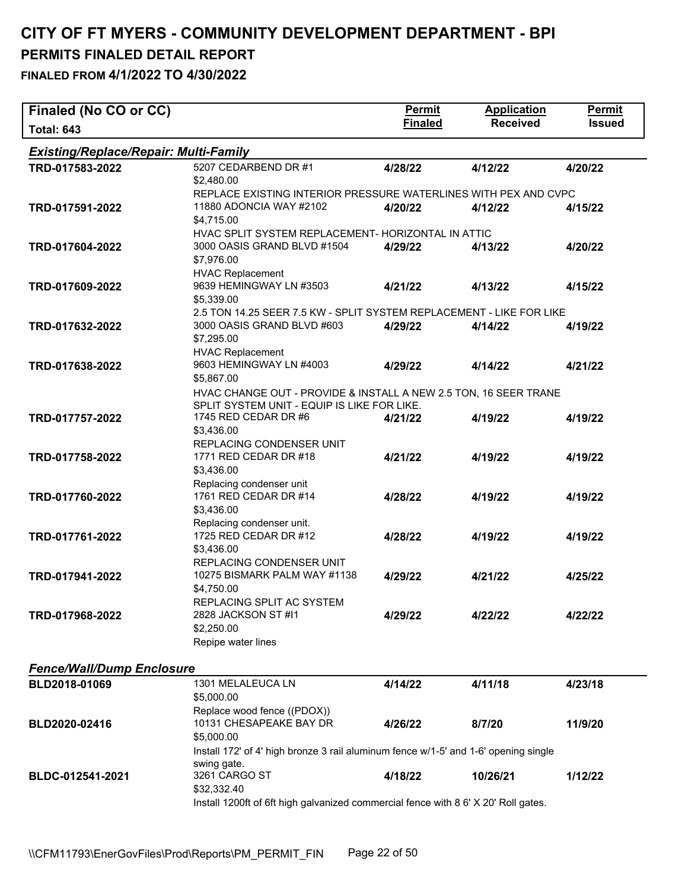# CITY OF FT MYERS - COMMUNITY DEVELOPMENT DEPARTMENT - BPI

## PERMITS FINALED DETAIL REPORT

### FINALED FROM 4/1/2022 TO 4/30/2022

| Finaled (No CO or CC) Total: 643 | | Permit Finaled | Application Received | Permit Issued |
|---|---|---|---|---|
| ***Existing/Replace/Repair: Multi-Family*** | | | | |
| TRD-017583-2022 | 5207 CEDARBEND DR #1<br>$2,480.00<br>REPLACE EXISTING INTERIOR PRESSURE WATERLINES WITH PEX AND CVPC | 4/28/22 | 4/12/22 | 4/20/22 |
| TRD-017591-2022 | 11880 ADONCIA WAY #2102<br>$4,715.00<br>HVAC SPLIT SYSTEM REPLACEMENT- HORIZONTAL IN ATTIC | 4/20/22 | 4/12/22 | 4/15/22 |
| TRD-017604-2022 | 3000 OASIS GRAND BLVD #1504<br>$7,976.00<br>HVAC Replacement | 4/29/22 | 4/13/22 | 4/20/22 |
| TRD-017609-2022 | 9639 HEMINGWAY LN #3503<br>$5,339.00<br>2.5 TON 14.25 SEER 7.5 KW - SPLIT SYSTEM REPLACEMENT - LIKE FOR LIKE | 4/21/22 | 4/13/22 | 4/15/22 |
| TRD-017632-2022 | 3000 OASIS GRAND BLVD #603<br>$7,295.00<br>HVAC Replacement | 4/29/22 | 4/14/22 | 4/19/22 |
| TRD-017638-2022 | 9603 HEMINGWAY LN #4003<br>$5,867.00<br>HVAC CHANGE OUT - PROVIDE & INSTALL A NEW 2.5 TON, 16 SEER TRANE SPLIT SYSTEM UNIT - EQUIP IS LIKE FOR LIKE. | 4/29/22 | 4/14/22 | 4/21/22 |
| TRD-017757-2022 | 1745 RED CEDAR DR #6<br>$3,436.00<br>REPLACING CONDENSER UNIT | 4/21/22 | 4/19/22 | 4/19/22 |
| TRD-017758-2022 | 1771 RED CEDAR DR #18<br>$3,436.00<br>Replacing condenser unit | 4/21/22 | 4/19/22 | 4/19/22 |
| TRD-017760-2022 | 1761 RED CEDAR DR #14<br>$3,436.00<br>Replacing condenser unit. | 4/28/22 | 4/19/22 | 4/19/22 |
| TRD-017761-2022 | 1725 RED CEDAR DR #12<br>$3,436.00<br>REPLACING CONDENSER UNIT | 4/28/22 | 4/19/22 | 4/19/22 |
| TRD-017941-2022 | 10275 BISMARK PALM WAY #1138<br>$4,750.00<br>REPLACING SPLIT AC SYSTEM | 4/29/22 | 4/21/22 | 4/25/22 |
| TRD-017968-2022 | 2828 JACKSON ST #I1<br>$2,250.00<br>Repipe water lines | 4/29/22 | 4/22/22 | 4/22/22 |
| ***Fence/Wall/Dump Enclosure*** | | | | |
| BLD2018-01069 | 1301 MELALEUCA LN<br>$5,000.00<br>Replace wood fence ((PDOX)) | 4/14/22 | 4/11/18 | 4/23/18 |
| BLD2020-02416 | 10131 CHESAPEAKE BAY DR<br>$5,000.00<br>Install 172' of 4' high bronze 3 rail aluminum fence w/1-5' and 1-6' opening single swing gate. | 4/26/22 | 8/7/20 | 11/9/20 |
| BLDC-012541-2021 | 3261 CARGO ST<br>$32,332.40<br>Install 1200ft of 6ft high galvanized commercial fence with 8 6' X 20' Roll gates. | 4/18/22 | 10/26/21 | 1/12/22 |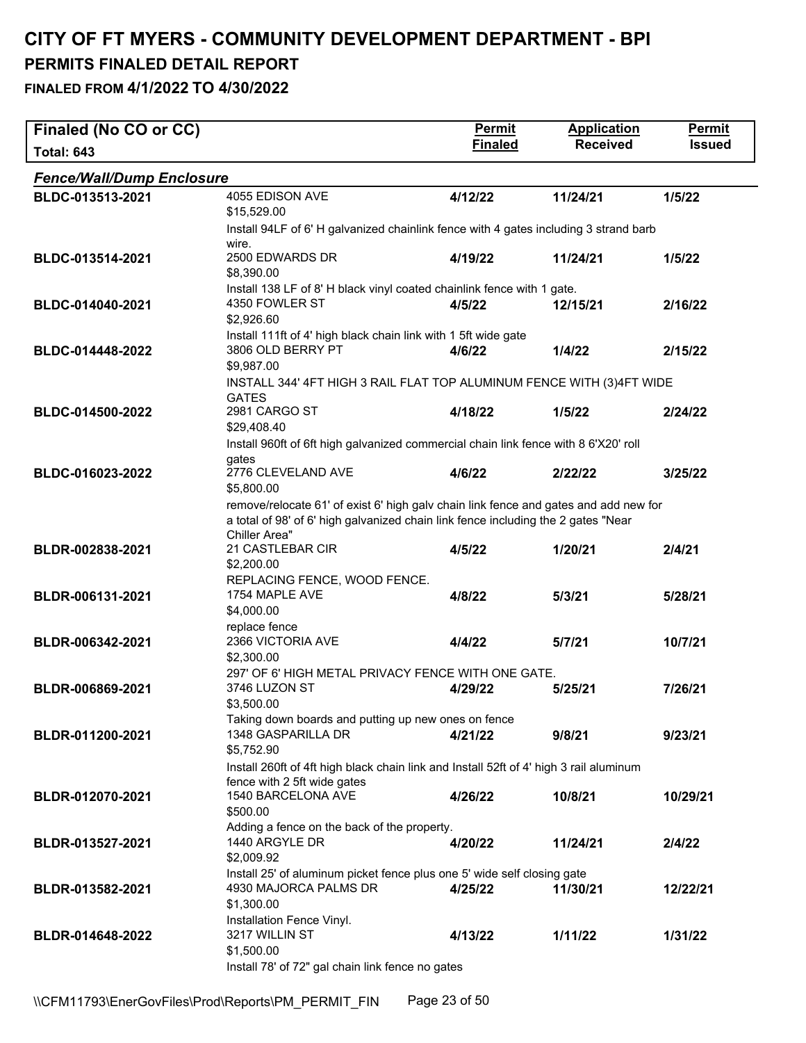# CITY OF FT MYERS - COMMUNITY DEVELOPMENT DEPARTMENT - BPI

## PERMITS FINALED DETAIL REPORT

### FINALED FROM 4/1/2022 TO 4/30/2022

| Finaled (No CO or CC) Total: 643 | | Permit Finaled | Application Received | Permit Issued |
|---|---|---|---|---|

***Fence/Wall/Dump Enclosure***

| Permit | Address / Valuation / Description | Permit Finaled | Application Received | Permit Issued |
|---|---|---|---|---|
| BLDC-013513-2021 | 4055 EDISON AVE<br>$15,529.00<br>Install 94LF of 6' H galvanized chainlink fence with 4 gates including 3 strand barb wire. | 4/12/22 | 11/24/21 | 1/5/22 |
| BLDC-013514-2021 | 2500 EDWARDS DR<br>$8,390.00<br>Install 138 LF of 8' H black vinyl coated chainlink fence with 1 gate. | 4/19/22 | 11/24/21 | 1/5/22 |
| BLDC-014040-2021 | 4350 FOWLER ST<br>$2,926.60<br>Install 111ft of 4' high black chain link with 1 5ft wide gate | 4/5/22 | 12/15/21 | 2/16/22 |
| BLDC-014448-2022 | 3806 OLD BERRY PT<br>$9,987.00<br>INSTALL 344' 4FT HIGH 3 RAIL FLAT TOP ALUMINUM FENCE WITH (3)4FT WIDE GATES | 4/6/22 | 1/4/22 | 2/15/22 |
| BLDC-014500-2022 | 2981 CARGO ST<br>$29,408.40<br>Install 960ft of 6ft high galvanized commercial chain link fence with 8 6'X20' roll gates | 4/18/22 | 1/5/22 | 2/24/22 |
| BLDC-016023-2022 | 2776 CLEVELAND AVE<br>$5,800.00<br>remove/relocate 61' of exist 6' high galv chain link fence and gates and add new for a total of 98' of 6' high galvanized chain link fence including the 2 gates "Near Chiller Area" | 4/6/22 | 2/22/22 | 3/25/22 |
| BLDR-002838-2021 | 21 CASTLEBAR CIR<br>$2,200.00<br>REPLACING FENCE, WOOD FENCE. | 4/5/22 | 1/20/21 | 2/4/21 |
| BLDR-006131-2021 | 1754 MAPLE AVE<br>$4,000.00<br>replace fence | 4/8/22 | 5/3/21 | 5/28/21 |
| BLDR-006342-2021 | 2366 VICTORIA AVE<br>$2,300.00<br>297' OF 6' HIGH METAL PRIVACY FENCE WITH ONE GATE. | 4/4/22 | 5/7/21 | 10/7/21 |
| BLDR-006869-2021 | 3746 LUZON ST<br>$3,500.00<br>Taking down boards and putting up new ones on fence | 4/29/22 | 5/25/21 | 7/26/21 |
| BLDR-011200-2021 | 1348 GASPARILLA DR<br>$5,752.90<br>Install 260ft of 4ft high black chain link and Install 52ft of 4' high 3 rail aluminum fence with 2 5ft wide gates | 4/21/22 | 9/8/21 | 9/23/21 |
| BLDR-012070-2021 | 1540 BARCELONA AVE<br>$500.00<br>Adding a fence on the back of the property. | 4/26/22 | 10/8/21 | 10/29/21 |
| BLDR-013527-2021 | 1440 ARGYLE DR<br>$2,009.92<br>Install 25' of aluminum picket fence plus one 5' wide self closing gate | 4/20/22 | 11/24/21 | 2/4/22 |
| BLDR-013582-2021 | 4930 MAJORCA PALMS DR<br>$1,300.00<br>Installation Fence Vinyl. | 4/25/22 | 11/30/21 | 12/22/21 |
| BLDR-014648-2022 | 3217 WILLIN ST<br>$1,500.00<br>Install 78' of 72" gal chain link fence no gates | 4/13/22 | 1/11/22 | 1/31/22 |

\\CFM11793\EnerGovFiles\Prod\Reports\PM_PERMIT_FIN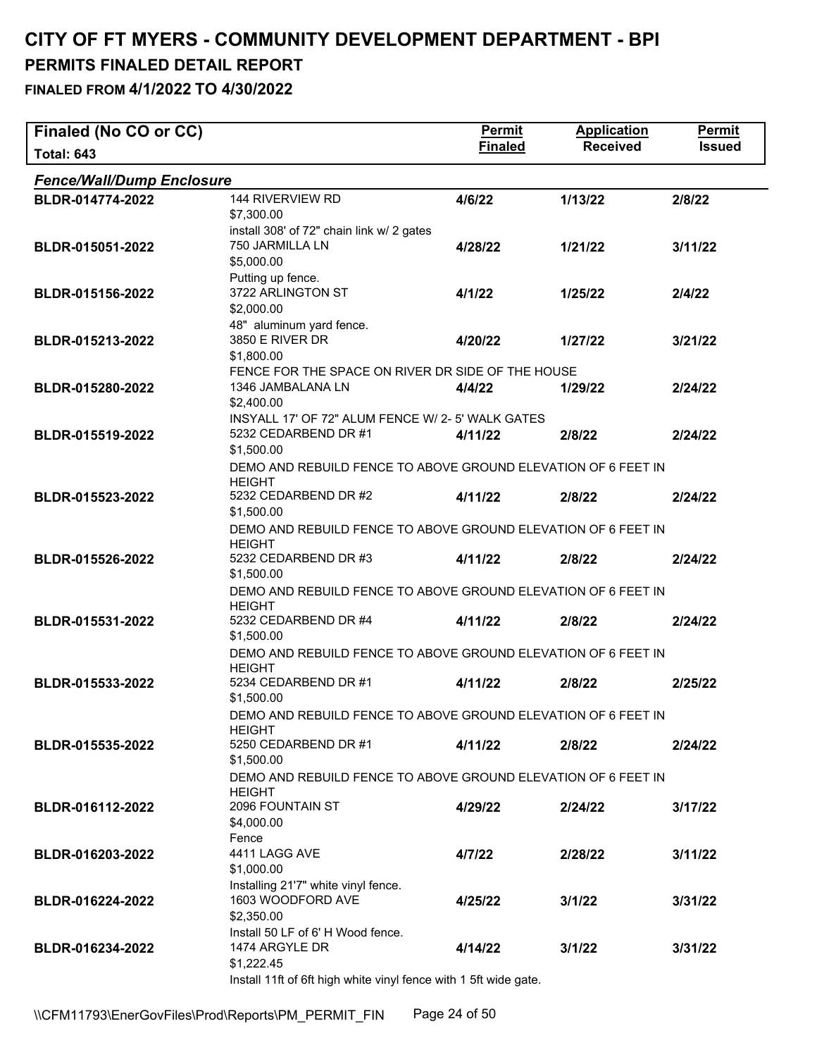# CITY OF FT MYERS - COMMUNITY DEVELOPMENT DEPARTMENT - BPI

## PERMITS FINALED DETAIL REPORT

### FINALED FROM 4/1/2022 TO 4/30/2022

| Finaled (No CO or CC) Total: 643 | | Permit Finaled | Application Received | Permit Issued |
|---|---|---|---|---|
| ***Fence/Wall/Dump Enclosure*** | | | | |
| **BLDR-014774-2022** | 144 RIVERVIEW RD<br>$7,300.00<br>install 308' of 72" chain link w/ 2 gates | **4/6/22** | **1/13/22** | **2/8/22** |
| **BLDR-015051-2022** | 750 JARMILLA LN<br>$5,000.00<br>Putting up fence. | **4/28/22** | **1/21/22** | **3/11/22** |
| **BLDR-015156-2022** | 3722 ARLINGTON ST<br>$2,000.00<br>48" aluminum yard fence. | **4/1/22** | **1/25/22** | **2/4/22** |
| **BLDR-015213-2022** | 3850 E RIVER DR<br>$1,800.00<br>FENCE FOR THE SPACE ON RIVER DR SIDE OF THE HOUSE | **4/20/22** | **1/27/22** | **3/21/22** |
| **BLDR-015280-2022** | 1346 JAMBALANA LN<br>$2,400.00<br>INSYALL 17' OF 72" ALUM FENCE W/ 2- 5' WALK GATES | **4/4/22** | **1/29/22** | **2/24/22** |
| **BLDR-015519-2022** | 5232 CEDARBEND DR #1<br>$1,500.00<br>DEMO AND REBUILD FENCE TO ABOVE GROUND ELEVATION OF 6 FEET IN HEIGHT | **4/11/22** | **2/8/22** | **2/24/22** |
| **BLDR-015523-2022** | 5232 CEDARBEND DR #2<br>$1,500.00<br>DEMO AND REBUILD FENCE TO ABOVE GROUND ELEVATION OF 6 FEET IN HEIGHT | **4/11/22** | **2/8/22** | **2/24/22** |
| **BLDR-015526-2022** | 5232 CEDARBEND DR #3<br>$1,500.00<br>DEMO AND REBUILD FENCE TO ABOVE GROUND ELEVATION OF 6 FEET IN HEIGHT | **4/11/22** | **2/8/22** | **2/24/22** |
| **BLDR-015531-2022** | 5232 CEDARBEND DR #4<br>$1,500.00<br>DEMO AND REBUILD FENCE TO ABOVE GROUND ELEVATION OF 6 FEET IN HEIGHT | **4/11/22** | **2/8/22** | **2/24/22** |
| **BLDR-015533-2022** | 5234 CEDARBEND DR #1<br>$1,500.00<br>DEMO AND REBUILD FENCE TO ABOVE GROUND ELEVATION OF 6 FEET IN HEIGHT | **4/11/22** | **2/8/22** | **2/25/22** |
| **BLDR-015535-2022** | 5250 CEDARBEND DR #1<br>$1,500.00<br>DEMO AND REBUILD FENCE TO ABOVE GROUND ELEVATION OF 6 FEET IN HEIGHT | **4/11/22** | **2/8/22** | **2/24/22** |
| **BLDR-016112-2022** | 2096 FOUNTAIN ST<br>$4,000.00<br>Fence | **4/29/22** | **2/24/22** | **3/17/22** |
| **BLDR-016203-2022** | 4411 LAGG AVE<br>$1,000.00<br>Installing 21'7" white vinyl fence. | **4/7/22** | **2/28/22** | **3/11/22** |
| **BLDR-016224-2022** | 1603 WOODFORD AVE<br>$2,350.00<br>Install 50 LF of 6' H Wood fence. | **4/25/22** | **3/1/22** | **3/31/22** |
| **BLDR-016234-2022** | 1474 ARGYLE DR<br>$1,222.45<br>Install 11ft of 6ft high white vinyl fence with 1 5ft wide gate. | **4/14/22** | **3/1/22** | **3/31/22** |

\\CFM11793\EnerGovFiles\Prod\Reports\PM_PERMIT_FIN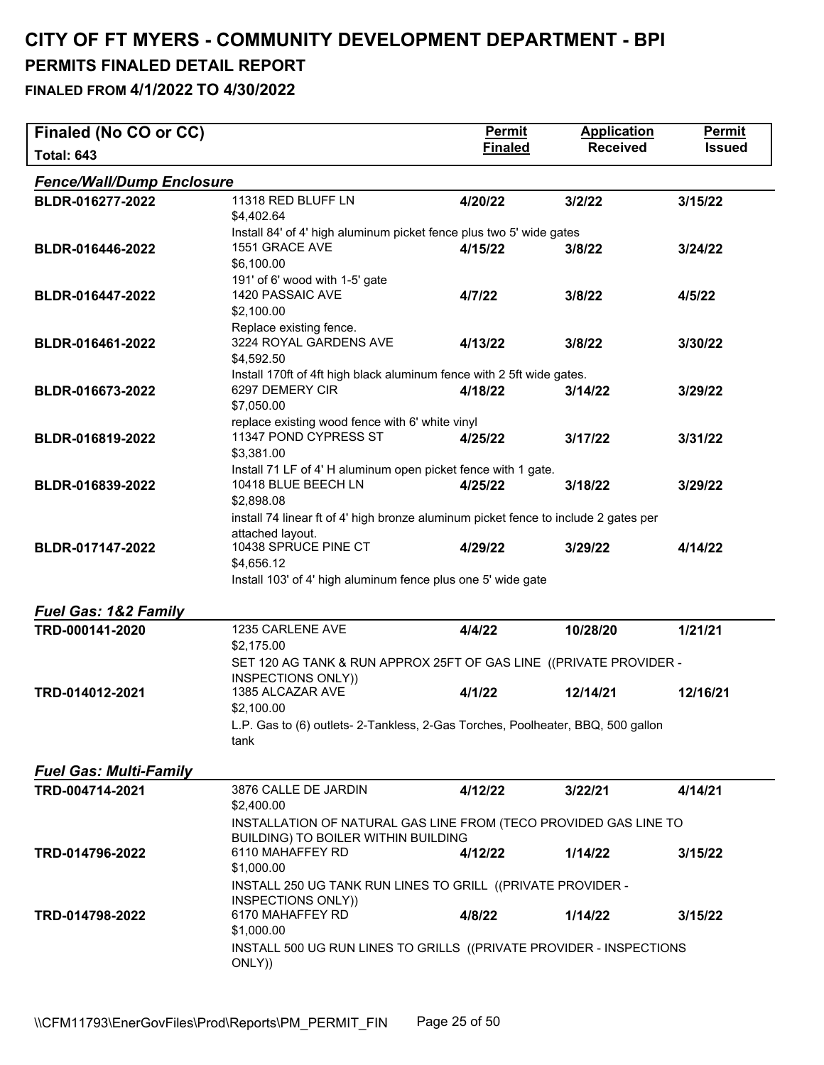# CITY OF FT MYERS - COMMUNITY DEVELOPMENT DEPARTMENT - BPI

## PERMITS FINALED DETAIL REPORT

### FINALED FROM 4/1/2022 TO 4/30/2022

| Finaled (No CO or CC) Total: 643 | | Permit Finaled | Application Received | Permit Issued |
|---|---|---|---|---|
| ***Fence/Wall/Dump Enclosure*** | | | | |
| **BLDR-016277-2022** | 11318 RED BLUFF LN<br>$4,402.64<br>Install 84' of 4' high aluminum picket fence plus two 5' wide gates | **4/20/22** | **3/2/22** | **3/15/22** |
| **BLDR-016446-2022** | 1551 GRACE AVE<br>$6,100.00<br>191' of 6' wood with 1-5' gate | **4/15/22** | **3/8/22** | **3/24/22** |
| **BLDR-016447-2022** | 1420 PASSAIC AVE<br>$2,100.00<br>Replace existing fence. | **4/7/22** | **3/8/22** | **4/5/22** |
| **BLDR-016461-2022** | 3224 ROYAL GARDENS AVE<br>$4,592.50<br>Install 170ft of 4ft high black aluminum fence with 2 5ft wide gates. | **4/13/22** | **3/8/22** | **3/30/22** |
| **BLDR-016673-2022** | 6297 DEMERY CIR<br>$7,050.00<br>replace existing wood fence with 6' white vinyl | **4/18/22** | **3/14/22** | **3/29/22** |
| **BLDR-016819-2022** | 11347 POND CYPRESS ST<br>$3,381.00<br>Install 71 LF of 4' H aluminum open picket fence with 1 gate. | **4/25/22** | **3/17/22** | **3/31/22** |
| **BLDR-016839-2022** | 10418 BLUE BEECH LN<br>$2,898.08<br>install 74 linear ft of 4' high bronze aluminum picket fence to include 2 gates per attached layout. | **4/25/22** | **3/18/22** | **3/29/22** |
| **BLDR-017147-2022** | 10438 SPRUCE PINE CT<br>$4,656.12<br>Install 103' of 4' high aluminum fence plus one 5' wide gate | **4/29/22** | **3/29/22** | **4/14/22** |
| ***Fuel Gas: 1&2 Family*** | | | | |
| **TRD-000141-2020** | 1235 CARLENE AVE<br>$2,175.00<br>SET 120 AG TANK & RUN APPROX 25FT OF GAS LINE ((PRIVATE PROVIDER - INSPECTIONS ONLY)) | **4/4/22** | **10/28/20** | **1/21/21** |
| **TRD-014012-2021** | 1385 ALCAZAR AVE<br>$2,100.00<br>L.P. Gas to (6) outlets- 2-Tankless, 2-Gas Torches, Poolheater, BBQ, 500 gallon tank | **4/1/22** | **12/14/21** | **12/16/21** |
| ***Fuel Gas: Multi-Family*** | | | | |
| **TRD-004714-2021** | 3876 CALLE DE JARDIN<br>$2,400.00<br>INSTALLATION OF NATURAL GAS LINE FROM (TECO PROVIDED GAS LINE TO BUILDING) TO BOILER WITHIN BUILDING | **4/12/22** | **3/22/21** | **4/14/21** |
| **TRD-014796-2022** | 6110 MAHAFFEY RD<br>$1,000.00<br>INSTALL 250 UG TANK RUN LINES TO GRILL ((PRIVATE PROVIDER - INSPECTIONS ONLY)) | **4/12/22** | **1/14/22** | **3/15/22** |
| **TRD-014798-2022** | 6170 MAHAFFEY RD<br>$1,000.00<br>INSTALL 500 UG RUN LINES TO GRILLS ((PRIVATE PROVIDER - INSPECTIONS ONLY)) | **4/8/22** | **1/14/22** | **3/15/22** |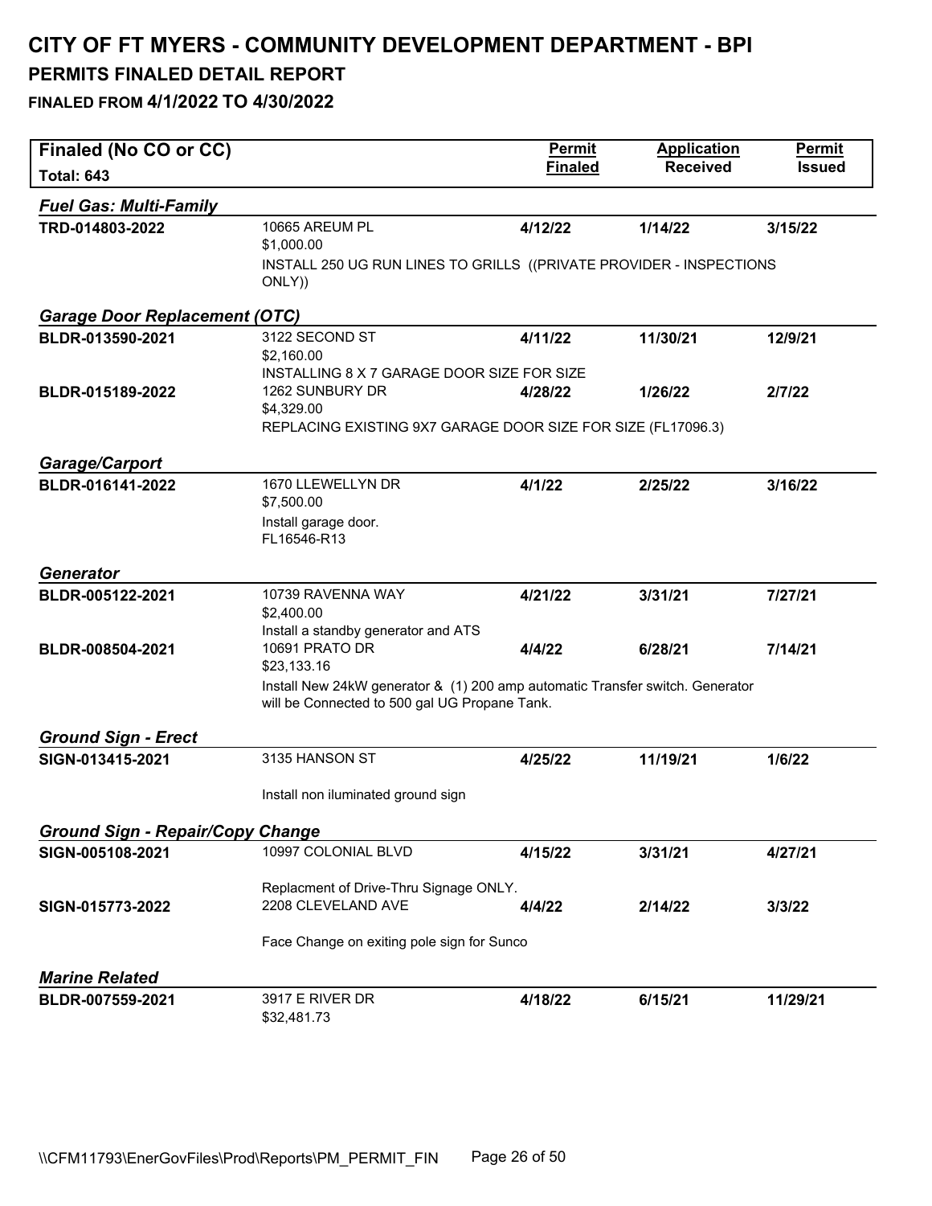# CITY OF FT MYERS - COMMUNITY DEVELOPMENT DEPARTMENT - BPI

## PERMITS FINALED DETAIL REPORT

### FINALED FROM 4/1/2022 TO 4/30/2022

| Finaled (No CO or CC) Total: 643 | | Permit Finaled | Application Received | Permit Issued |
|---|---|---|---|---|
| ***Fuel Gas: Multi-Family*** | | | | |
| **TRD-014803-2022** | 10665 AREUM PL<br>$1,000.00<br>INSTALL 250 UG RUN LINES TO GRILLS ((PRIVATE PROVIDER - INSPECTIONS ONLY)) | **4/12/22** | **1/14/22** | **3/15/22** |
| ***Garage Door Replacement (OTC)*** | | | | |
| **BLDR-013590-2021** | 3122 SECOND ST<br>$2,160.00<br>INSTALLING 8 X 7 GARAGE DOOR SIZE FOR SIZE | **4/11/22** | **11/30/21** | **12/9/21** |
| **BLDR-015189-2022** | 1262 SUNBURY DR<br>$4,329.00<br>REPLACING EXISTING 9X7 GARAGE DOOR SIZE FOR SIZE (FL17096.3) | **4/28/22** | **1/26/22** | **2/7/22** |
| ***Garage/Carport*** | | | | |
| **BLDR-016141-2022** | 1670 LLEWELLYN DR<br>$7,500.00<br>Install garage door.<br>FL16546-R13 | **4/1/22** | **2/25/22** | **3/16/22** |
| ***Generator*** | | | | |
| **BLDR-005122-2021** | 10739 RAVENNA WAY<br>$2,400.00<br>Install a standby generator and ATS | **4/21/22** | **3/31/21** | **7/27/21** |
| **BLDR-008504-2021** | 10691 PRATO DR<br>$23,133.16<br>Install New 24kW generator & (1) 200 amp automatic Transfer switch. Generator will be Connected to 500 gal UG Propane Tank. | **4/4/22** | **6/28/21** | **7/14/21** |
| ***Ground Sign - Erect*** | | | | |
| **SIGN-013415-2021** | 3135 HANSON ST<br>Install non iluminated ground sign | **4/25/22** | **11/19/21** | **1/6/22** |
| ***Ground Sign - Repair/Copy Change*** | | | | |
| **SIGN-005108-2021** | 10997 COLONIAL BLVD<br>Replacment of Drive-Thru Signage ONLY. | **4/15/22** | **3/31/21** | **4/27/21** |
| **SIGN-015773-2022** | 2208 CLEVELAND AVE<br>Face Change on exiting pole sign for Sunco | **4/4/22** | **2/14/22** | **3/3/22** |
| ***Marine Related*** | | | | |
| **BLDR-007559-2021** | 3917 E RIVER DR<br>$32,481.73 | **4/18/22** | **6/15/21** | **11/29/21** |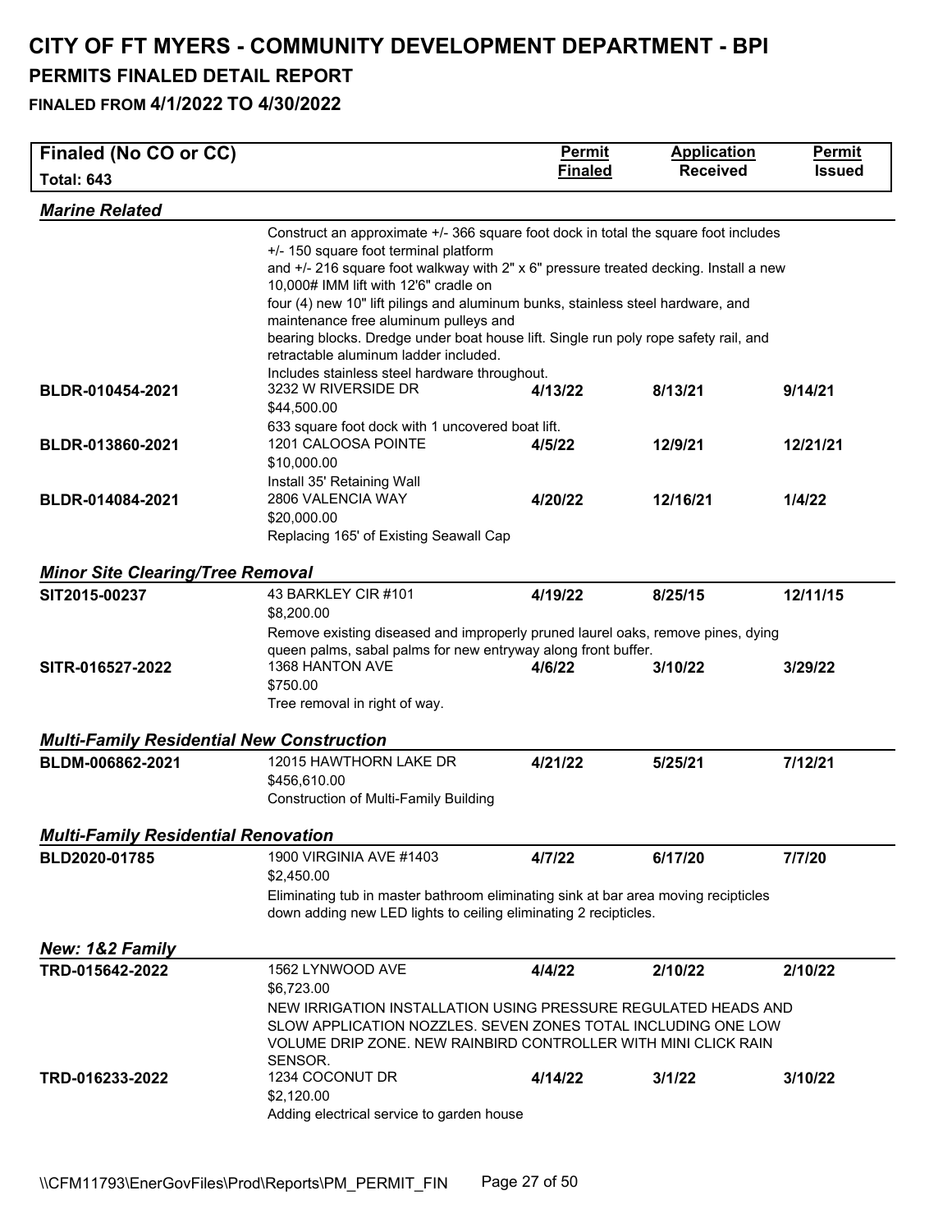# CITY OF FT MYERS - COMMUNITY DEVELOPMENT DEPARTMENT - BPI

## PERMITS FINALED DETAIL REPORT

### FINALED FROM 4/1/2022 TO 4/30/2022

| Finaled (No CO or CC) Total: 643 | | Permit Finaled | Application Received | Permit Issued |
|---|---|---|---|---|

### *Marine Related*

| | | | | |
|---|---|---|---|---|
| | Construct an approximate +/- 366 square foot dock in total the square foot includes +/- 150 square foot terminal platform and +/- 216 square foot walkway with 2" x 6" pressure treated decking. Install a new 10,000# IMM lift with 12'6" cradle on four (4) new 10" lift pilings and aluminum bunks, stainless steel hardware, and maintenance free aluminum pulleys and bearing blocks. Dredge under boat house lift. Single run poly rope safety rail, and retractable aluminum ladder included. Includes stainless steel hardware throughout. | | | |
| **BLDR-010454-2021** | 3232 W RIVERSIDE DR<br>$44,500.00<br>633 square foot dock with 1 uncovered boat lift. | **4/13/22** | **8/13/21** | **9/14/21** |
| **BLDR-013860-2021** | 1201 CALOOSA POINTE<br>$10,000.00<br>Install 35' Retaining Wall | **4/5/22** | **12/9/21** | **12/21/21** |
| **BLDR-014084-2021** | 2806 VALENCIA WAY<br>$20,000.00<br>Replacing 165' of Existing Seawall Cap | **4/20/22** | **12/16/21** | **1/4/22** |

### *Minor Site Clearing/Tree Removal*

| | | | | |
|---|---|---|---|---|
| **SIT2015-00237** | 43 BARKLEY CIR #101<br>$8,200.00<br>Remove existing diseased and improperly pruned laurel oaks, remove pines, dying queen palms, sabal palms for new entryway along front buffer. | **4/19/22** | **8/25/15** | **12/11/15** |
| **SITR-016527-2022** | 1368 HANTON AVE<br>$750.00<br>Tree removal in right of way. | **4/6/22** | **3/10/22** | **3/29/22** |

### *Multi-Family Residential New Construction*

| | | | | |
|---|---|---|---|---|
| **BLDM-006862-2021** | 12015 HAWTHORN LAKE DR<br>$456,610.00<br>Construction of Multi-Family Building | **4/21/22** | **5/25/21** | **7/12/21** |

### *Multi-Family Residential Renovation*

| | | | | |
|---|---|---|---|---|
| **BLD2020-01785** | 1900 VIRGINIA AVE #1403<br>$2,450.00<br>Eliminating tub in master bathroom eliminating sink at bar area moving recipticles down adding new LED lights to ceiling eliminating 2 recipticles. | **4/7/22** | **6/17/20** | **7/7/20** |

### *New: 1&2 Family*

| | | | | |
|---|---|---|---|---|
| **TRD-015642-2022** | 1562 LYNWOOD AVE<br>$6,723.00<br>NEW IRRIGATION INSTALLATION USING PRESSURE REGULATED HEADS AND SLOW APPLICATION NOZZLES. SEVEN ZONES TOTAL INCLUDING ONE LOW VOLUME DRIP ZONE. NEW RAINBIRD CONTROLLER WITH MINI CLICK RAIN SENSOR. | **4/4/22** | **2/10/22** | **2/10/22** |
| **TRD-016233-2022** | 1234 COCONUT DR<br>$2,120.00<br>Adding electrical service to garden house | **4/14/22** | **3/1/22** | **3/10/22** |

\\CFM11793\EnerGovFiles\Prod\Reports\PM_PERMIT_FIN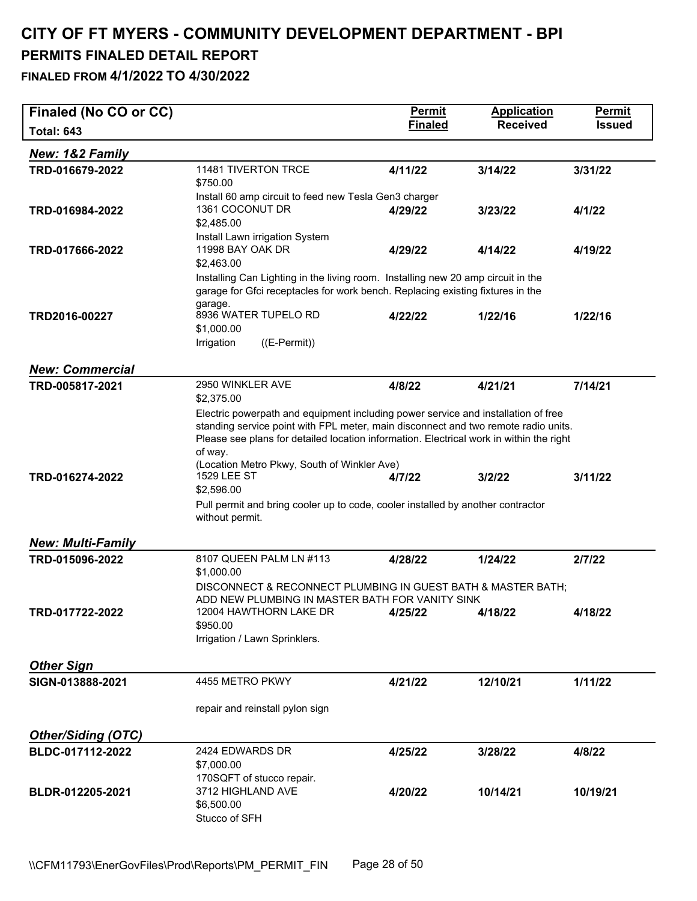# CITY OF FT MYERS - COMMUNITY DEVELOPMENT DEPARTMENT - BPI

## PERMITS FINALED DETAIL REPORT

### FINALED FROM 4/1/2022 TO 4/30/2022

| Finaled (No CO or CC) Total: 643 | | Permit Finaled | Application Received | Permit Issued |
|---|---|---|---|---|
| ***New: 1&2 Family*** | | | | |
| TRD-016679-2022 | 11481 TIVERTON TRCE<br>$750.00<br>Install 60 amp circuit to feed new Tesla Gen3 charger | 4/11/22 | 3/14/22 | 3/31/22 |
| TRD-016984-2022 | 1361 COCONUT DR<br>$2,485.00<br>Install Lawn irrigation System | 4/29/22 | 3/23/22 | 4/1/22 |
| TRD-017666-2022 | 11998 BAY OAK DR<br>$2,463.00<br>Installing Can Lighting in the living room. Installing new 20 amp circuit in the garage for Gfci receptacles for work bench. Replacing existing fixtures in the garage. | 4/29/22 | 4/14/22 | 4/19/22 |
| TRD2016-00227 | 8936 WATER TUPELO RD<br>$1,000.00<br>Irrigation ((E-Permit)) | 4/22/22 | 1/22/16 | 1/22/16 |
| ***New: Commercial*** | | | | |
| TRD-005817-2021 | 2950 WINKLER AVE<br>$2,375.00<br>Electric powerpath and equipment including power service and installation of free standing service point with FPL meter, main disconnect and two remote radio units. Please see plans for detailed location information. Electrical work in within the right of way.<br>(Location Metro Pkwy, South of Winkler Ave) | 4/8/22 | 4/21/21 | 7/14/21 |
| TRD-016274-2022 | 1529 LEE ST<br>$2,596.00<br>Pull permit and bring cooler up to code, cooler installed by another contractor without permit. | 4/7/22 | 3/2/22 | 3/11/22 |
| ***New: Multi-Family*** | | | | |
| TRD-015096-2022 | 8107 QUEEN PALM LN #113<br>$1,000.00<br>DISCONNECT & RECONNECT PLUMBING IN GUEST BATH & MASTER BATH; ADD NEW PLUMBING IN MASTER BATH FOR VANITY SINK | 4/28/22 | 1/24/22 | 2/7/22 |
| TRD-017722-2022 | 12004 HAWTHORN LAKE DR<br>$950.00<br>Irrigation / Lawn Sprinklers. | 4/25/22 | 4/18/22 | 4/18/22 |
| ***Other Sign*** | | | | |
| SIGN-013888-2021 | 4455 METRO PKWY<br><br>repair and reinstall pylon sign | 4/21/22 | 12/10/21 | 1/11/22 |
| ***Other/Siding (OTC)*** | | | | |
| BLDC-017112-2022 | 2424 EDWARDS DR<br>$7,000.00<br>170SQFT of stucco repair. | 4/25/22 | 3/28/22 | 4/8/22 |
| BLDR-012205-2021 | 3712 HIGHLAND AVE<br>$6,500.00<br>Stucco of SFH | 4/20/22 | 10/14/21 | 10/19/21 |

\\CFM11793\EnerGovFiles\Prod\Reports\PM_PERMIT_FIN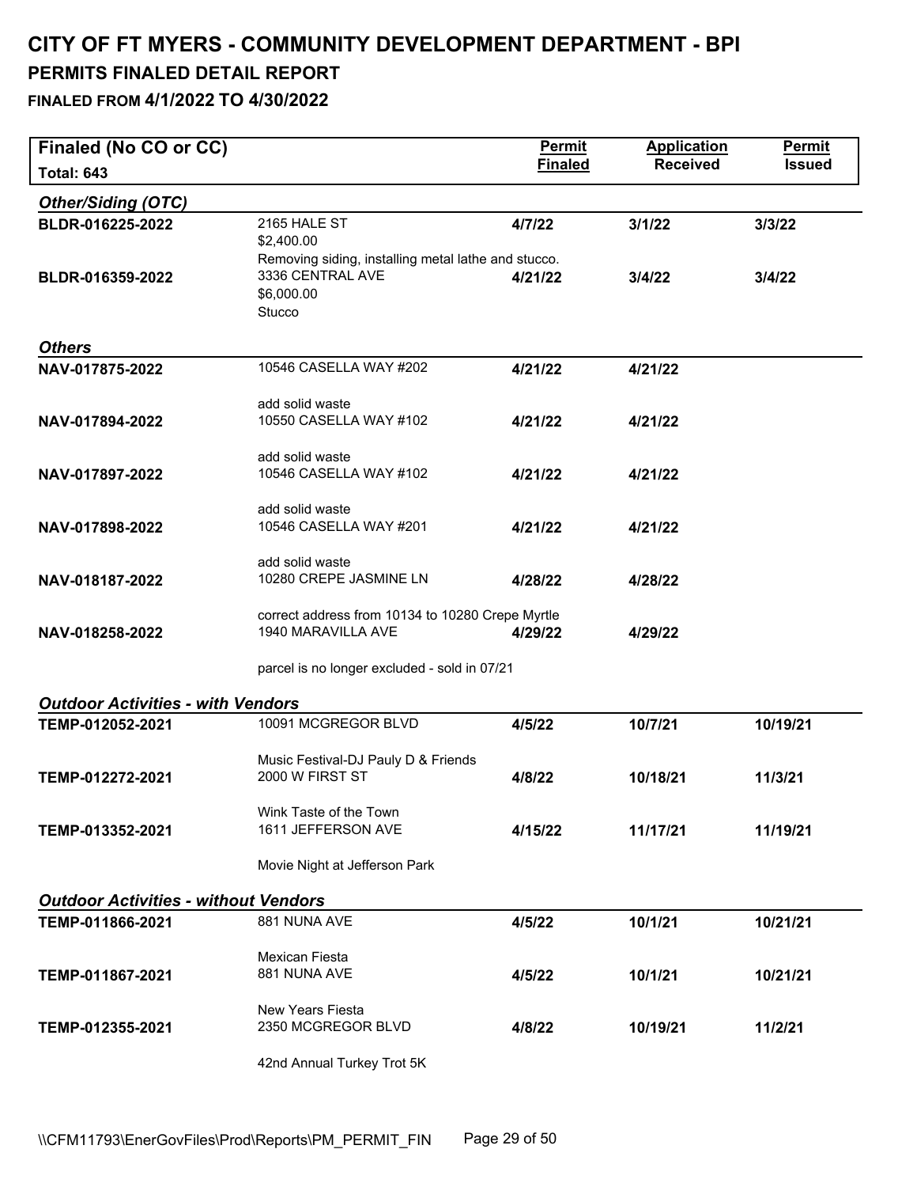# CITY OF FT MYERS - COMMUNITY DEVELOPMENT DEPARTMENT - BPI

## PERMITS FINALED DETAIL REPORT

### FINALED FROM 4/1/2022 TO 4/30/2022

| Finaled (No CO or CC) Total: 643 | | Permit Finaled | Application Received | Permit Issued |
|---|---|---|---|---|
| ***Other/Siding (OTC)*** | | | | |
| **BLDR-016225-2022** | 2165 HALE ST<br>$2,400.00<br>Removing siding, installing metal lathe and stucco. | **4/7/22** | **3/1/22** | **3/3/22** |
| **BLDR-016359-2022** | 3336 CENTRAL AVE<br>$6,000.00<br>Stucco | **4/21/22** | **3/4/22** | **3/4/22** |
| ***Others*** | | | | |
| **NAV-017875-2022** | 10546 CASELLA WAY #202<br><br>add solid waste | **4/21/22** | **4/21/22** | |
| **NAV-017894-2022** | 10550 CASELLA WAY #102<br><br>add solid waste | **4/21/22** | **4/21/22** | |
| **NAV-017897-2022** | 10546 CASELLA WAY #102<br><br>add solid waste | **4/21/22** | **4/21/22** | |
| **NAV-017898-2022** | 10546 CASELLA WAY #201<br><br>add solid waste | **4/21/22** | **4/21/22** | |
| **NAV-018187-2022** | 10280 CREPE JASMINE LN<br><br>correct address from 10134 to 10280 Crepe Myrtle | **4/28/22** | **4/28/22** | |
| **NAV-018258-2022** | 1940 MARAVILLA AVE<br><br>parcel is no longer excluded - sold in 07/21 | **4/29/22** | **4/29/22** | |
| ***Outdoor Activities - with Vendors*** | | | | |
| **TEMP-012052-2021** | 10091 MCGREGOR BLVD<br><br>Music Festival-DJ Pauly D & Friends | **4/5/22** | **10/7/21** | **10/19/21** |
| **TEMP-012272-2021** | 2000 W FIRST ST<br><br>Wink Taste of the Town | **4/8/22** | **10/18/21** | **11/3/21** |
| **TEMP-013352-2021** | 1611 JEFFERSON AVE<br><br>Movie Night at Jefferson Park | **4/15/22** | **11/17/21** | **11/19/21** |
| ***Outdoor Activities - without Vendors*** | | | | |
| **TEMP-011866-2021** | 881 NUNA AVE<br><br>Mexican Fiesta | **4/5/22** | **10/1/21** | **10/21/21** |
| **TEMP-011867-2021** | 881 NUNA AVE<br><br>New Years Fiesta | **4/5/22** | **10/1/21** | **10/21/21** |
| **TEMP-012355-2021** | 2350 MCGREGOR BLVD<br><br>42nd Annual Turkey Trot 5K | **4/8/22** | **10/19/21** | **11/2/21** |

\\CFM11793\EnerGovFiles\Prod\Reports\PM_PERMIT_FIN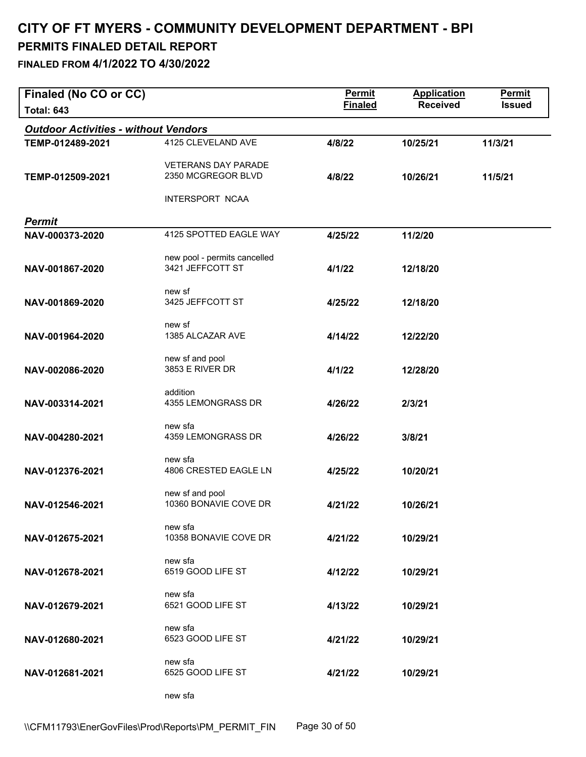# CITY OF FT MYERS - COMMUNITY DEVELOPMENT DEPARTMENT - BPI

## PERMITS FINALED DETAIL REPORT

### FINALED FROM 4/1/2022 TO 4/30/2022

| Finaled (No CO or CC) Total: 643 | | Permit Finaled | Application Received | Permit Issued |
|---|---|---|---|---|
| ***Outdoor Activities - without Vendors*** | | | | |
| **TEMP-012489-2021** | 4125 CLEVELAND AVE<br>VETERANS DAY PARADE | **4/8/22** | **10/25/21** | **11/3/21** |
| **TEMP-012509-2021** | 2350 MCGREGOR BLVD<br>INTERSPORT NCAA | **4/8/22** | **10/26/21** | **11/5/21** |
| ***Permit*** | | | | |
| **NAV-000373-2020** | 4125 SPOTTED EAGLE WAY<br>new pool - permits cancelled | **4/25/22** | **11/2/20** | |
| **NAV-001867-2020** | 3421 JEFFCOTT ST<br>new sf | **4/1/22** | **12/18/20** | |
| **NAV-001869-2020** | 3425 JEFFCOTT ST<br>new sf | **4/25/22** | **12/18/20** | |
| **NAV-001964-2020** | 1385 ALCAZAR AVE<br>new sf and pool | **4/14/22** | **12/22/20** | |
| **NAV-002086-2020** | 3853 E RIVER DR<br>addition | **4/1/22** | **12/28/20** | |
| **NAV-003314-2021** | 4355 LEMONGRASS DR<br>new sfa | **4/26/22** | **2/3/21** | |
| **NAV-004280-2021** | 4359 LEMONGRASS DR<br>new sfa | **4/26/22** | **3/8/21** | |
| **NAV-012376-2021** | 4806 CRESTED EAGLE LN<br>new sf and pool | **4/25/22** | **10/20/21** | |
| **NAV-012546-2021** | 10360 BONAVIE COVE DR<br>new sfa | **4/21/22** | **10/26/21** | |
| **NAV-012675-2021** | 10358 BONAVIE COVE DR<br>new sfa | **4/21/22** | **10/29/21** | |
| **NAV-012678-2021** | 6519 GOOD LIFE ST<br>new sfa | **4/12/22** | **10/29/21** | |
| **NAV-012679-2021** | 6521 GOOD LIFE ST<br>new sfa | **4/13/22** | **10/29/21** | |
| **NAV-012680-2021** | 6523 GOOD LIFE ST<br>new sfa | **4/21/22** | **10/29/21** | |
| **NAV-012681-2021** | 6525 GOOD LIFE ST<br>new sfa | **4/21/22** | **10/29/21** | |

\\CFM11793\EnerGovFiles\Prod\Reports\PM_PERMIT_FIN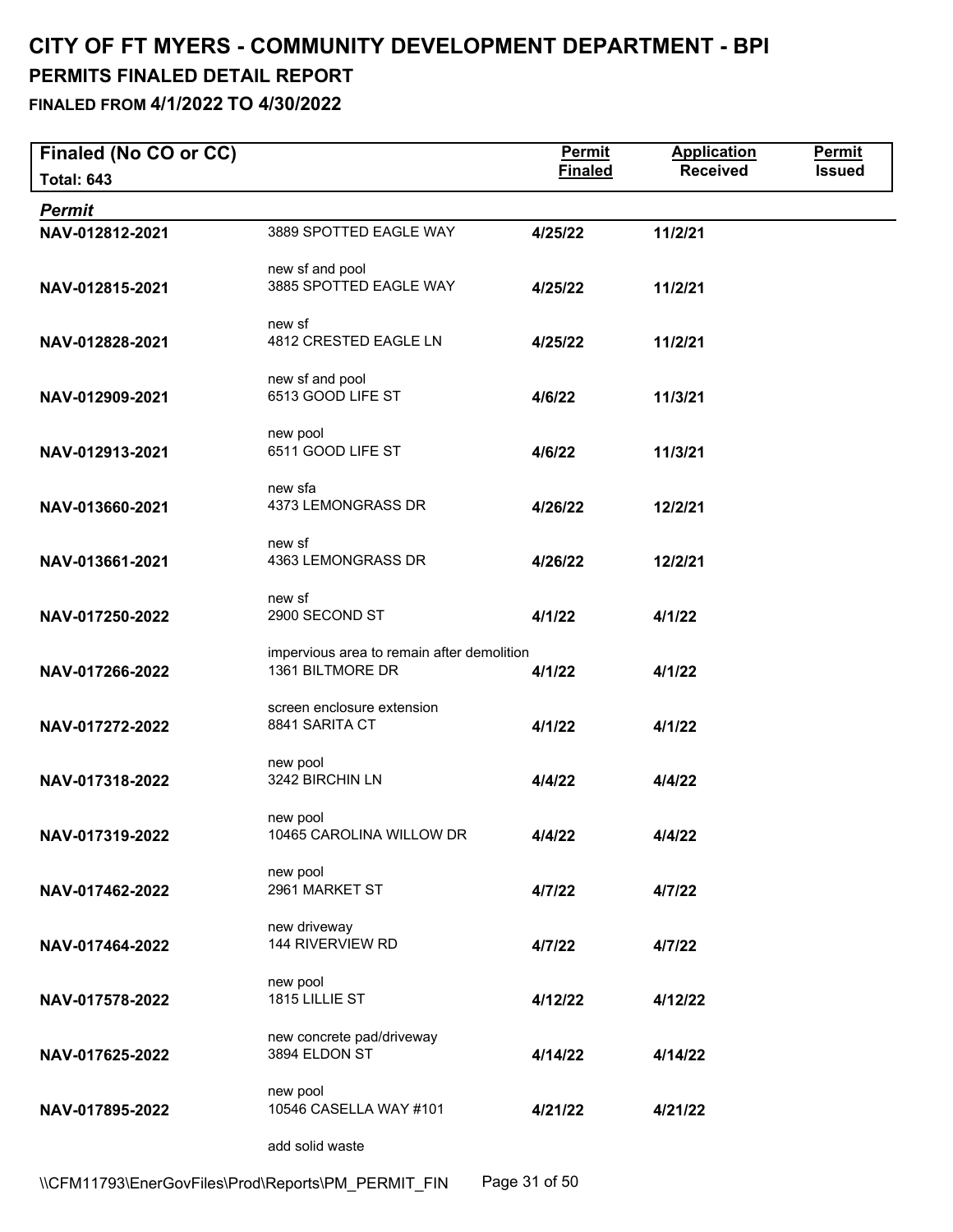# CITY OF FT MYERS - COMMUNITY DEVELOPMENT DEPARTMENT - BPI

## PERMITS FINALED DETAIL REPORT

### FINALED FROM 4/1/2022 TO 4/30/2022

| Finaled (No CO or CC) Total: 643 | | Permit Finaled | Application Received | Permit Issued |
|---|---|---|---|---|
| ***Permit*** | | | | |
| **NAV-012812-2021** | 3889 SPOTTED EAGLE WAY<br>new sf and pool | **4/25/22** | **11/2/21** | |
| **NAV-012815-2021** | 3885 SPOTTED EAGLE WAY<br>new sf | **4/25/22** | **11/2/21** | |
| **NAV-012828-2021** | 4812 CRESTED EAGLE LN<br>new sf and pool | **4/25/22** | **11/2/21** | |
| **NAV-012909-2021** | 6513 GOOD LIFE ST<br>new pool | **4/6/22** | **11/3/21** | |
| **NAV-012913-2021** | 6511 GOOD LIFE ST<br>new sfa | **4/6/22** | **11/3/21** | |
| **NAV-013660-2021** | 4373 LEMONGRASS DR<br>new sf | **4/26/22** | **12/2/21** | |
| **NAV-013661-2021** | 4363 LEMONGRASS DR<br>new sf | **4/26/22** | **12/2/21** | |
| **NAV-017250-2022** | 2900 SECOND ST<br>impervious area to remain after demolition | **4/1/22** | **4/1/22** | |
| **NAV-017266-2022** | 1361 BILTMORE DR<br>screen enclosure extension | **4/1/22** | **4/1/22** | |
| **NAV-017272-2022** | 8841 SARITA CT<br>new pool | **4/1/22** | **4/1/22** | |
| **NAV-017318-2022** | 3242 BIRCHIN LN<br>new pool | **4/4/22** | **4/4/22** | |
| **NAV-017319-2022** | 10465 CAROLINA WILLOW DR<br>new pool | **4/4/22** | **4/4/22** | |
| **NAV-017462-2022** | 2961 MARKET ST<br>new driveway | **4/7/22** | **4/7/22** | |
| **NAV-017464-2022** | 144 RIVERVIEW RD<br>new pool | **4/7/22** | **4/7/22** | |
| **NAV-017578-2022** | 1815 LILLIE ST<br>new concrete pad/driveway | **4/12/22** | **4/12/22** | |
| **NAV-017625-2022** | 3894 ELDON ST<br>new pool | **4/14/22** | **4/14/22** | |
| **NAV-017895-2022** | 10546 CASELLA WAY #101<br>add solid waste | **4/21/22** | **4/21/22** | |

\\CFM11793\EnerGovFiles\Prod\Reports\PM_PERMIT_FIN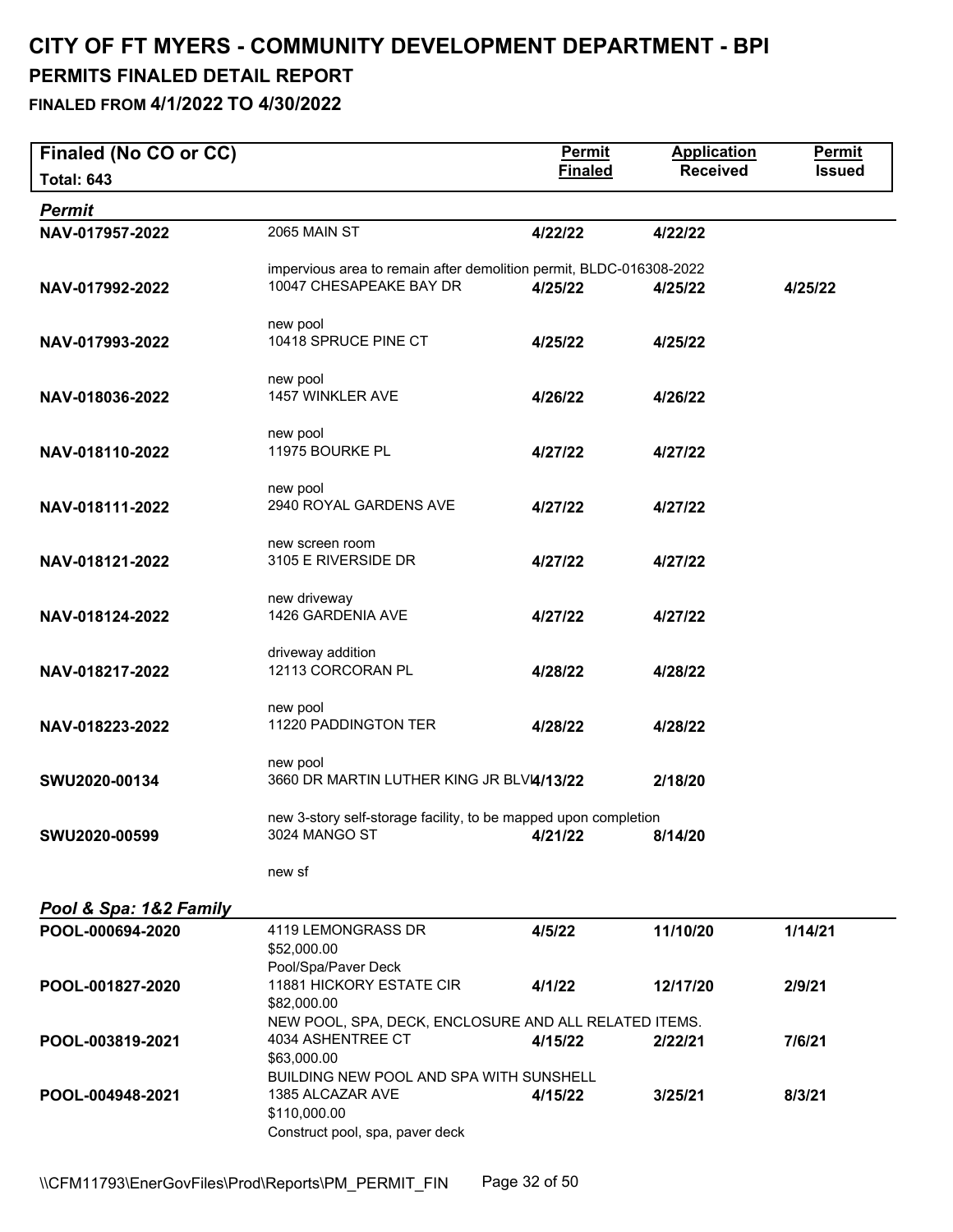# CITY OF FT MYERS - COMMUNITY DEVELOPMENT DEPARTMENT - BPI

## PERMITS FINALED DETAIL REPORT

### FINALED FROM 4/1/2022 TO 4/30/2022

| Finaled (No CO or CC) Total: 643 | | Permit Finaled | Application Received | Permit Issued |
|---|---|---|---|---|
| ***Permit*** | | | | |
| NAV-017957-2022 | 2065 MAIN ST<br>impervious area to remain after demolition permit, BLDC-016308-2022 | 4/22/22 | 4/22/22 | |
| NAV-017992-2022 | 10047 CHESAPEAKE BAY DR<br>new pool | 4/25/22 | 4/25/22 | 4/25/22 |
| NAV-017993-2022 | 10418 SPRUCE PINE CT<br>new pool | 4/25/22 | 4/25/22 | |
| NAV-018036-2022 | 1457 WINKLER AVE<br>new pool | 4/26/22 | 4/26/22 | |
| NAV-018110-2022 | 11975 BOURKE PL<br>new pool | 4/27/22 | 4/27/22 | |
| NAV-018111-2022 | 2940 ROYAL GARDENS AVE<br>new screen room | 4/27/22 | 4/27/22 | |
| NAV-018121-2022 | 3105 E RIVERSIDE DR<br>new driveway | 4/27/22 | 4/27/22 | |
| NAV-018124-2022 | 1426 GARDENIA AVE<br>driveway addition | 4/27/22 | 4/27/22 | |
| NAV-018217-2022 | 12113 CORCORAN PL<br>new pool | 4/28/22 | 4/28/22 | |
| NAV-018223-2022 | 11220 PADDINGTON TER<br>new pool | 4/28/22 | 4/28/22 | |
| SWU2020-00134 | 3660 DR MARTIN LUTHER KING JR BLVD<br>new 3-story self-storage facility, to be mapped upon completion | 4/13/22 | 2/18/20 | |
| SWU2020-00599 | 3024 MANGO ST<br>new sf | 4/21/22 | 8/14/20 | |
| ***Pool & Spa: 1&2 Family*** | | | | |
| POOL-000694-2020 | 4119 LEMONGRASS DR<br>$52,000.00<br>Pool/Spa/Paver Deck | 4/5/22 | 11/10/20 | 1/14/21 |
| POOL-001827-2020 | 11881 HICKORY ESTATE CIR<br>$82,000.00<br>NEW POOL, SPA, DECK, ENCLOSURE AND ALL RELATED ITEMS. | 4/1/22 | 12/17/20 | 2/9/21 |
| POOL-003819-2021 | 4034 ASHENTREE CT<br>$63,000.00<br>BUILDING NEW POOL AND SPA WITH SUNSHELL | 4/15/22 | 2/22/21 | 7/6/21 |
| POOL-004948-2021 | 1385 ALCAZAR AVE<br>$110,000.00<br>Construct pool, spa, paver deck | 4/15/22 | 3/25/21 | 8/3/21 |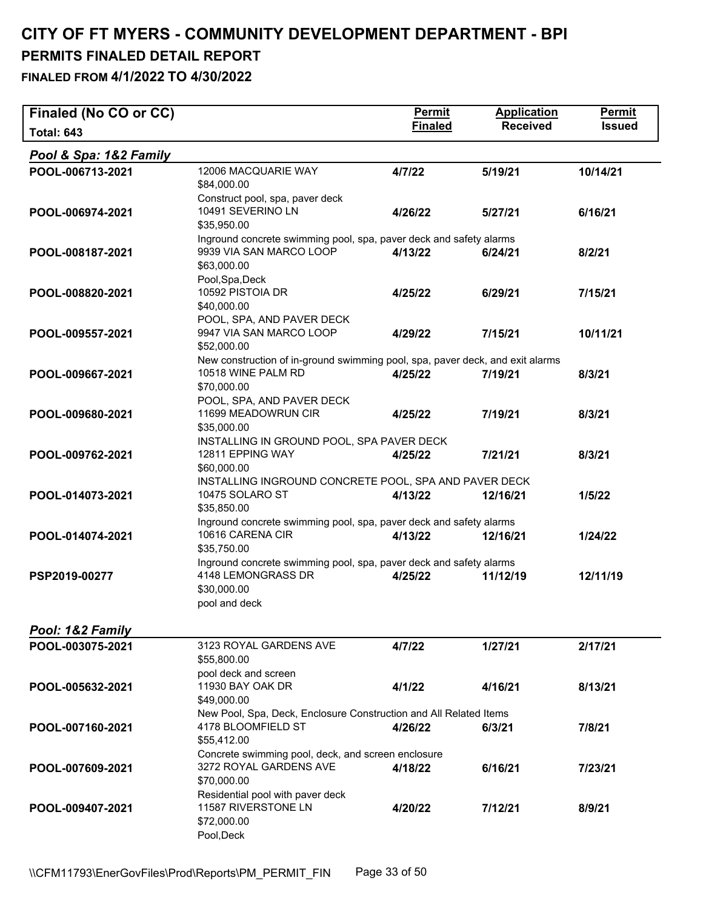# CITY OF FT MYERS - COMMUNITY DEVELOPMENT DEPARTMENT - BPI

## PERMITS FINALED DETAIL REPORT

### FINALED FROM 4/1/2022 TO 4/30/2022

| Finaled (No CO or CC) Total: 643 | | Permit Finaled | Application Received | Permit Issued |
|---|---|---|---|---|
| ***Pool & Spa: 1&2 Family*** | | | | |
| POOL-006713-2021 | 12006 MACQUARIE WAY<br>$84,000.00<br>Construct pool, spa, paver deck | 4/7/22 | 5/19/21 | 10/14/21 |
| POOL-006974-2021 | 10491 SEVERINO LN<br>$35,950.00<br>Inground concrete swimming pool, spa, paver deck and safety alarms | 4/26/22 | 5/27/21 | 6/16/21 |
| POOL-008187-2021 | 9939 VIA SAN MARCO LOOP<br>$63,000.00<br>Pool,Spa,Deck | 4/13/22 | 6/24/21 | 8/2/21 |
| POOL-008820-2021 | 10592 PISTOIA DR<br>$40,000.00<br>POOL, SPA, AND PAVER DECK | 4/25/22 | 6/29/21 | 7/15/21 |
| POOL-009557-2021 | 9947 VIA SAN MARCO LOOP<br>$52,000.00<br>New construction of in-ground swimming pool, spa, paver deck, and exit alarms | 4/29/22 | 7/15/21 | 10/11/21 |
| POOL-009667-2021 | 10518 WINE PALM RD<br>$70,000.00<br>POOL, SPA, AND PAVER DECK | 4/25/22 | 7/19/21 | 8/3/21 |
| POOL-009680-2021 | 11699 MEADOWRUN CIR<br>$35,000.00<br>INSTALLING IN GROUND POOL, SPA PAVER DECK | 4/25/22 | 7/19/21 | 8/3/21 |
| POOL-009762-2021 | 12811 EPPING WAY<br>$60,000.00<br>INSTALLING INGROUND CONCRETE POOL, SPA AND PAVER DECK | 4/25/22 | 7/21/21 | 8/3/21 |
| POOL-014073-2021 | 10475 SOLARO ST<br>$35,850.00<br>Inground concrete swimming pool, spa, paver deck and safety alarms | 4/13/22 | 12/16/21 | 1/5/22 |
| POOL-014074-2021 | 10616 CARENA CIR<br>$35,750.00<br>Inground concrete swimming pool, spa, paver deck and safety alarms | 4/13/22 | 12/16/21 | 1/24/22 |
| PSP2019-00277 | 4148 LEMONGRASS DR<br>$30,000.00<br>pool and deck | 4/25/22 | 11/12/19 | 12/11/19 |
| ***Pool: 1&2 Family*** | | | | |
| POOL-003075-2021 | 3123 ROYAL GARDENS AVE<br>$55,800.00<br>pool deck and screen | 4/7/22 | 1/27/21 | 2/17/21 |
| POOL-005632-2021 | 11930 BAY OAK DR<br>$49,000.00<br>New Pool, Spa, Deck, Enclosure Construction and All Related Items | 4/1/22 | 4/16/21 | 8/13/21 |
| POOL-007160-2021 | 4178 BLOOMFIELD ST<br>$55,412.00<br>Concrete swimming pool, deck, and screen enclosure | 4/26/22 | 6/3/21 | 7/8/21 |
| POOL-007609-2021 | 3272 ROYAL GARDENS AVE<br>$70,000.00<br>Residential pool with paver deck | 4/18/22 | 6/16/21 | 7/23/21 |
| POOL-009407-2021 | 11587 RIVERSTONE LN<br>$72,000.00<br>Pool,Deck | 4/20/22 | 7/12/21 | 8/9/21 |

\\CFM11793\EnerGovFiles\Prod\Reports\PM_PERMIT_FIN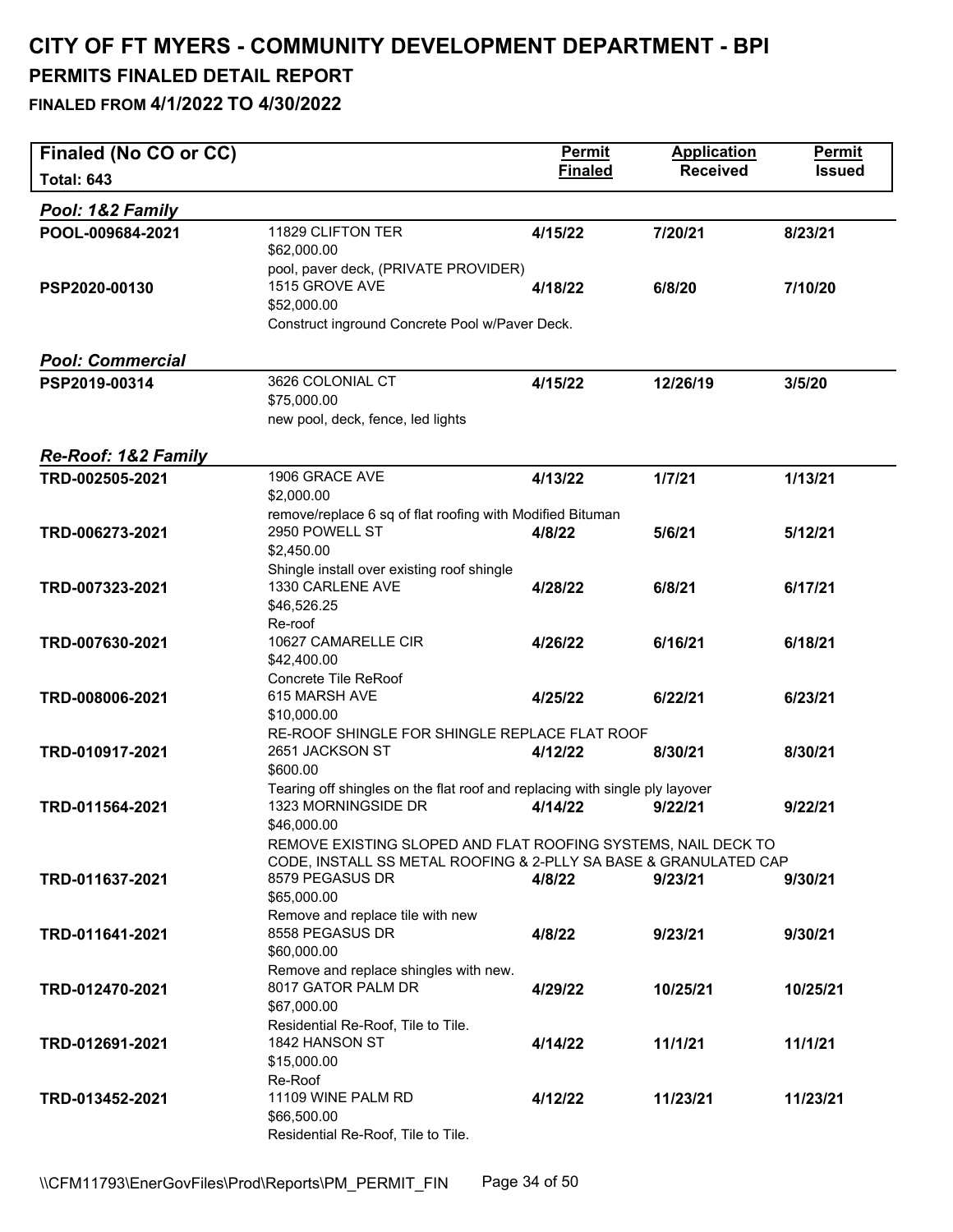# CITY OF FT MYERS - COMMUNITY DEVELOPMENT DEPARTMENT - BPI

## PERMITS FINALED DETAIL REPORT

### FINALED FROM 4/1/2022 TO 4/30/2022

| Finaled (No CO or CC) Total: 643 | | Permit Finaled | Application Received | Permit Issued |
|---|---|---|---|---|
| ***Pool: 1&2 Family*** | | | | |
| POOL-009684-2021 | 11829 CLIFTON TER<br>$62,000.00<br>pool, paver deck, (PRIVATE PROVIDER) | 4/15/22 | 7/20/21 | 8/23/21 |
| PSP2020-00130 | 1515 GROVE AVE<br>$52,000.00<br>Construct inground Concrete Pool w/Paver Deck. | 4/18/22 | 6/8/20 | 7/10/20 |
| ***Pool: Commercial*** | | | | |
| PSP2019-00314 | 3626 COLONIAL CT<br>$75,000.00<br>new pool, deck, fence, led lights | 4/15/22 | 12/26/19 | 3/5/20 |
| ***Re-Roof: 1&2 Family*** | | | | |
| TRD-002505-2021 | 1906 GRACE AVE<br>$2,000.00<br>remove/replace 6 sq of flat roofing with Modified Bituman | 4/13/22 | 1/7/21 | 1/13/21 |
| TRD-006273-2021 | 2950 POWELL ST<br>$2,450.00<br>Shingle install over existing roof shingle | 4/8/22 | 5/6/21 | 5/12/21 |
| TRD-007323-2021 | 1330 CARLENE AVE<br>$46,526.25<br>Re-roof | 4/28/22 | 6/8/21 | 6/17/21 |
| TRD-007630-2021 | 10627 CAMARELLE CIR<br>$42,400.00<br>Concrete Tile ReRoof | 4/26/22 | 6/16/21 | 6/18/21 |
| TRD-008006-2021 | 615 MARSH AVE<br>$10,000.00<br>RE-ROOF SHINGLE FOR SHINGLE REPLACE FLAT ROOF | 4/25/22 | 6/22/21 | 6/23/21 |
| TRD-010917-2021 | 2651 JACKSON ST<br>$600.00<br>Tearing off shingles on the flat roof and replacing with single ply layover | 4/12/22 | 8/30/21 | 8/30/21 |
| TRD-011564-2021 | 1323 MORNINGSIDE DR<br>$46,000.00<br>REMOVE EXISTING SLOPED AND FLAT ROOFING SYSTEMS, NAIL DECK TO CODE, INSTALL SS METAL ROOFING & 2-PLLY SA BASE & GRANULATED CAP | 4/14/22 | 9/22/21 | 9/22/21 |
| TRD-011637-2021 | 8579 PEGASUS DR<br>$65,000.00<br>Remove and replace tile with new | 4/8/22 | 9/23/21 | 9/30/21 |
| TRD-011641-2021 | 8558 PEGASUS DR<br>$60,000.00<br>Remove and replace shingles with new. | 4/8/22 | 9/23/21 | 9/30/21 |
| TRD-012470-2021 | 8017 GATOR PALM DR<br>$67,000.00<br>Residential Re-Roof, Tile to Tile. | 4/29/22 | 10/25/21 | 10/25/21 |
| TRD-012691-2021 | 1842 HANSON ST<br>$15,000.00<br>Re-Roof | 4/14/22 | 11/1/21 | 11/1/21 |
| TRD-013452-2021 | 11109 WINE PALM RD<br>$66,500.00<br>Residential Re-Roof, Tile to Tile. | 4/12/22 | 11/23/21 | 11/23/21 |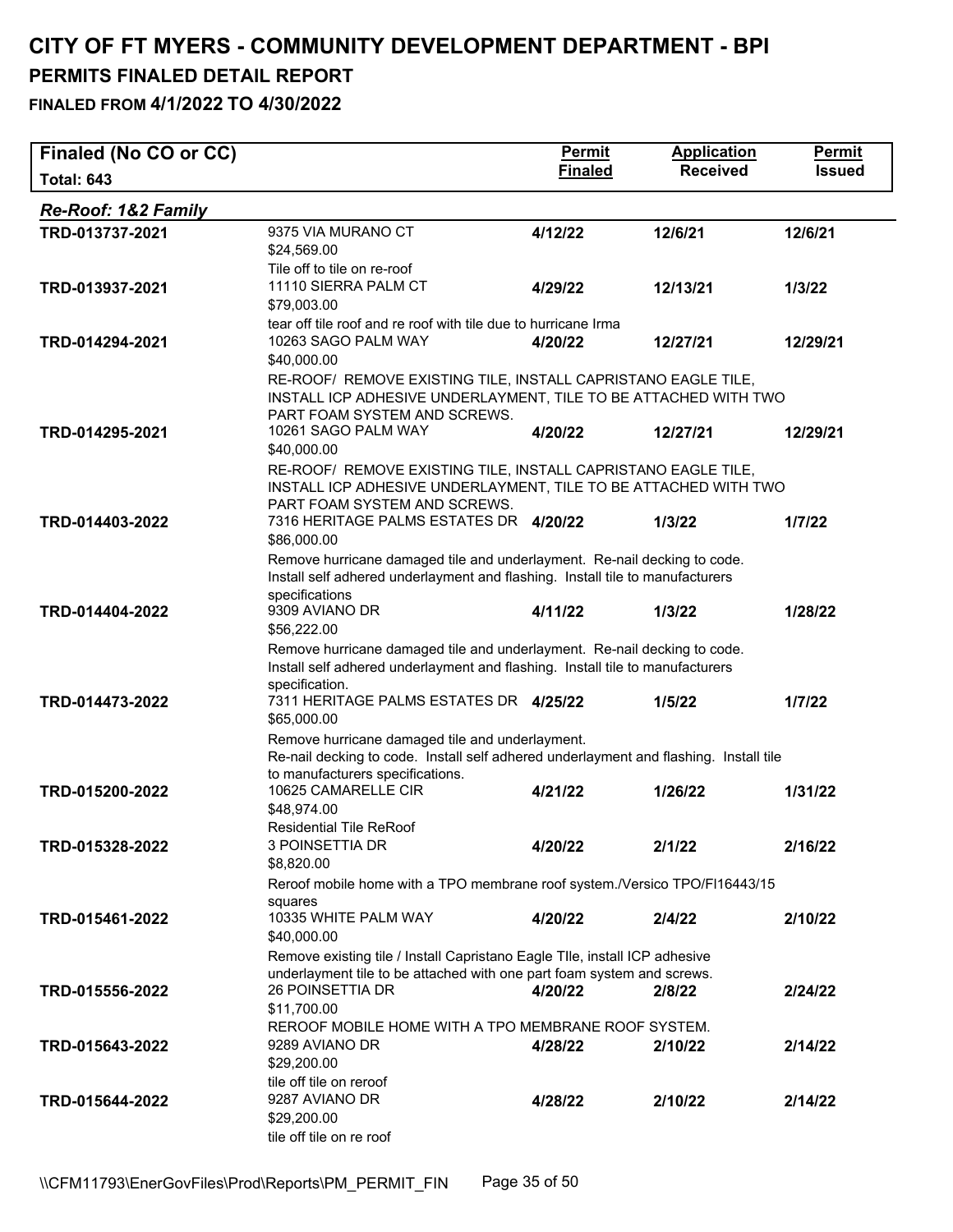# CITY OF FT MYERS - COMMUNITY DEVELOPMENT DEPARTMENT - BPI

## PERMITS FINALED DETAIL REPORT

### FINALED FROM 4/1/2022 TO 4/30/2022

| Finaled (No CO or CC) Total: 643 | | Permit Finaled | Application Received | Permit Issued |
|---|---|---|---|---|
| ***Re-Roof: 1&2 Family*** | | | | |
| **TRD-013737-2021** | 9375 VIA MURANO CT<br>$24,569.00<br>Tile off to tile on re-roof | **4/12/22** | **12/6/21** | **12/6/21** |
| **TRD-013937-2021** | 11110 SIERRA PALM CT<br>$79,003.00<br>tear off tile roof and re roof with tile due to hurricane Irma | **4/29/22** | **12/13/21** | **1/3/22** |
| **TRD-014294-2021** | 10263 SAGO PALM WAY<br>$40,000.00<br>RE-ROOF/ REMOVE EXISTING TILE, INSTALL CAPRISTANO EAGLE TILE, INSTALL ICP ADHESIVE UNDERLAYMENT, TILE TO BE ATTACHED WITH TWO PART FOAM SYSTEM AND SCREWS. | **4/20/22** | **12/27/21** | **12/29/21** |
| **TRD-014295-2021** | 10261 SAGO PALM WAY<br>$40,000.00<br>RE-ROOF/ REMOVE EXISTING TILE, INSTALL CAPRISTANO EAGLE TILE, INSTALL ICP ADHESIVE UNDERLAYMENT, TILE TO BE ATTACHED WITH TWO PART FOAM SYSTEM AND SCREWS. | **4/20/22** | **12/27/21** | **12/29/21** |
| **TRD-014403-2022** | 7316 HERITAGE PALMS ESTATES DR<br>$86,000.00<br>Remove hurricane damaged tile and underlayment. Re-nail decking to code. Install self adhered underlayment and flashing. Install tile to manufacturers specifications | **4/20/22** | **1/3/22** | **1/7/22** |
| **TRD-014404-2022** | 9309 AVIANO DR<br>$56,222.00<br>Remove hurricane damaged tile and underlayment. Re-nail decking to code. Install self adhered underlayment and flashing. Install tile to manufacturers specification. | **4/11/22** | **1/3/22** | **1/28/22** |
| **TRD-014473-2022** | 7311 HERITAGE PALMS ESTATES DR<br>$65,000.00<br>Remove hurricane damaged tile and underlayment. Re-nail decking to code. Install self adhered underlayment and flashing. Install tile to manufacturers specifications. | **4/25/22** | **1/5/22** | **1/7/22** |
| **TRD-015200-2022** | 10625 CAMARELLE CIR<br>$48,974.00<br>Residential Tile ReRoof | **4/21/22** | **1/26/22** | **1/31/22** |
| **TRD-015328-2022** | 3 POINSETTIA DR<br>$8,820.00<br>Reroof mobile home with a TPO membrane roof system./Versico TPO/Fl16443/15 squares | **4/20/22** | **2/1/22** | **2/16/22** |
| **TRD-015461-2022** | 10335 WHITE PALM WAY<br>$40,000.00<br>Remove existing tile / Install Capristano Eagle TIle, install ICP adhesive underlayment tile to be attached with one part foam system and screws. | **4/20/22** | **2/4/22** | **2/10/22** |
| **TRD-015556-2022** | 26 POINSETTIA DR<br>$11,700.00<br>REROOF MOBILE HOME WITH A TPO MEMBRANE ROOF SYSTEM. | **4/20/22** | **2/8/22** | **2/24/22** |
| **TRD-015643-2022** | 9289 AVIANO DR<br>$29,200.00<br>tile off tile on reroof | **4/28/22** | **2/10/22** | **2/14/22** |
| **TRD-015644-2022** | 9287 AVIANO DR<br>$29,200.00<br>tile off tile on re roof | **4/28/22** | **2/10/22** | **2/14/22** |

\\CFM11793\EnerGovFiles\Prod\Reports\PM_PERMIT_FIN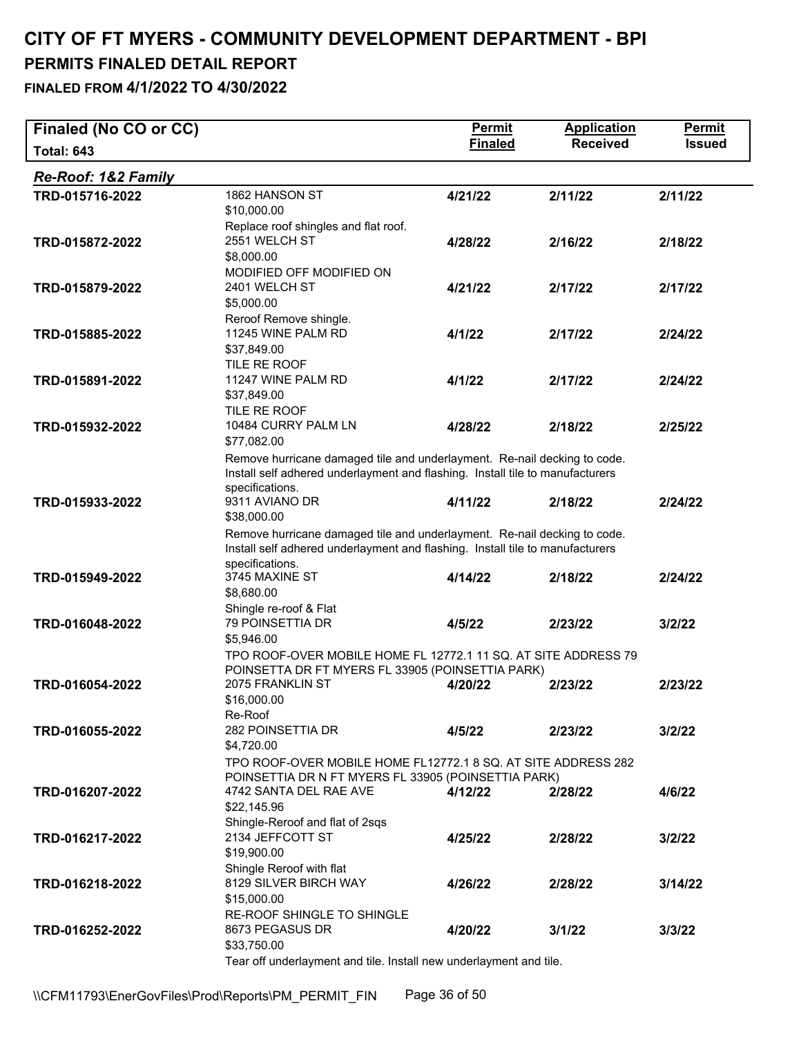# CITY OF FT MYERS - COMMUNITY DEVELOPMENT DEPARTMENT - BPI

## PERMITS FINALED DETAIL REPORT

### FINALED FROM 4/1/2022 TO 4/30/2022

| Finaled (No CO or CC) Total: 643 | | Permit Finaled | Application Received | Permit Issued |
|---|---|---|---|---|
| ***Re-Roof: 1&2 Family*** | | | | |
| TRD-015716-2022 | 1862 HANSON ST<br>$10,000.00<br>Replace roof shingles and flat roof. | 4/21/22 | 2/11/22 | 2/11/22 |
| TRD-015872-2022 | 2551 WELCH ST<br>$8,000.00<br>MODIFIED OFF MODIFIED ON | 4/28/22 | 2/16/22 | 2/18/22 |
| TRD-015879-2022 | 2401 WELCH ST<br>$5,000.00<br>Reroof Remove shingle. | 4/21/22 | 2/17/22 | 2/17/22 |
| TRD-015885-2022 | 11245 WINE PALM RD<br>$37,849.00<br>TILE RE ROOF | 4/1/22 | 2/17/22 | 2/24/22 |
| TRD-015891-2022 | 11247 WINE PALM RD<br>$37,849.00<br>TILE RE ROOF | 4/1/22 | 2/17/22 | 2/24/22 |
| TRD-015932-2022 | 10484 CURRY PALM LN<br>$77,082.00<br>Remove hurricane damaged tile and underlayment. Re-nail decking to code. Install self adhered underlayment and flashing. Install tile to manufacturers specifications. | 4/28/22 | 2/18/22 | 2/25/22 |
| TRD-015933-2022 | 9311 AVIANO DR<br>$38,000.00<br>Remove hurricane damaged tile and underlayment. Re-nail decking to code. Install self adhered underlayment and flashing. Install tile to manufacturers specifications. | 4/11/22 | 2/18/22 | 2/24/22 |
| TRD-015949-2022 | 3745 MAXINE ST<br>$8,680.00<br>Shingle re-roof & Flat | 4/14/22 | 2/18/22 | 2/24/22 |
| TRD-016048-2022 | 79 POINSETTIA DR<br>$5,946.00<br>TPO ROOF-OVER MOBILE HOME FL 12772.1 11 SQ. AT SITE ADDRESS 79 POINSETTA DR FT MYERS FL 33905 (POINSETTIA PARK) | 4/5/22 | 2/23/22 | 3/2/22 |
| TRD-016054-2022 | 2075 FRANKLIN ST<br>$16,000.00<br>Re-Roof | 4/20/22 | 2/23/22 | 2/23/22 |
| TRD-016055-2022 | 282 POINSETTIA DR<br>$4,720.00<br>TPO ROOF-OVER MOBILE HOME FL12772.1 8 SQ. AT SITE ADDRESS 282 POINSETTIA DR N FT MYERS FL 33905 (POINSETTIA PARK) | 4/5/22 | 2/23/22 | 3/2/22 |
| TRD-016207-2022 | 4742 SANTA DEL RAE AVE<br>$22,145.96<br>Shingle-Reroof and flat of 2sqs | 4/12/22 | 2/28/22 | 4/6/22 |
| TRD-016217-2022 | 2134 JEFFCOTT ST<br>$19,900.00<br>Shingle Reroof with flat | 4/25/22 | 2/28/22 | 3/2/22 |
| TRD-016218-2022 | 8129 SILVER BIRCH WAY<br>$15,000.00<br>RE-ROOF SHINGLE TO SHINGLE | 4/26/22 | 2/28/22 | 3/14/22 |
| TRD-016252-2022 | 8673 PEGASUS DR<br>$33,750.00<br>Tear off underlayment and tile. Install new underlayment and tile. | 4/20/22 | 3/1/22 | 3/3/22 |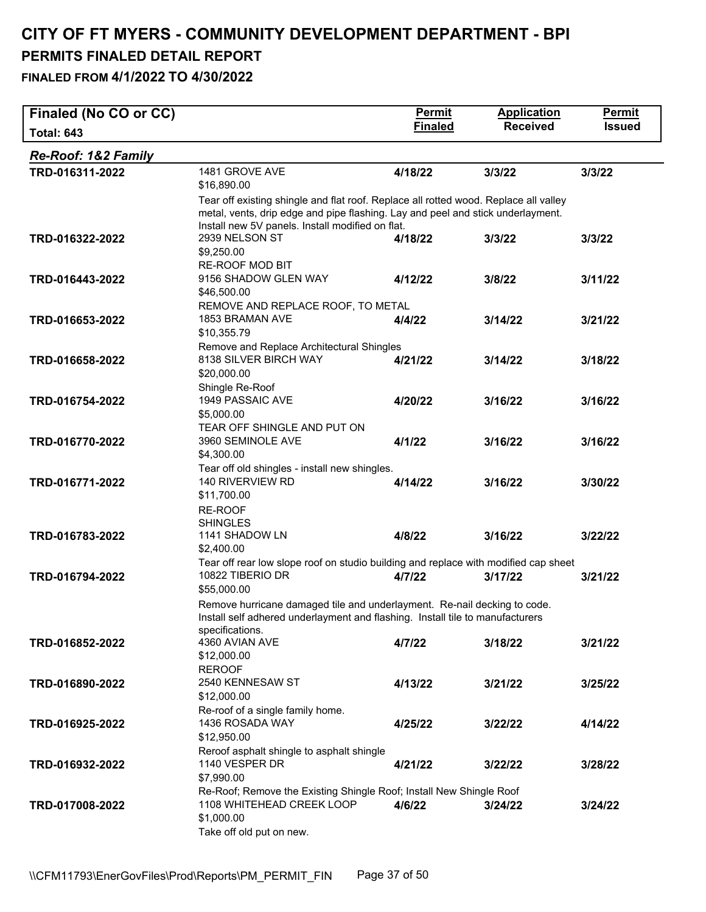# CITY OF FT MYERS - COMMUNITY DEVELOPMENT DEPARTMENT - BPI

## PERMITS FINALED DETAIL REPORT

### FINALED FROM 4/1/2022 TO 4/30/2022

| Finaled (No CO or CC) Total: 643 | | Permit Finaled | Application Received | Permit Issued |
|---|---|---|---|---|
| ***Re-Roof: 1&2 Family*** | | | | |
| TRD-016311-2022 | 1481 GROVE AVE<br>$16,890.00<br>Tear off existing shingle and flat roof. Replace all rotted wood. Replace all valley metal, vents, drip edge and pipe flashing. Lay and peel and stick underlayment. Install new 5V panels. Install modified on flat. | **4/18/22** | **3/3/22** | **3/3/22** |
| TRD-016322-2022 | 2939 NELSON ST<br>$9,250.00<br>RE-ROOF MOD BIT | **4/18/22** | **3/3/22** | **3/3/22** |
| TRD-016443-2022 | 9156 SHADOW GLEN WAY<br>$46,500.00<br>REMOVE AND REPLACE ROOF, TO METAL | **4/12/22** | **3/8/22** | **3/11/22** |
| TRD-016653-2022 | 1853 BRAMAN AVE<br>$10,355.79<br>Remove and Replace Architectural Shingles | **4/4/22** | **3/14/22** | **3/21/22** |
| TRD-016658-2022 | 8138 SILVER BIRCH WAY<br>$20,000.00<br>Shingle Re-Roof | **4/21/22** | **3/14/22** | **3/18/22** |
| TRD-016754-2022 | 1949 PASSAIC AVE<br>$5,000.00<br>TEAR OFF SHINGLE AND PUT ON | **4/20/22** | **3/16/22** | **3/16/22** |
| TRD-016770-2022 | 3960 SEMINOLE AVE<br>$4,300.00<br>Tear off old shingles - install new shingles. | **4/1/22** | **3/16/22** | **3/16/22** |
| TRD-016771-2022 | 140 RIVERVIEW RD<br>$11,700.00<br>RE-ROOF<br>SHINGLES | **4/14/22** | **3/16/22** | **3/30/22** |
| TRD-016783-2022 | 1141 SHADOW LN<br>$2,400.00<br>Tear off rear low slope roof on studio building and replace with modified cap sheet | **4/8/22** | **3/16/22** | **3/22/22** |
| TRD-016794-2022 | 10822 TIBERIO DR<br>$55,000.00<br>Remove hurricane damaged tile and underlayment. Re-nail decking to code. Install self adhered underlayment and flashing. Install tile to manufacturers specifications. | **4/7/22** | **3/17/22** | **3/21/22** |
| TRD-016852-2022 | 4360 AVIAN AVE<br>$12,000.00<br>REROOF | **4/7/22** | **3/18/22** | **3/21/22** |
| TRD-016890-2022 | 2540 KENNESAW ST<br>$12,000.00<br>Re-roof of a single family home. | **4/13/22** | **3/21/22** | **3/25/22** |
| TRD-016925-2022 | 1436 ROSADA WAY<br>$12,950.00<br>Reroof asphalt shingle to asphalt shingle | **4/25/22** | **3/22/22** | **4/14/22** |
| TRD-016932-2022 | 1140 VESPER DR<br>$7,990.00<br>Re-Roof; Remove the Existing Shingle Roof; Install New Shingle Roof | **4/21/22** | **3/22/22** | **3/28/22** |
| TRD-017008-2022 | 1108 WHITEHEAD CREEK LOOP<br>$1,000.00<br>Take off old put on new. | **4/6/22** | **3/24/22** | **3/24/22** |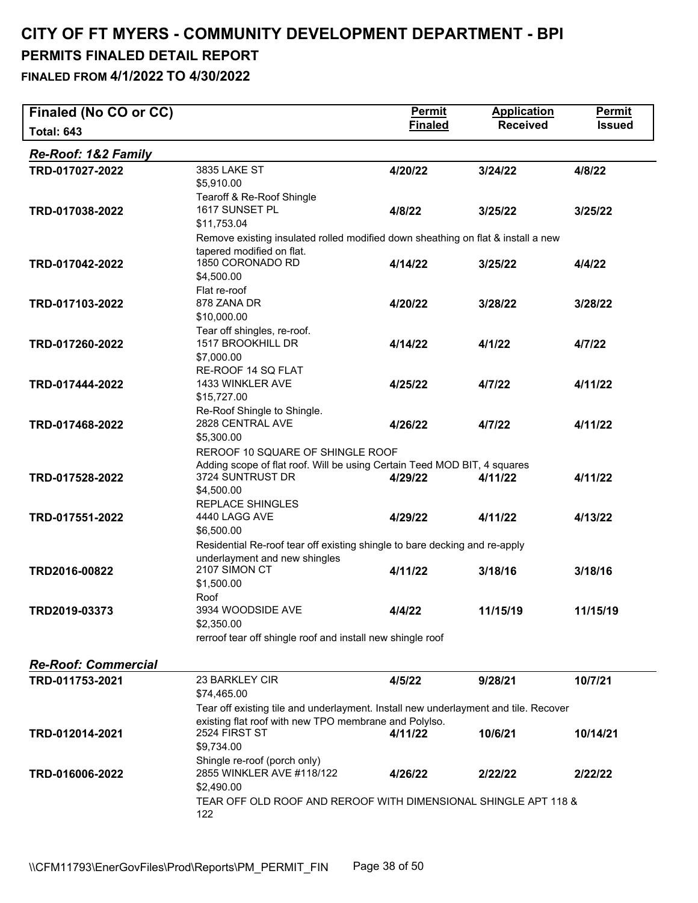# CITY OF FT MYERS - COMMUNITY DEVELOPMENT DEPARTMENT - BPI

## PERMITS FINALED DETAIL REPORT

### FINALED FROM 4/1/2022 TO 4/30/2022

| Finaled (No CO or CC) Total: 643 | | Permit Finaled | Application Received | Permit Issued |
|---|---|---|---|---|
| ***Re-Roof: 1&2 Family*** | | | | |
| TRD-017027-2022 | 3835 LAKE ST<br>$5,910.00<br>Tearoff & Re-Roof Shingle | 4/20/22 | 3/24/22 | 4/8/22 |
| TRD-017038-2022 | 1617 SUNSET PL<br>$11,753.04<br>Remove existing insulated rolled modified down sheathing on flat & install a new tapered modified on flat. | 4/8/22 | 3/25/22 | 3/25/22 |
| TRD-017042-2022 | 1850 CORONADO RD<br>$4,500.00<br>Flat re-roof | 4/14/22 | 3/25/22 | 4/4/22 |
| TRD-017103-2022 | 878 ZANA DR<br>$10,000.00<br>Tear off shingles, re-roof. | 4/20/22 | 3/28/22 | 3/28/22 |
| TRD-017260-2022 | 1517 BROOKHILL DR<br>$7,000.00<br>RE-ROOF 14 SQ FLAT | 4/14/22 | 4/1/22 | 4/7/22 |
| TRD-017444-2022 | 1433 WINKLER AVE<br>$15,727.00<br>Re-Roof Shingle to Shingle. | 4/25/22 | 4/7/22 | 4/11/22 |
| TRD-017468-2022 | 2828 CENTRAL AVE<br>$5,300.00<br>REROOF 10 SQUARE OF SHINGLE ROOF<br>Adding scope of flat roof. Will be using Certain Teed MOD BIT, 4 squares | 4/26/22 | 4/7/22 | 4/11/22 |
| TRD-017528-2022 | 3724 SUNTRUST DR<br>$4,500.00<br>REPLACE SHINGLES | 4/29/22 | 4/11/22 | 4/11/22 |
| TRD-017551-2022 | 4440 LAGG AVE<br>$6,500.00<br>Residential Re-roof tear off existing shingle to bare decking and re-apply underlayment and new shingles | 4/29/22 | 4/11/22 | 4/13/22 |
| TRD2016-00822 | 2107 SIMON CT<br>$1,500.00<br>Roof | 4/11/22 | 3/18/16 | 3/18/16 |
| TRD2019-03373 | 3934 WOODSIDE AVE<br>$2,350.00<br>rerroof tear off shingle roof and install new shingle roof | 4/4/22 | 11/15/19 | 11/15/19 |
| ***Re-Roof: Commercial*** | | | | |
| TRD-011753-2021 | 23 BARKLEY CIR<br>$74,465.00<br>Tear off existing tile and underlayment. Install new underlayment and tile. Recover existing flat roof with new TPO membrane and Polylso. | 4/5/22 | 9/28/21 | 10/7/21 |
| TRD-012014-2021 | 2524 FIRST ST<br>$9,734.00<br>Shingle re-roof (porch only) | 4/11/22 | 10/6/21 | 10/14/21 |
| TRD-016006-2022 | 2855 WINKLER AVE #118/122<br>$2,490.00<br>TEAR OFF OLD ROOF AND REROOF WITH DIMENSIONAL SHINGLE APT 118 & 122 | 4/26/22 | 2/22/22 | 2/22/22 |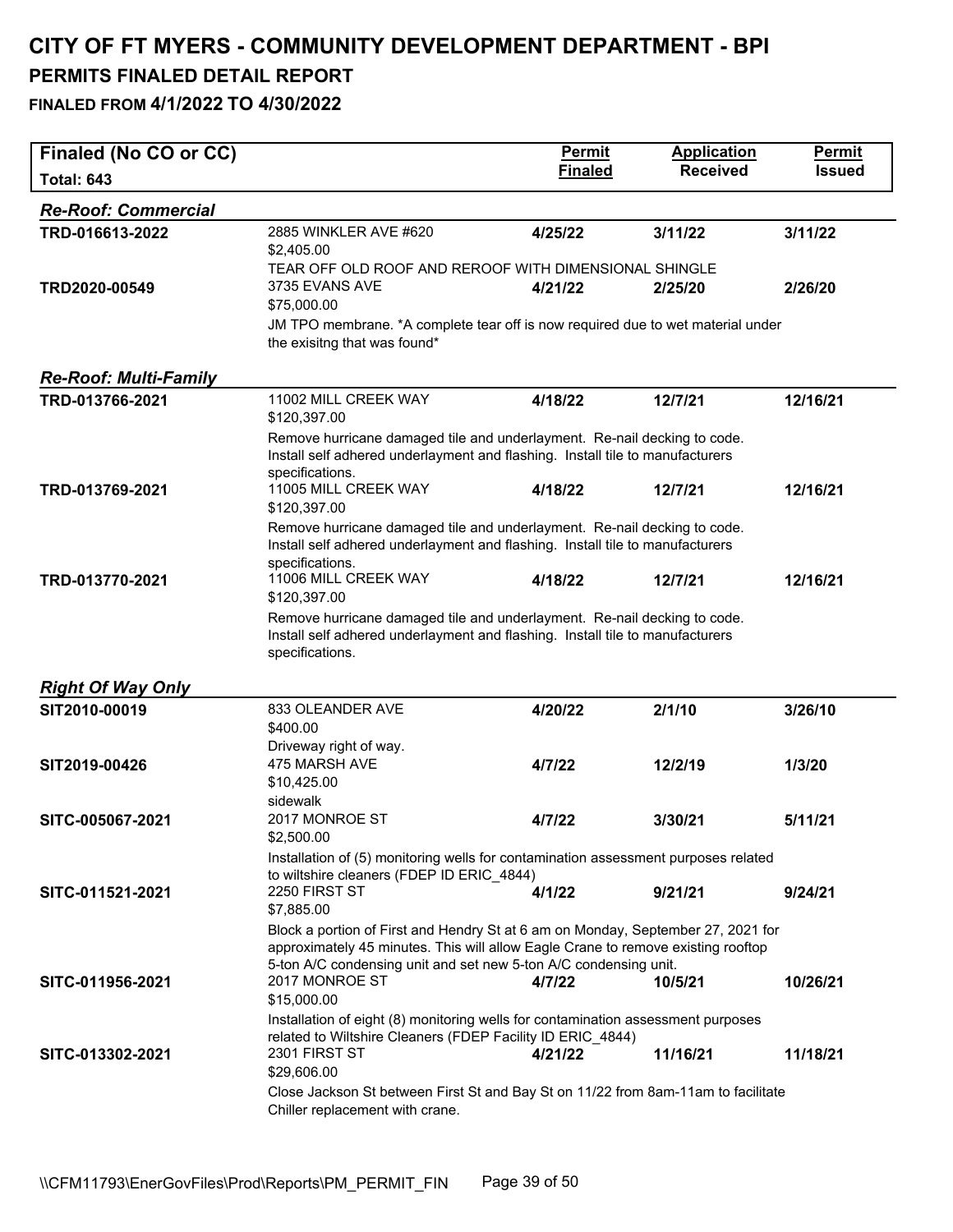# CITY OF FT MYERS - COMMUNITY DEVELOPMENT DEPARTMENT - BPI

## PERMITS FINALED DETAIL REPORT

### FINALED FROM 4/1/2022 TO 4/30/2022

| Finaled (No CO or CC) Total: 643 | | Permit Finaled | Application Received | Permit Issued |
|---|---|---|---|---|
| ***Re-Roof: Commercial*** | | | | |
| TRD-016613-2022 | 2885 WINKLER AVE #620<br>$2,405.00<br>TEAR OFF OLD ROOF AND REROOF WITH DIMENSIONAL SHINGLE | 4/25/22 | 3/11/22 | 3/11/22 |
| TRD2020-00549 | 3735 EVANS AVE<br>$75,000.00<br>JM TPO membrane. *A complete tear off is now required due to wet material under the exisitng that was found* | 4/21/22 | 2/25/20 | 2/26/20 |
| ***Re-Roof: Multi-Family*** | | | | |
| TRD-013766-2021 | 11002 MILL CREEK WAY<br>$120,397.00<br>Remove hurricane damaged tile and underlayment. Re-nail decking to code. Install self adhered underlayment and flashing. Install tile to manufacturers specifications. | 4/18/22 | 12/7/21 | 12/16/21 |
| TRD-013769-2021 | 11005 MILL CREEK WAY<br>$120,397.00<br>Remove hurricane damaged tile and underlayment. Re-nail decking to code. Install self adhered underlayment and flashing. Install tile to manufacturers specifications. | 4/18/22 | 12/7/21 | 12/16/21 |
| TRD-013770-2021 | 11006 MILL CREEK WAY<br>$120,397.00<br>Remove hurricane damaged tile and underlayment. Re-nail decking to code. Install self adhered underlayment and flashing. Install tile to manufacturers specifications. | 4/18/22 | 12/7/21 | 12/16/21 |
| ***Right Of Way Only*** | | | | |
| SIT2010-00019 | 833 OLEANDER AVE<br>$400.00<br>Driveway right of way. | 4/20/22 | 2/1/10 | 3/26/10 |
| SIT2019-00426 | 475 MARSH AVE<br>$10,425.00<br>sidewalk | 4/7/22 | 12/2/19 | 1/3/20 |
| SITC-005067-2021 | 2017 MONROE ST<br>$2,500.00<br>Installation of (5) monitoring wells for contamination assessment purposes related to wiltshire cleaners (FDEP ID ERIC_4844) | 4/7/22 | 3/30/21 | 5/11/21 |
| SITC-011521-2021 | 2250 FIRST ST<br>$7,885.00<br>Block a portion of First and Hendry St at 6 am on Monday, September 27, 2021 for approximately 45 minutes. This will allow Eagle Crane to remove existing rooftop 5-ton A/C condensing unit and set new 5-ton A/C condensing unit. | 4/1/22 | 9/21/21 | 9/24/21 |
| SITC-011956-2021 | 2017 MONROE ST<br>$15,000.00<br>Installation of eight (8) monitoring wells for contamination assessment purposes related to Wiltshire Cleaners (FDEP Facility ID ERIC_4844) | 4/7/22 | 10/5/21 | 10/26/21 |
| SITC-013302-2021 | 2301 FIRST ST<br>$29,606.00<br>Close Jackson St between First St and Bay St on 11/22 from 8am-11am to facilitate Chiller replacement with crane. | 4/21/22 | 11/16/21 | 11/18/21 |

\\CFM11793\EnerGovFiles\Prod\Reports\PM_PERMIT_FIN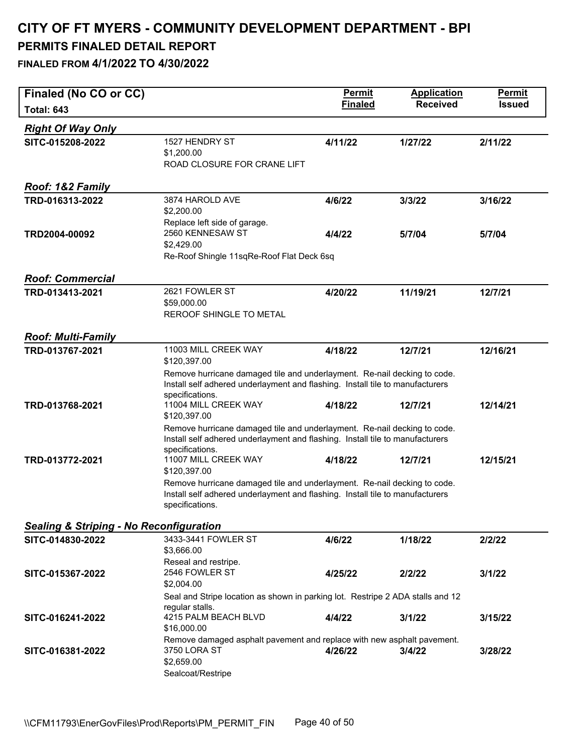# CITY OF FT MYERS - COMMUNITY DEVELOPMENT DEPARTMENT - BPI

## PERMITS FINALED DETAIL REPORT

### FINALED FROM 4/1/2022 TO 4/30/2022

| Finaled (No CO or CC) Total: 643 | | Permit Finaled | Application Received | Permit Issued |
|---|---|---|---|---|
| ***Right Of Way Only*** | | | | |
| SITC-015208-2022 | 1527 HENDRY ST<br>$1,200.00<br>ROAD CLOSURE FOR CRANE LIFT | 4/11/22 | 1/27/22 | 2/11/22 |
| ***Roof: 1&2 Family*** | | | | |
| TRD-016313-2022 | 3874 HAROLD AVE<br>$2,200.00<br>Replace left side of garage. | 4/6/22 | 3/3/22 | 3/16/22 |
| TRD2004-00092 | 2560 KENNESAW ST<br>$2,429.00<br>Re-Roof Shingle 11sqRe-Roof Flat Deck 6sq | 4/4/22 | 5/7/04 | 5/7/04 |
| ***Roof: Commercial*** | | | | |
| TRD-013413-2021 | 2621 FOWLER ST<br>$59,000.00<br>REROOF SHINGLE TO METAL | 4/20/22 | 11/19/21 | 12/7/21 |
| ***Roof: Multi-Family*** | | | | |
| TRD-013767-2021 | 11003 MILL CREEK WAY<br>$120,397.00<br>Remove hurricane damaged tile and underlayment. Re-nail decking to code. Install self adhered underlayment and flashing. Install tile to manufacturers specifications. | 4/18/22 | 12/7/21 | 12/16/21 |
| TRD-013768-2021 | 11004 MILL CREEK WAY<br>$120,397.00<br>Remove hurricane damaged tile and underlayment. Re-nail decking to code. Install self adhered underlayment and flashing. Install tile to manufacturers specifications. | 4/18/22 | 12/7/21 | 12/14/21 |
| TRD-013772-2021 | 11007 MILL CREEK WAY<br>$120,397.00<br>Remove hurricane damaged tile and underlayment. Re-nail decking to code. Install self adhered underlayment and flashing. Install tile to manufacturers specifications. | 4/18/22 | 12/7/21 | 12/15/21 |
| ***Sealing & Striping - No Reconfiguration*** | | | | |
| SITC-014830-2022 | 3433-3441 FOWLER ST<br>$3,666.00<br>Reseal and restripe. | 4/6/22 | 1/18/22 | 2/2/22 |
| SITC-015367-2022 | 2546 FOWLER ST<br>$2,004.00<br>Seal and Stripe location as shown in parking lot. Restripe 2 ADA stalls and 12 regular stalls. | 4/25/22 | 2/2/22 | 3/1/22 |
| SITC-016241-2022 | 4215 PALM BEACH BLVD<br>$16,000.00<br>Remove damaged asphalt pavement and replace with new asphalt pavement. | 4/4/22 | 3/1/22 | 3/15/22 |
| SITC-016381-2022 | 3750 LORA ST<br>$2,659.00<br>Sealcoat/Restripe | 4/26/22 | 3/4/22 | 3/28/22 |

\\CFM11793\EnerGovFiles\Prod\Reports\PM_PERMIT_FIN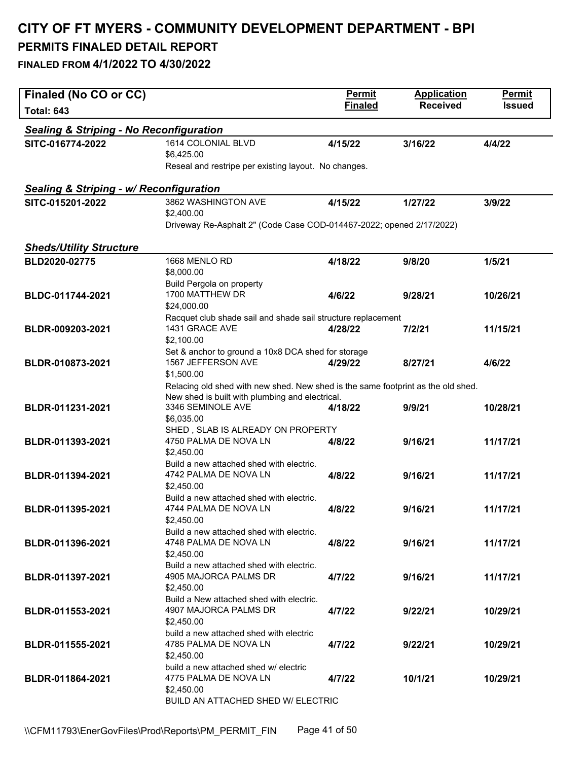# CITY OF FT MYERS - COMMUNITY DEVELOPMENT DEPARTMENT - BPI

## PERMITS FINALED DETAIL REPORT

### FINALED FROM 4/1/2022 TO 4/30/2022

| Finaled (No CO or CC) Total: 643 | | Permit Finaled | Application Received | Permit Issued |
|---|---|---|---|---|
| ***Sealing & Striping - No Reconfiguration*** | | | | |
| **SITC-016774-2022** | 1614 COLONIAL BLVD<br>$6,425.00<br>Reseal and restripe per existing layout. No changes. | **4/15/22** | **3/16/22** | **4/4/22** |
| ***Sealing & Striping - w/ Reconfiguration*** | | | | |
| **SITC-015201-2022** | 3862 WASHINGTON AVE<br>$2,400.00<br>Driveway Re-Asphalt 2" (Code Case COD-014467-2022; opened 2/17/2022) | **4/15/22** | **1/27/22** | **3/9/22** |
| ***Sheds/Utility Structure*** | | | | |
| **BLD2020-02775** | 1668 MENLO RD<br>$8,000.00<br>Build Pergola on property | **4/18/22** | **9/8/20** | **1/5/21** |
| **BLDC-011744-2021** | 1700 MATTHEW DR<br>$24,000.00<br>Racquet club shade sail and shade sail structure replacement | **4/6/22** | **9/28/21** | **10/26/21** |
| **BLDR-009203-2021** | 1431 GRACE AVE<br>$2,100.00<br>Set & anchor to ground a 10x8 DCA shed for storage | **4/28/22** | **7/2/21** | **11/15/21** |
| **BLDR-010873-2021** | 1567 JEFFERSON AVE<br>$1,500.00<br>Relacing old shed with new shed. New shed is the same footprint as the old shed. New shed is built with plumbing and electrical. | **4/29/22** | **8/27/21** | **4/6/22** |
| **BLDR-011231-2021** | 3346 SEMINOLE AVE<br>$6,035.00<br>SHED , SLAB IS ALREADY ON PROPERTY | **4/18/22** | **9/9/21** | **10/28/21** |
| **BLDR-011393-2021** | 4750 PALMA DE NOVA LN<br>$2,450.00<br>Build a new attached shed with electric. | **4/8/22** | **9/16/21** | **11/17/21** |
| **BLDR-011394-2021** | 4742 PALMA DE NOVA LN<br>$2,450.00<br>Build a new attached shed with electric. | **4/8/22** | **9/16/21** | **11/17/21** |
| **BLDR-011395-2021** | 4744 PALMA DE NOVA LN<br>$2,450.00<br>Build a new attached shed with electric. | **4/8/22** | **9/16/21** | **11/17/21** |
| **BLDR-011396-2021** | 4748 PALMA DE NOVA LN<br>$2,450.00<br>Build a new attached shed with electric. | **4/8/22** | **9/16/21** | **11/17/21** |
| **BLDR-011397-2021** | 4905 MAJORCA PALMS DR<br>$2,450.00<br>Build a New attached shed with electric. | **4/7/22** | **9/16/21** | **11/17/21** |
| **BLDR-011553-2021** | 4907 MAJORCA PALMS DR<br>$2,450.00<br>build a new attached shed with electric | **4/7/22** | **9/22/21** | **10/29/21** |
| **BLDR-011555-2021** | 4785 PALMA DE NOVA LN<br>$2,450.00<br>build a new attached shed w/ electric | **4/7/22** | **9/22/21** | **10/29/21** |
| **BLDR-011864-2021** | 4775 PALMA DE NOVA LN<br>$2,450.00<br>BUILD AN ATTACHED SHED W/ ELECTRIC | **4/7/22** | **10/1/21** | **10/29/21** |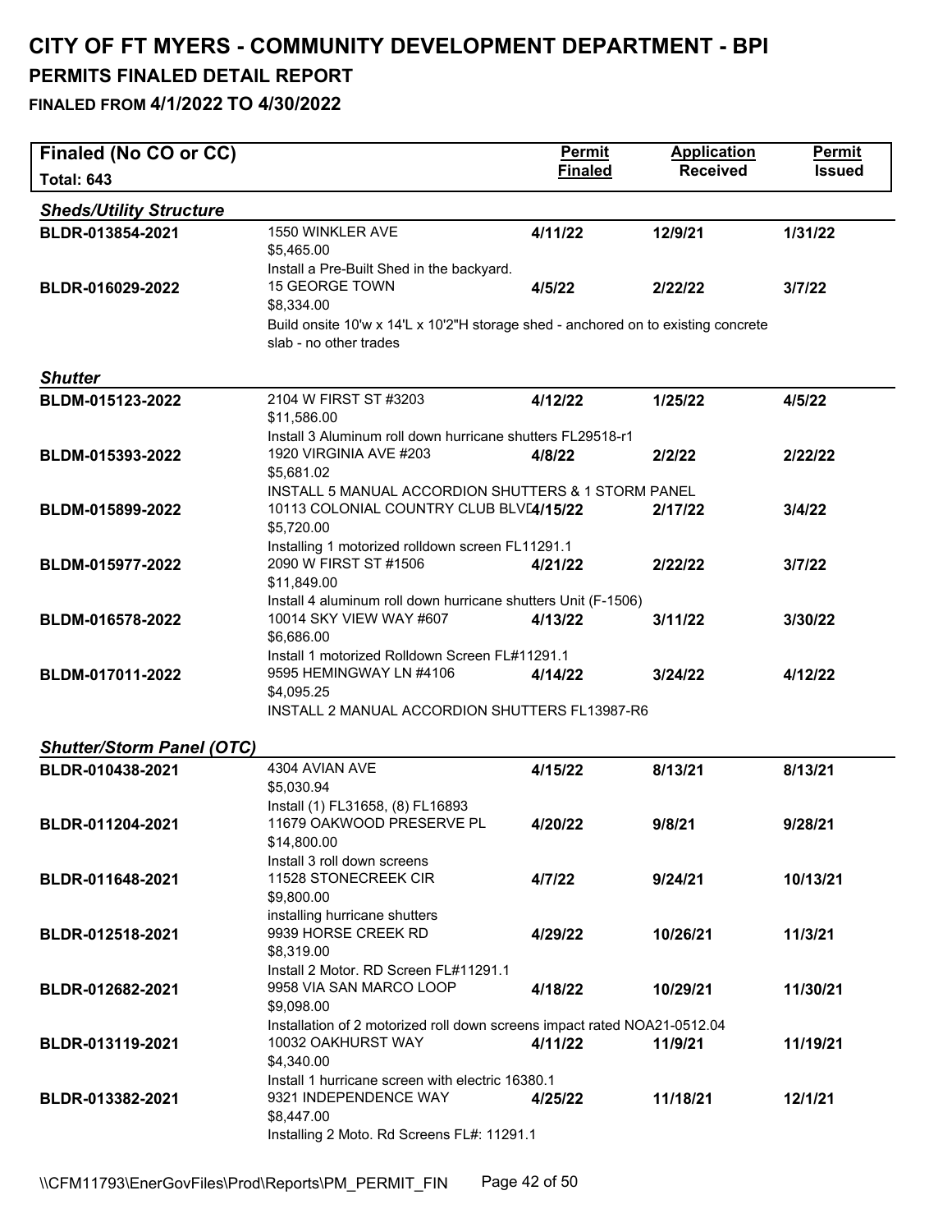# CITY OF FT MYERS - COMMUNITY DEVELOPMENT DEPARTMENT - BPI

## PERMITS FINALED DETAIL REPORT

### FINALED FROM 4/1/2022 TO 4/30/2022

| Finaled (No CO or CC) Total: 643 | | Permit Finaled | Application Received | Permit Issued |
|---|---|---|---|---|
| ***Sheds/Utility Structure*** | | | | |
| BLDR-013854-2021 | 1550 WINKLER AVE<br>$5,465.00<br>Install a Pre-Built Shed in the backyard. | 4/11/22 | 12/9/21 | 1/31/22 |
| BLDR-016029-2022 | 15 GEORGE TOWN<br>$8,334.00<br>Build onsite 10'w x 14'L x 10'2"H storage shed - anchored on to existing concrete slab - no other trades | 4/5/22 | 2/22/22 | 3/7/22 |
| ***Shutter*** | | | | |
| BLDM-015123-2022 | 2104 W FIRST ST #3203<br>$11,586.00<br>Install 3 Aluminum roll down hurricane shutters FL29518-r1 | 4/12/22 | 1/25/22 | 4/5/22 |
| BLDM-015393-2022 | 1920 VIRGINIA AVE #203<br>$5,681.02<br>INSTALL 5 MANUAL ACCORDION SHUTTERS & 1 STORM PANEL | 4/8/22 | 2/2/22 | 2/22/22 |
| BLDM-015899-2022 | 10113 COLONIAL COUNTRY CLUB BLVD<br>$5,720.00<br>Installing 1 motorized rolldown screen FL11291.1 | 4/15/22 | 2/17/22 | 3/4/22 |
| BLDM-015977-2022 | 2090 W FIRST ST #1506<br>$11,849.00<br>Install 4 aluminum roll down hurricane shutters Unit (F-1506) | 4/21/22 | 2/22/22 | 3/7/22 |
| BLDM-016578-2022 | 10014 SKY VIEW WAY #607<br>$6,686.00<br>Install 1 motorized Rolldown Screen FL#11291.1 | 4/13/22 | 3/11/22 | 3/30/22 |
| BLDM-017011-2022 | 9595 HEMINGWAY LN #4106<br>$4,095.25<br>INSTALL 2 MANUAL ACCORDION SHUTTERS FL13987-R6 | 4/14/22 | 3/24/22 | 4/12/22 |
| ***Shutter/Storm Panel (OTC)*** | | | | |
| BLDR-010438-2021 | 4304 AVIAN AVE<br>$5,030.94<br>Install (1) FL31658, (8) FL16893 | 4/15/22 | 8/13/21 | 8/13/21 |
| BLDR-011204-2021 | 11679 OAKWOOD PRESERVE PL<br>$14,800.00<br>Install 3 roll down screens | 4/20/22 | 9/8/21 | 9/28/21 |
| BLDR-011648-2021 | 11528 STONECREEK CIR<br>$9,800.00<br>installing hurricane shutters | 4/7/22 | 9/24/21 | 10/13/21 |
| BLDR-012518-2021 | 9939 HORSE CREEK RD<br>$8,319.00<br>Install 2 Motor. RD Screen FL#11291.1 | 4/29/22 | 10/26/21 | 11/3/21 |
| BLDR-012682-2021 | 9958 VIA SAN MARCO LOOP<br>$9,098.00<br>Installation of 2 motorized roll down screens impact rated NOA21-0512.04 | 4/18/22 | 10/29/21 | 11/30/21 |
| BLDR-013119-2021 | 10032 OAKHURST WAY<br>$4,340.00<br>Install 1 hurricane screen with electric 16380.1 | 4/11/22 | 11/9/21 | 11/19/21 |
| BLDR-013382-2021 | 9321 INDEPENDENCE WAY<br>$8,447.00<br>Installing 2 Moto. Rd Screens FL#: 11291.1 | 4/25/22 | 11/18/21 | 12/1/21 |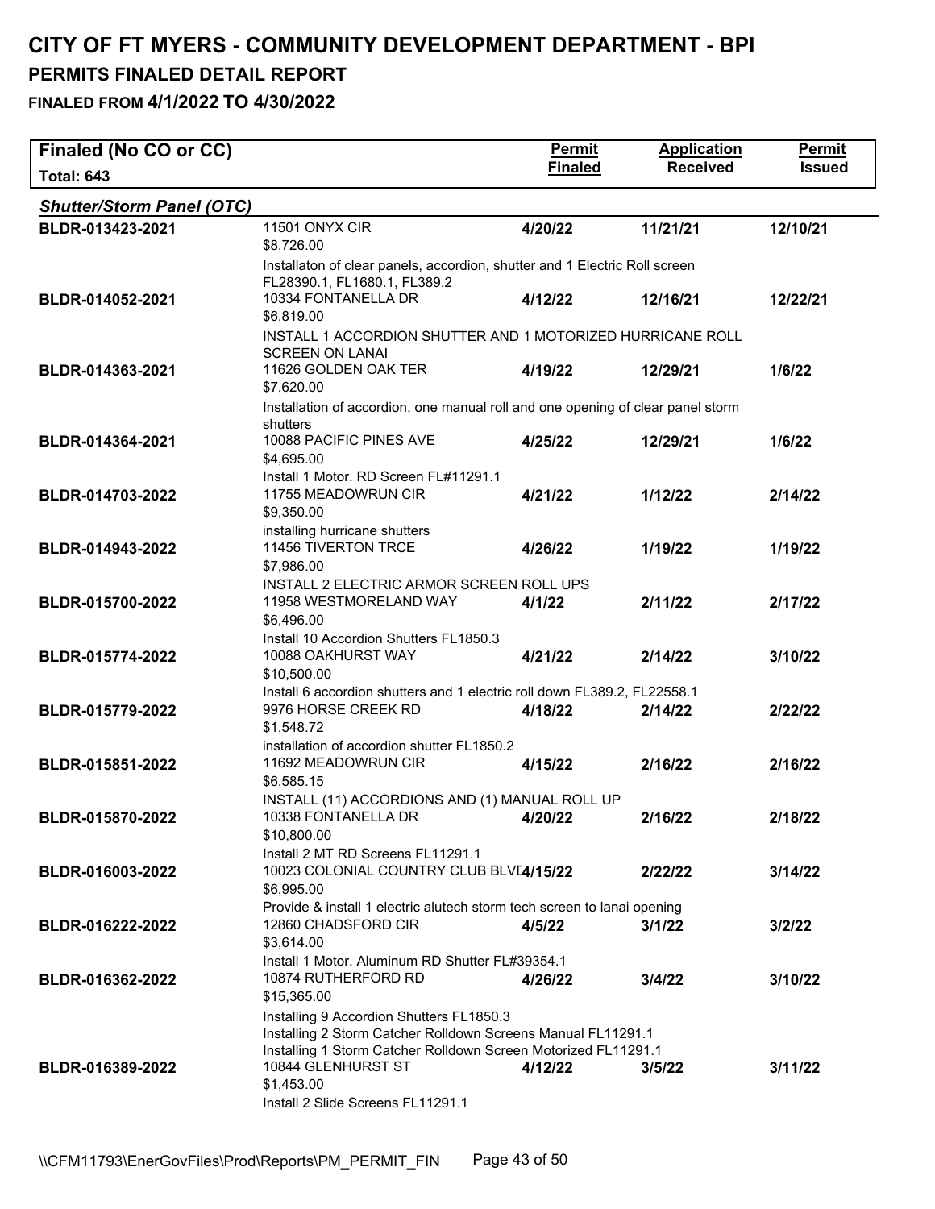# CITY OF FT MYERS - COMMUNITY DEVELOPMENT DEPARTMENT - BPI

## PERMITS FINALED DETAIL REPORT

### FINALED FROM 4/1/2022 TO 4/30/2022

| Finaled (No CO or CC) Total: 643 | | Permit Finaled | Application Received | Permit Issued |
|---|---|---|---|---|
| ***Shutter/Storm Panel (OTC)*** | | | | |
| **BLDR-013423-2021** | 11501 ONYX CIR<br>$8,726.00<br>Installaton of clear panels, accordion, shutter and 1 Electric Roll screen FL28390.1, FL1680.1, FL389.2 | **4/20/22** | **11/21/21** | **12/10/21** |
| **BLDR-014052-2021** | 10334 FONTANELLA DR<br>$6,819.00<br>INSTALL 1 ACCORDION SHUTTER AND 1 MOTORIZED HURRICANE ROLL SCREEN ON LANAI | **4/12/22** | **12/16/21** | **12/22/21** |
| **BLDR-014363-2021** | 11626 GOLDEN OAK TER<br>$7,620.00<br>Installation of accordion, one manual roll and one opening of clear panel storm shutters | **4/19/22** | **12/29/21** | **1/6/22** |
| **BLDR-014364-2021** | 10088 PACIFIC PINES AVE<br>$4,695.00<br>Install 1 Motor. RD Screen FL#11291.1 | **4/25/22** | **12/29/21** | **1/6/22** |
| **BLDR-014703-2022** | 11755 MEADOWRUN CIR<br>$9,350.00<br>installing hurricane shutters | **4/21/22** | **1/12/22** | **2/14/22** |
| **BLDR-014943-2022** | 11456 TIVERTON TRCE<br>$7,986.00<br>INSTALL 2 ELECTRIC ARMOR SCREEN ROLL UPS | **4/26/22** | **1/19/22** | **1/19/22** |
| **BLDR-015700-2022** | 11958 WESTMORELAND WAY<br>$6,496.00<br>Install 10 Accordion Shutters FL1850.3 | **4/1/22** | **2/11/22** | **2/17/22** |
| **BLDR-015774-2022** | 10088 OAKHURST WAY<br>$10,500.00<br>Install 6 accordion shutters and 1 electric roll down FL389.2, FL22558.1 | **4/21/22** | **2/14/22** | **3/10/22** |
| **BLDR-015779-2022** | 9976 HORSE CREEK RD<br>$1,548.72<br>installation of accordion shutter FL1850.2 | **4/18/22** | **2/14/22** | **2/22/22** |
| **BLDR-015851-2022** | 11692 MEADOWRUN CIR<br>$6,585.15<br>INSTALL (11) ACCORDIONS AND (1) MANUAL ROLL UP | **4/15/22** | **2/16/22** | **2/16/22** |
| **BLDR-015870-2022** | 10338 FONTANELLA DR<br>$10,800.00<br>Install 2 MT RD Screens FL11291.1 | **4/20/22** | **2/16/22** | **2/18/22** |
| **BLDR-016003-2022** | 10023 COLONIAL COUNTRY CLUB BLVD<br>$6,995.00<br>Provide & install 1 electric alutech storm tech screen to lanai opening | **4/15/22** | **2/22/22** | **3/14/22** |
| **BLDR-016222-2022** | 12860 CHADSFORD CIR<br>$3,614.00<br>Install 1 Motor. Aluminum RD Shutter FL#39354.1 | **4/5/22** | **3/1/22** | **3/2/22** |
| **BLDR-016362-2022** | 10874 RUTHERFORD RD<br>$15,365.00<br>Installing 9 Accordion Shutters FL1850.3<br>Installing 2 Storm Catcher Rolldown Screens Manual FL11291.1<br>Installing 1 Storm Catcher Rolldown Screen Motorized FL11291.1 | **4/26/22** | **3/4/22** | **3/10/22** |
| **BLDR-016389-2022** | 10844 GLENHURST ST<br>$1,453.00<br>Install 2 Slide Screens FL11291.1 | **4/12/22** | **3/5/22** | **3/11/22** |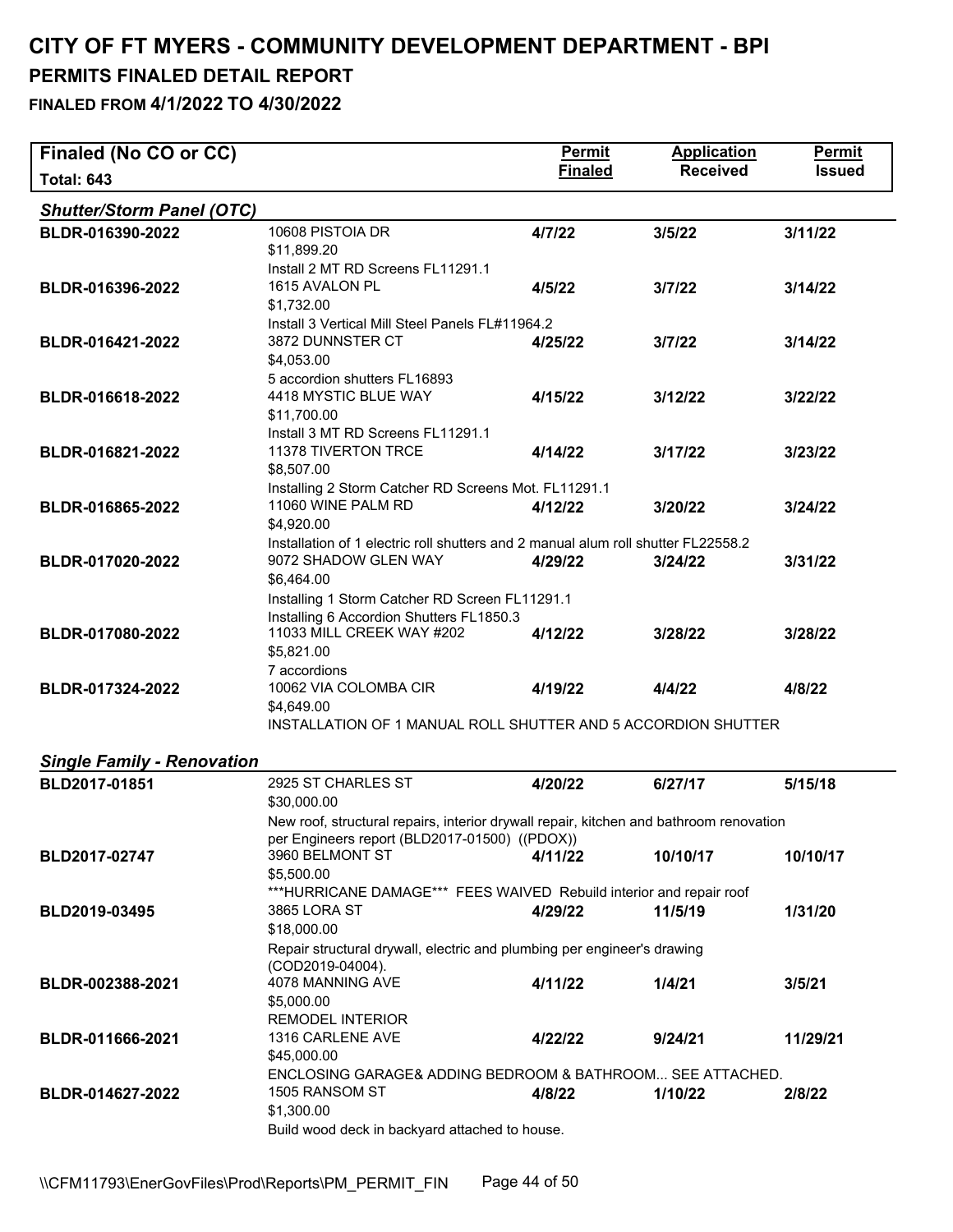# CITY OF FT MYERS - COMMUNITY DEVELOPMENT DEPARTMENT - BPI

## PERMITS FINALED DETAIL REPORT

### FINALED FROM 4/1/2022 TO 4/30/2022

| Finaled (No CO or CC) Total: 643 | | Permit Finaled | Application Received | Permit Issued |
|---|---|---|---|---|
| ***Shutter/Storm Panel (OTC)*** | | | | |
| BLDR-016390-2022 | 10608 PISTOIA DR<br>$11,899.20<br>Install 2 MT RD Screens FL11291.1 | 4/7/22 | 3/5/22 | 3/11/22 |
| BLDR-016396-2022 | 1615 AVALON PL<br>$1,732.00<br>Install 3 Vertical Mill Steel Panels FL#11964.2 | 4/5/22 | 3/7/22 | 3/14/22 |
| BLDR-016421-2022 | 3872 DUNNSTER CT<br>$4,053.00<br>5 accordion shutters FL16893 | 4/25/22 | 3/7/22 | 3/14/22 |
| BLDR-016618-2022 | 4418 MYSTIC BLUE WAY<br>$11,700.00<br>Install 3 MT RD Screens FL11291.1 | 4/15/22 | 3/12/22 | 3/22/22 |
| BLDR-016821-2022 | 11378 TIVERTON TRCE<br>$8,507.00<br>Installing 2 Storm Catcher RD Screens Mot. FL11291.1 | 4/14/22 | 3/17/22 | 3/23/22 |
| BLDR-016865-2022 | 11060 WINE PALM RD<br>$4,920.00<br>Installation of 1 electric roll shutters and 2 manual alum roll shutter FL22558.2 | 4/12/22 | 3/20/22 | 3/24/22 |
| BLDR-017020-2022 | 9072 SHADOW GLEN WAY<br>$6,464.00<br>Installing 1 Storm Catcher RD Screen FL11291.1<br>Installing 6 Accordion Shutters FL1850.3 | 4/29/22 | 3/24/22 | 3/31/22 |
| BLDR-017080-2022 | 11033 MILL CREEK WAY #202<br>$5,821.00<br>7 accordions | 4/12/22 | 3/28/22 | 3/28/22 |
| BLDR-017324-2022 | 10062 VIA COLOMBA CIR<br>$4,649.00<br>INSTALLATION OF 1 MANUAL ROLL SHUTTER AND 5 ACCORDION SHUTTER | 4/19/22 | 4/4/22 | 4/8/22 |
| ***Single Family - Renovation*** | | | | |
| BLD2017-01851 | 2925 ST CHARLES ST<br>$30,000.00<br>New roof, structural repairs, interior drywall repair, kitchen and bathroom renovation per Engineers report (BLD2017-01500) ((PDOX)) | 4/20/22 | 6/27/17 | 5/15/18 |
| BLD2017-02747 | 3960 BELMONT ST<br>$5,500.00<br>***HURRICANE DAMAGE*** FEES WAIVED Rebuild interior and repair roof | 4/11/22 | 10/10/17 | 10/10/17 |
| BLD2019-03495 | 3865 LORA ST<br>$18,000.00<br>Repair structural drywall, electric and plumbing per engineer's drawing (COD2019-04004). | 4/29/22 | 11/5/19 | 1/31/20 |
| BLDR-002388-2021 | 4078 MANNING AVE<br>$5,000.00<br>REMODEL INTERIOR | 4/11/22 | 1/4/21 | 3/5/21 |
| BLDR-011666-2021 | 1316 CARLENE AVE<br>$45,000.00<br>ENCLOSING GARAGE& ADDING BEDROOM & BATHROOM... SEE ATTACHED. | 4/22/22 | 9/24/21 | 11/29/21 |
| BLDR-014627-2022 | 1505 RANSOM ST<br>$1,300.00<br>Build wood deck in backyard attached to house. | 4/8/22 | 1/10/22 | 2/8/22 |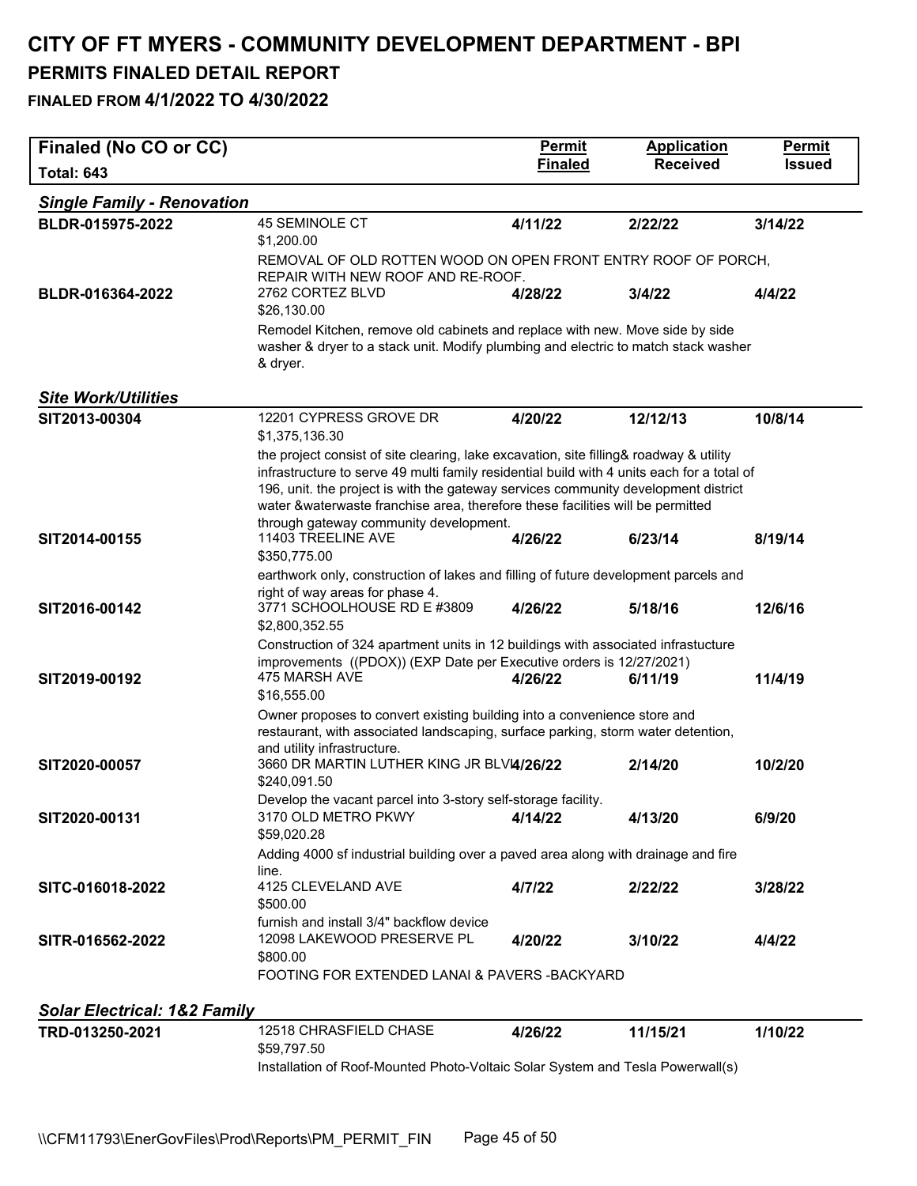# CITY OF FT MYERS - COMMUNITY DEVELOPMENT DEPARTMENT - BPI

## PERMITS FINALED DETAIL REPORT

### FINALED FROM 4/1/2022 TO 4/30/2022

| Finaled (No CO or CC) Total: 643 | | Permit Finaled | Application Received | Permit Issued |
|---|---|---|---|---|
| ***Single Family - Renovation*** | | | | |
| BLDR-015975-2022 | 45 SEMINOLE CT<br>$1,200.00<br>REMOVAL OF OLD ROTTEN WOOD ON OPEN FRONT ENTRY ROOF OF PORCH, REPAIR WITH NEW ROOF AND RE-ROOF. | 4/11/22 | 2/22/22 | 3/14/22 |
| BLDR-016364-2022 | 2762 CORTEZ BLVD<br>$26,130.00<br>Remodel Kitchen, remove old cabinets and replace with new. Move side by side washer & dryer to a stack unit. Modify plumbing and electric to match stack washer & dryer. | 4/28/22 | 3/4/22 | 4/4/22 |
| ***Site Work/Utilities*** | | | | |
| SIT2013-00304 | 12201 CYPRESS GROVE DR<br>$1,375,136.30<br>the project consist of site clearing, lake excavation, site filling& roadway & utility infrastructure to serve 49 multi family residential build with 4 units each for a total of 196, unit. the project is with the gateway services community development district water &waterwaste franchise area, therefore these facilities will be permitted through gateway community development. | 4/20/22 | 12/12/13 | 10/8/14 |
| SIT2014-00155 | 11403 TREELINE AVE<br>$350,775.00<br>earthwork only, construction of lakes and filling of future development parcels and right of way areas for phase 4. | 4/26/22 | 6/23/14 | 8/19/14 |
| SIT2016-00142 | 3771 SCHOOLHOUSE RD E #3809<br>$2,800,352.55<br>Construction of 324 apartment units in 12 buildings with associated infrastucture improvements ((PDOX)) (EXP Date per Executive orders is 12/27/2021) | 4/26/22 | 5/18/16 | 12/6/16 |
| SIT2019-00192 | 475 MARSH AVE<br>$16,555.00<br>Owner proposes to convert existing building into a convenience store and restaurant, with associated landscaping, surface parking, storm water detention, and utility infrastructure. | 4/26/22 | 6/11/19 | 11/4/19 |
| SIT2020-00057 | 3660 DR MARTIN LUTHER KING JR BLVD<br>$240,091.50<br>Develop the vacant parcel into 3-story self-storage facility. | 4/26/22 | 2/14/20 | 10/2/20 |
| SIT2020-00131 | 3170 OLD METRO PKWY<br>$59,020.28<br>Adding 4000 sf industrial building over a paved area along with drainage and fire line. | 4/14/22 | 4/13/20 | 6/9/20 |
| SITC-016018-2022 | 4125 CLEVELAND AVE<br>$500.00<br>furnish and install 3/4" backflow device | 4/7/22 | 2/22/22 | 3/28/22 |
| SITR-016562-2022 | 12098 LAKEWOOD PRESERVE PL<br>$800.00<br>FOOTING FOR EXTENDED LANAI & PAVERS -BACKYARD | 4/20/22 | 3/10/22 | 4/4/22 |
| ***Solar Electrical: 1&2 Family*** | | | | |
| TRD-013250-2021 | 12518 CHRASFIELD CHASE<br>$59,797.50<br>Installation of Roof-Mounted Photo-Voltaic Solar System and Tesla Powerwall(s) | 4/26/22 | 11/15/21 | 1/10/22 |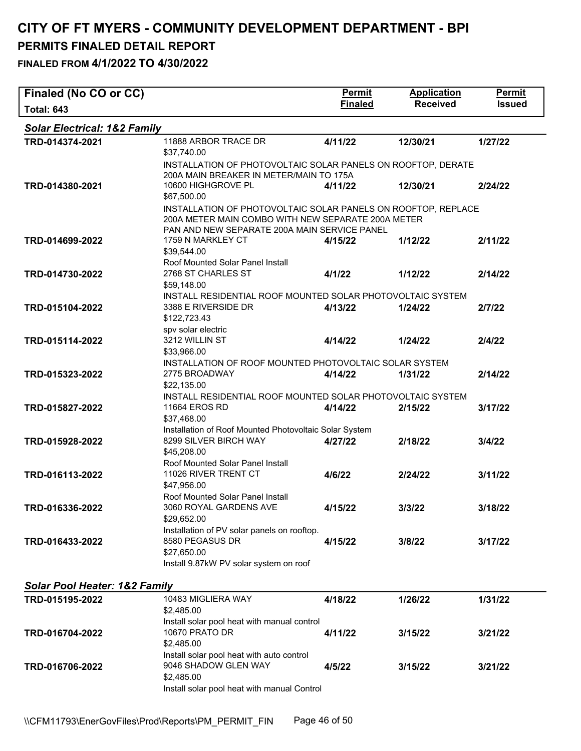# CITY OF FT MYERS - COMMUNITY DEVELOPMENT DEPARTMENT - BPI

## PERMITS FINALED DETAIL REPORT

### FINALED FROM 4/1/2022 TO 4/30/2022

| Finaled (No CO or CC) Total: 643 | | Permit Finaled | Application Received | Permit Issued |
|---|---|---|---|---|
| ***Solar Electrical: 1&2 Family*** | | | | |
| **TRD-014374-2021** | 11888 ARBOR TRACE DR<br>$37,740.00<br>INSTALLATION OF PHOTOVOLTAIC SOLAR PANELS ON ROOFTOP, DERATE 200A MAIN BREAKER IN METER/MAIN TO 175A | **4/11/22** | **12/30/21** | **1/27/22** |
| **TRD-014380-2021** | 10600 HIGHGROVE PL<br>$67,500.00<br>INSTALLATION OF PHOTOVOLTAIC SOLAR PANELS ON ROOFTOP, REPLACE 200A METER MAIN COMBO WITH NEW SEPARATE 200A METER PAN AND NEW SEPARATE 200A MAIN SERVICE PANEL | **4/11/22** | **12/30/21** | **2/24/22** |
| **TRD-014699-2022** | 1759 N MARKLEY CT<br>$39,544.00<br>Roof Mounted Solar Panel Install | **4/15/22** | **1/12/22** | **2/11/22** |
| **TRD-014730-2022** | 2768 ST CHARLES ST<br>$59,148.00<br>INSTALL RESIDENTIAL ROOF MOUNTED SOLAR PHOTOVOLTAIC SYSTEM | **4/1/22** | **1/12/22** | **2/14/22** |
| **TRD-015104-2022** | 3388 E RIVERSIDE DR<br>$122,723.43<br>spv solar electric | **4/13/22** | **1/24/22** | **2/7/22** |
| **TRD-015114-2022** | 3212 WILLIN ST<br>$33,966.00<br>INSTALLATION OF ROOF MOUNTED PHOTOVOLTAIC SOLAR SYSTEM | **4/14/22** | **1/24/22** | **2/4/22** |
| **TRD-015323-2022** | 2775 BROADWAY<br>$22,135.00<br>INSTALL RESIDENTIAL ROOF MOUNTED SOLAR PHOTOVOLTAIC SYSTEM | **4/14/22** | **1/31/22** | **2/14/22** |
| **TRD-015827-2022** | 11664 EROS RD<br>$37,468.00<br>Installation of Roof Mounted Photovoltaic Solar System | **4/14/22** | **2/15/22** | **3/17/22** |
| **TRD-015928-2022** | 8299 SILVER BIRCH WAY<br>$45,208.00<br>Roof Mounted Solar Panel Install | **4/27/22** | **2/18/22** | **3/4/22** |
| **TRD-016113-2022** | 11026 RIVER TRENT CT<br>$47,956.00<br>Roof Mounted Solar Panel Install | **4/6/22** | **2/24/22** | **3/11/22** |
| **TRD-016336-2022** | 3060 ROYAL GARDENS AVE<br>$29,652.00<br>Installation of PV solar panels on rooftop. | **4/15/22** | **3/3/22** | **3/18/22** |
| **TRD-016433-2022** | 8580 PEGASUS DR<br>$27,650.00<br>Install 9.87kW PV solar system on roof | **4/15/22** | **3/8/22** | **3/17/22** |
| ***Solar Pool Heater: 1&2 Family*** | | | | |
| **TRD-015195-2022** | 10483 MIGLIERA WAY<br>$2,485.00<br>Install solar pool heat with manual control | **4/18/22** | **1/26/22** | **1/31/22** |
| **TRD-016704-2022** | 10670 PRATO DR<br>$2,485.00<br>Install solar pool heat with auto control | **4/11/22** | **3/15/22** | **3/21/22** |
| **TRD-016706-2022** | 9046 SHADOW GLEN WAY<br>$2,485.00<br>Install solar pool heat with manual Control | **4/5/22** | **3/15/22** | **3/21/22** |

\\CFM11793\EnerGovFiles\Prod\Reports\PM_PERMIT_FIN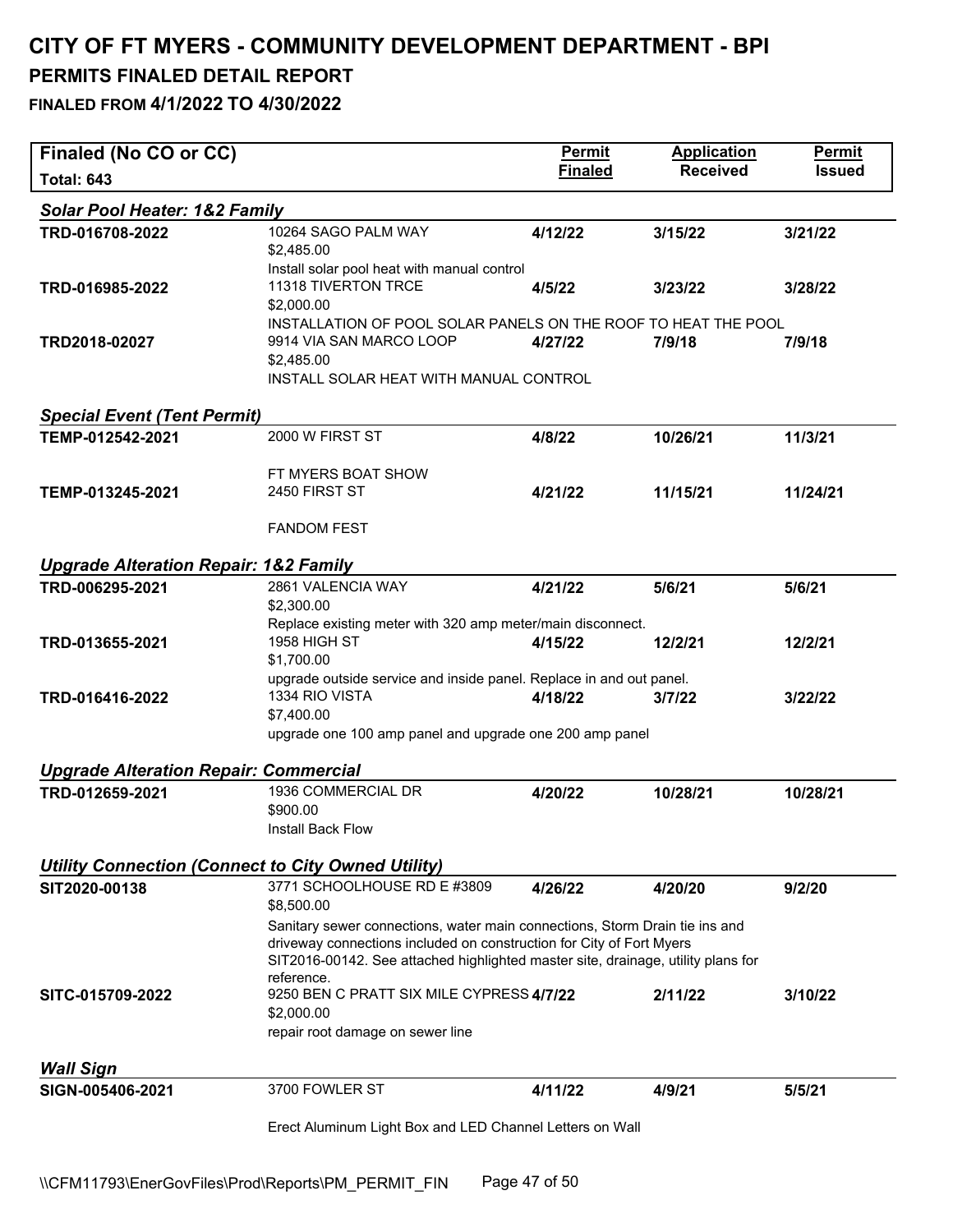# CITY OF FT MYERS - COMMUNITY DEVELOPMENT DEPARTMENT - BPI

## PERMITS FINALED DETAIL REPORT

### FINALED FROM 4/1/2022 TO 4/30/2022

| Finaled (No CO or CC) Total: 643 | | Permit Finaled | Application Received | Permit Issued |
|---|---|---|---|---|
| ***Solar Pool Heater: 1&2 Family*** | | | | |
| TRD-016708-2022 | 10264 SAGO PALM WAY<br>$2,485.00<br>Install solar pool heat with manual control | 4/12/22 | 3/15/22 | 3/21/22 |
| TRD-016985-2022 | 11318 TIVERTON TRCE<br>$2,000.00<br>INSTALLATION OF POOL SOLAR PANELS ON THE ROOF TO HEAT THE POOL | 4/5/22 | 3/23/22 | 3/28/22 |
| TRD2018-02027 | 9914 VIA SAN MARCO LOOP<br>$2,485.00<br>INSTALL SOLAR HEAT WITH MANUAL CONTROL | 4/27/22 | 7/9/18 | 7/9/18 |
| ***Special Event (Tent Permit)*** | | | | |
| TEMP-012542-2021 | 2000 W FIRST ST<br><br>FT MYERS BOAT SHOW | 4/8/22 | 10/26/21 | 11/3/21 |
| TEMP-013245-2021 | 2450 FIRST ST<br><br>FANDOM FEST | 4/21/22 | 11/15/21 | 11/24/21 |
| ***Upgrade Alteration Repair: 1&2 Family*** | | | | |
| TRD-006295-2021 | 2861 VALENCIA WAY<br>$2,300.00<br>Replace existing meter with 320 amp meter/main disconnect. | 4/21/22 | 5/6/21 | 5/6/21 |
| TRD-013655-2021 | 1958 HIGH ST<br>$1,700.00<br>upgrade outside service and inside panel. Replace in and out panel. | 4/15/22 | 12/2/21 | 12/2/21 |
| TRD-016416-2022 | 1334 RIO VISTA<br>$7,400.00<br>upgrade one 100 amp panel and upgrade one 200 amp panel | 4/18/22 | 3/7/22 | 3/22/22 |
| ***Upgrade Alteration Repair: Commercial*** | | | | |
| TRD-012659-2021 | 1936 COMMERCIAL DR<br>$900.00<br>Install Back Flow | 4/20/22 | 10/28/21 | 10/28/21 |
| ***Utility Connection (Connect to City Owned Utility)*** | | | | |
| SIT2020-00138 | 3771 SCHOOLHOUSE RD E #3809<br>$8,500.00<br>Sanitary sewer connections, water main connections, Storm Drain tie ins and driveway connections included on construction for City of Fort Myers SIT2016-00142. See attached highlighted master site, drainage, utility plans for reference. | 4/26/22 | 4/20/20 | 9/2/20 |
| SITC-015709-2022 | 9250 BEN C PRATT SIX MILE CYPRESS<br>$2,000.00<br>repair root damage on sewer line | 4/7/22 | 2/11/22 | 3/10/22 |
| ***Wall Sign*** | | | | |
| SIGN-005406-2021 | 3700 FOWLER ST<br><br>Erect Aluminum Light Box and LED Channel Letters on Wall | 4/11/22 | 4/9/21 | 5/5/21 |

\\CFM11793\EnerGovFiles\Prod\Reports\PM_PERMIT_FIN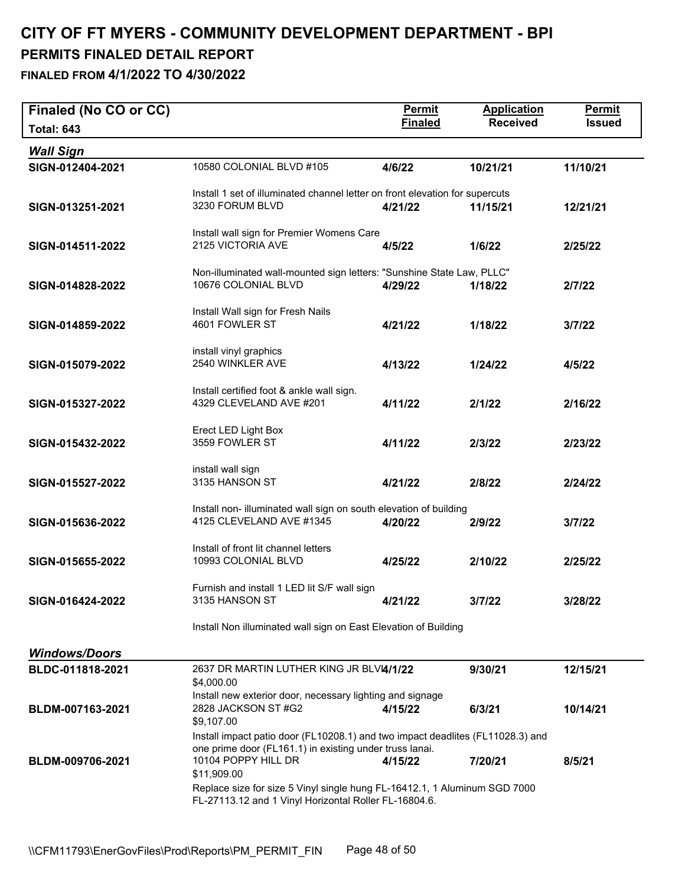# CITY OF FT MYERS - COMMUNITY DEVELOPMENT DEPARTMENT - BPI

## PERMITS FINALED DETAIL REPORT

### FINALED FROM 4/1/2022 TO 4/30/2022

| Finaled (No CO or CC) Total: 643 | | Permit Finaled | Application Received | Permit Issued |
|---|---|---|---|---|
| ***Wall Sign*** | | | | |
| **SIGN-012404-2021** | 10580 COLONIAL BLVD #105 | **4/6/22** | **10/21/21** | **11/10/21** |
| | Install 1 set of illuminated channel letter on front elevation for supercuts | | | |
| **SIGN-013251-2021** | 3230 FORUM BLVD | **4/21/22** | **11/15/21** | **12/21/21** |
| | Install wall sign for Premier Womens Care | | | |
| **SIGN-014511-2022** | 2125 VICTORIA AVE | **4/5/22** | **1/6/22** | **2/25/22** |
| | Non-illuminated wall-mounted sign letters: "Sunshine State Law, PLLC" | | | |
| **SIGN-014828-2022** | 10676 COLONIAL BLVD | **4/29/22** | **1/18/22** | **2/7/22** |
| | Install Wall sign for Fresh Nails | | | |
| **SIGN-014859-2022** | 4601 FOWLER ST | **4/21/22** | **1/18/22** | **3/7/22** |
| | install vinyl graphics | | | |
| **SIGN-015079-2022** | 2540 WINKLER AVE | **4/13/22** | **1/24/22** | **4/5/22** |
| | Install certified foot & ankle wall sign. | | | |
| **SIGN-015327-2022** | 4329 CLEVELAND AVE #201 | **4/11/22** | **2/1/22** | **2/16/22** |
| | Erect LED Light Box | | | |
| **SIGN-015432-2022** | 3559 FOWLER ST | **4/11/22** | **2/3/22** | **2/23/22** |
| | install wall sign | | | |
| **SIGN-015527-2022** | 3135 HANSON ST | **4/21/22** | **2/8/22** | **2/24/22** |
| | Install non- illuminated wall sign on south elevation of building | | | |
| **SIGN-015636-2022** | 4125 CLEVELAND AVE #1345 | **4/20/22** | **2/9/22** | **3/7/22** |
| | Install of front lit channel letters | | | |
| **SIGN-015655-2022** | 10993 COLONIAL BLVD | **4/25/22** | **2/10/22** | **2/25/22** |
| | Furnish and install 1 LED lit S/F wall sign | | | |
| **SIGN-016424-2022** | 3135 HANSON ST | **4/21/22** | **3/7/22** | **3/28/22** |
| | Install Non illuminated wall sign on East Elevation of Building | | | |
| ***Windows/Doors*** | | | | |
| **BLDC-011818-2021** | 2637 DR MARTIN LUTHER KING JR BLVD<br>$4,000.00 | **4/1/22** | **9/30/21** | **12/15/21** |
| | Install new exterior door, necessary lighting and signage | | | |
| **BLDM-007163-2021** | 2828 JACKSON ST #G2<br>$9,107.00 | **4/15/22** | **6/3/21** | **10/14/21** |
| | Install impact patio door (FL10208.1) and two impact deadlites (FL11028.3) and one prime door (FL161.1) in existing under truss lanai. | | | |
| **BLDM-009706-2021** | 10104 POPPY HILL DR<br>$11,909.00 | **4/15/22** | **7/20/21** | **8/5/21** |
| | Replace size for size 5 Vinyl single hung FL-16412.1, 1 Aluminum SGD 7000 FL-27113.12 and 1 Vinyl Horizontal Roller FL-16804.6. | | | |

\\CFM11793\EnerGovFiles\Prod\Reports\PM_PERMIT_FIN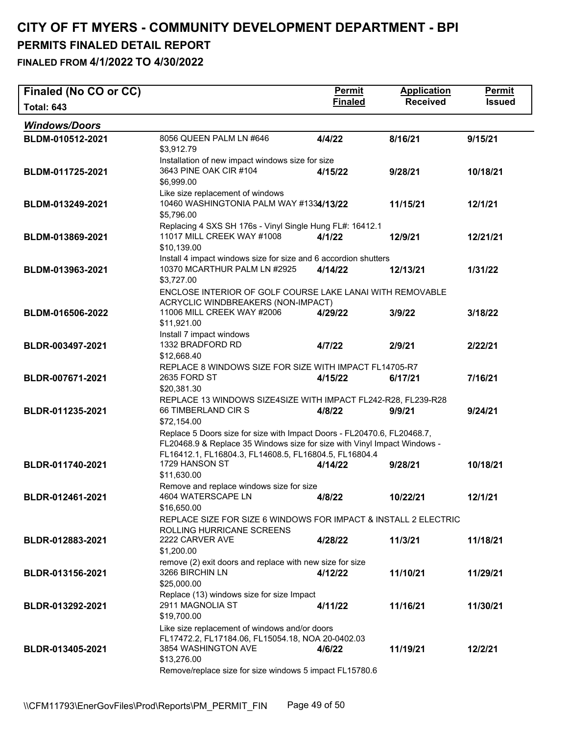# CITY OF FT MYERS - COMMUNITY DEVELOPMENT DEPARTMENT - BPI

## PERMITS FINALED DETAIL REPORT

### FINALED FROM 4/1/2022 TO 4/30/2022

| Finaled (No CO or CC) Total: 643 | | Permit Finaled | Application Received | Permit Issued |
|---|---|---|---|---|
| ***Windows/Doors*** | | | | |
| **BLDM-010512-2021** | 8056 QUEEN PALM LN #646<br>$3,912.79<br>Installation of new impact windows size for size | **4/4/22** | **8/16/21** | **9/15/21** |
| **BLDM-011725-2021** | 3643 PINE OAK CIR #104<br>$6,999.00<br>Like size replacement of windows | **4/15/22** | **9/28/21** | **10/18/21** |
| **BLDM-013249-2021** | 10460 WASHINGTONIA PALM WAY #133<br>$5,796.00<br>Replacing 4 SXS SH 176s - Vinyl Single Hung FL#: 16412.1 | **4/13/22** | **11/15/21** | **12/1/21** |
| **BLDM-013869-2021** | 11017 MILL CREEK WAY #1008<br>$10,139.00<br>Install 4 impact windows size for size and 6 accordion shutters | **4/1/22** | **12/9/21** | **12/21/21** |
| **BLDM-013963-2021** | 10370 MCARTHUR PALM LN #2925<br>$3,727.00<br>ENCLOSE INTERIOR OF GOLF COURSE LAKE LANAI WITH REMOVABLE ACRYCLIC WINDBREAKERS (NON-IMPACT) | **4/14/22** | **12/13/21** | **1/31/22** |
| **BLDM-016506-2022** | 11006 MILL CREEK WAY #2006<br>$11,921.00<br>Install 7 impact windows | **4/29/22** | **3/9/22** | **3/18/22** |
| **BLDR-003497-2021** | 1332 BRADFORD RD<br>$12,668.40<br>REPLACE 8 WINDOWS SIZE FOR SIZE WITH IMPACT FL14705-R7 | **4/7/22** | **2/9/21** | **2/22/21** |
| **BLDR-007671-2021** | 2635 FORD ST<br>$20,381.30<br>REPLACE 13 WINDOWS SIZE4SIZE WITH IMPACT FL242-R28, FL239-R28 | **4/15/22** | **6/17/21** | **7/16/21** |
| **BLDR-011235-2021** | 66 TIMBERLAND CIR S<br>$72,154.00<br>Replace 5 Doors size for size with Impact Doors - FL20470.6, FL20468.7, FL20468.9 & Replace 35 Windows size for size with Vinyl Impact Windows - FL16412.1, FL16804.3, FL14608.5, FL16804.5, FL16804.4 | **4/8/22** | **9/9/21** | **9/24/21** |
| **BLDR-011740-2021** | 1729 HANSON ST<br>$11,630.00<br>Remove and replace windows size for size | **4/14/22** | **9/28/21** | **10/18/21** |
| **BLDR-012461-2021** | 4604 WATERSCAPE LN<br>$16,650.00<br>REPLACE SIZE FOR SIZE 6 WINDOWS FOR IMPACT & INSTALL 2 ELECTRIC ROLLING HURRICANE SCREENS | **4/8/22** | **10/22/21** | **12/1/21** |
| **BLDR-012883-2021** | 2222 CARVER AVE<br>$1,200.00<br>remove (2) exit doors and replace with new size for size | **4/28/22** | **11/3/21** | **11/18/21** |
| **BLDR-013156-2021** | 3266 BIRCHIN LN<br>$25,000.00<br>Replace (13) windows size for size Impact | **4/12/22** | **11/10/21** | **11/29/21** |
| **BLDR-013292-2021** | 2911 MAGNOLIA ST<br>$19,700.00<br>Like size replacement of windows and/or doors FL17472.2, FL17184.06, FL15054.18, NOA 20-0402.03 | **4/11/22** | **11/16/21** | **11/30/21** |
| **BLDR-013405-2021** | 3854 WASHINGTON AVE<br>$13,276.00<br>Remove/replace size for size windows 5 impact FL15780.6 | **4/6/22** | **11/19/21** | **12/2/21** |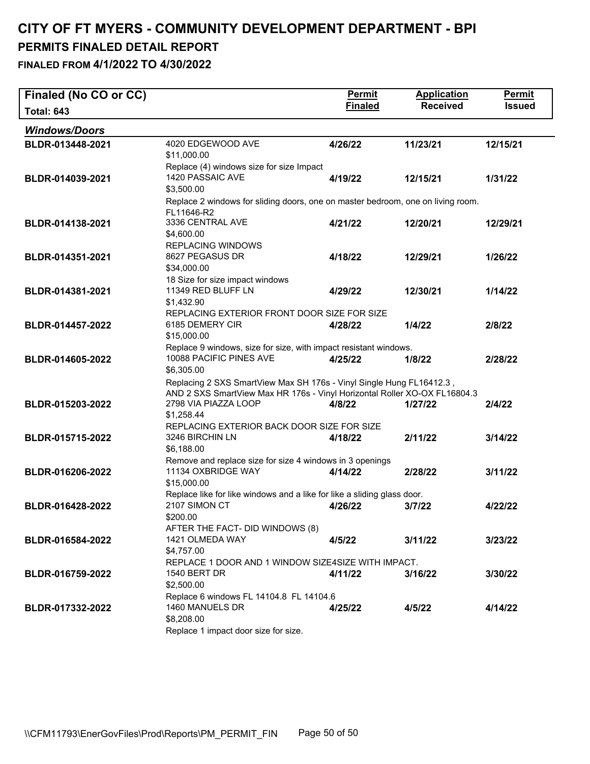# CITY OF FT MYERS - COMMUNITY DEVELOPMENT DEPARTMENT - BPI

## PERMITS FINALED DETAIL REPORT

### FINALED FROM 4/1/2022 TO 4/30/2022

| Finaled (No CO or CC) Total: 643 | | Permit Finaled | Application Received | Permit Issued |
|---|---|---|---|---|
| ***Windows/Doors*** | | | | |
| BLDR-013448-2021 | 4020 EDGEWOOD AVE<br>$11,000.00<br>Replace (4) windows size for size Impact | 4/26/22 | 11/23/21 | 12/15/21 |
| BLDR-014039-2021 | 1420 PASSAIC AVE<br>$3,500.00<br>Replace 2 windows for sliding doors, one on master bedroom, one on living room. FL11646-R2 | 4/19/22 | 12/15/21 | 1/31/22 |
| BLDR-014138-2021 | 3336 CENTRAL AVE<br>$4,600.00<br>REPLACING WINDOWS | 4/21/22 | 12/20/21 | 12/29/21 |
| BLDR-014351-2021 | 8627 PEGASUS DR<br>$34,000.00<br>18 Size for size impact windows | 4/18/22 | 12/29/21 | 1/26/22 |
| BLDR-014381-2021 | 11349 RED BLUFF LN<br>$1,432.90<br>REPLACING EXTERIOR FRONT DOOR SIZE FOR SIZE | 4/29/22 | 12/30/21 | 1/14/22 |
| BLDR-014457-2022 | 6185 DEMERY CIR<br>$15,000.00<br>Replace 9 windows, size for size, with impact resistant windows. | 4/28/22 | 1/4/22 | 2/8/22 |
| BLDR-014605-2022 | 10088 PACIFIC PINES AVE<br>$6,305.00<br>Replacing 2 SXS SmartView Max SH 176s - Vinyl Single Hung FL16412.3 , AND 2 SXS SmartView Max HR 176s - Vinyl Horizontal Roller XO-OX FL16804.3 | 4/25/22 | 1/8/22 | 2/28/22 |
| BLDR-015203-2022 | 2798 VIA PIAZZA LOOP<br>$1,258.44<br>REPLACING EXTERIOR BACK DOOR SIZE FOR SIZE | 4/8/22 | 1/27/22 | 2/4/22 |
| BLDR-015715-2022 | 3246 BIRCHIN LN<br>$6,188.00<br>Remove and replace size for size 4 windows in 3 openings | 4/18/22 | 2/11/22 | 3/14/22 |
| BLDR-016206-2022 | 11134 OXBRIDGE WAY<br>$15,000.00<br>Replace like for like windows and a like for like a sliding glass door. | 4/14/22 | 2/28/22 | 3/11/22 |
| BLDR-016428-2022 | 2107 SIMON CT<br>$200.00<br>AFTER THE FACT- DID WINDOWS (8) | 4/26/22 | 3/7/22 | 4/22/22 |
| BLDR-016584-2022 | 1421 OLMEDA WAY<br>$4,757.00<br>REPLACE 1 DOOR AND 1 WINDOW SIZE4SIZE WITH IMPACT. | 4/5/22 | 3/11/22 | 3/23/22 |
| BLDR-016759-2022 | 1540 BERT DR<br>$2,500.00<br>Replace 6 windows FL 14104.8 FL 14104.6 | 4/11/22 | 3/16/22 | 3/30/22 |
| BLDR-017332-2022 | 1460 MANUELS DR<br>$8,208.00<br>Replace 1 impact door size for size. | 4/25/22 | 4/5/22 | 4/14/22 |

\\CFM11793\EnerGovFiles\Prod\Reports\PM_PERMIT_FIN